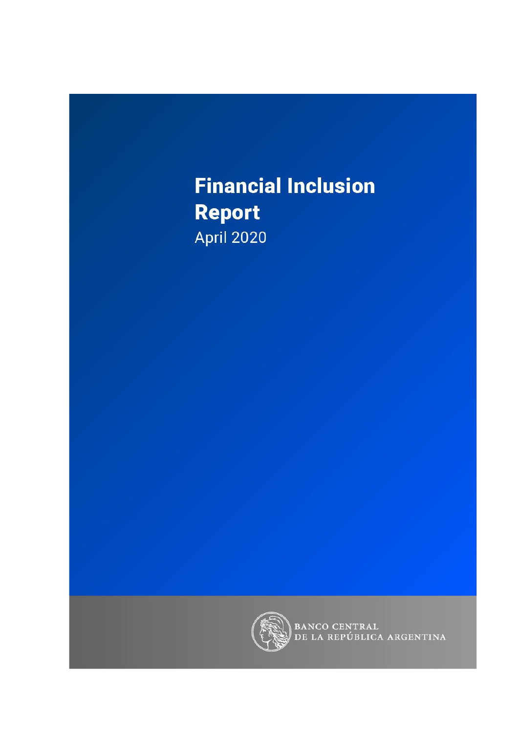# Financial Inclusion Report

April 2020

BANCO CENTRAL
DE LA REPÚBLICA ARGENTINA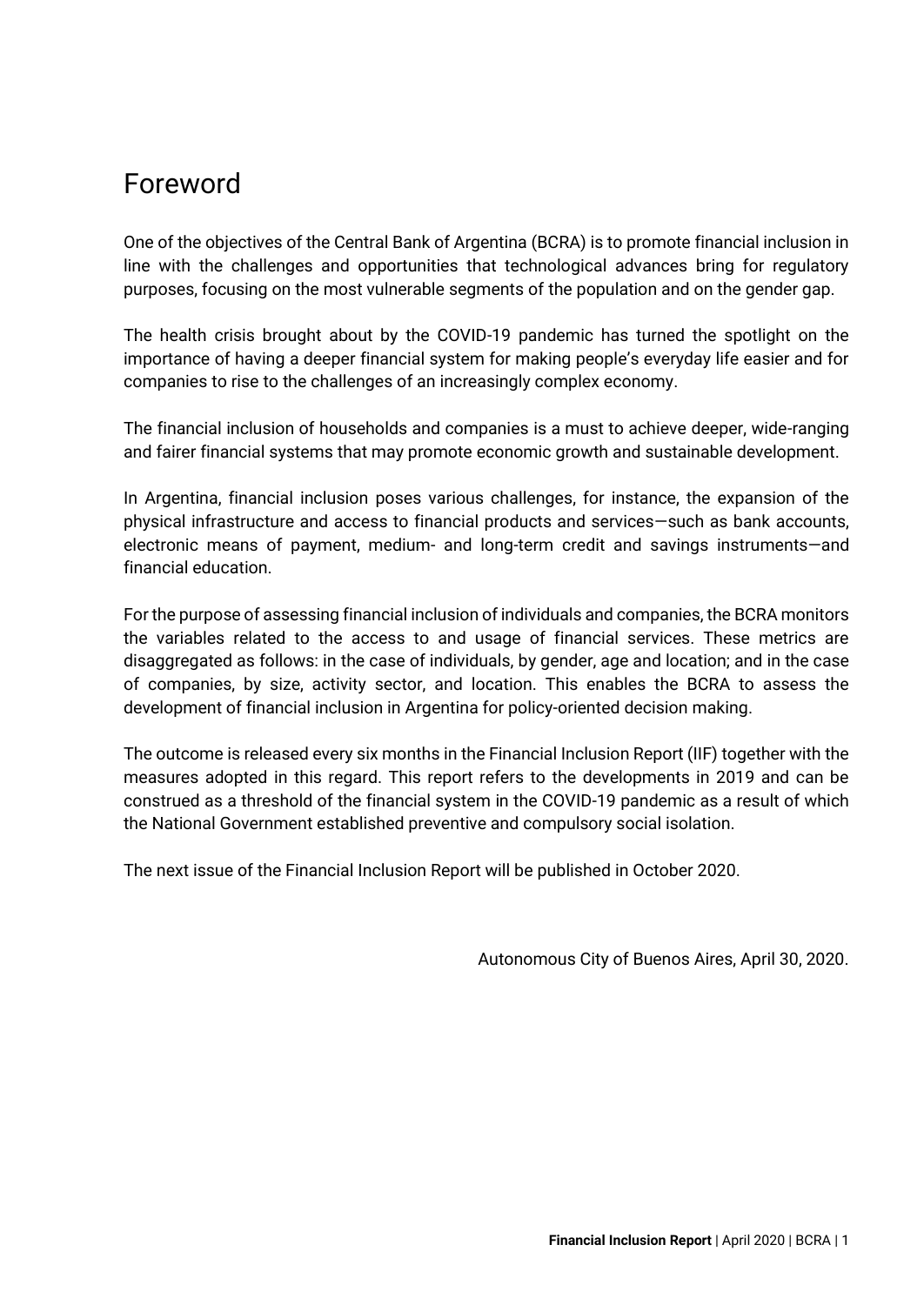# Foreword

One of the objectives of the Central Bank of Argentina (BCRA) is to promote financial inclusion in line with the challenges and opportunities that technological advances bring for regulatory purposes, focusing on the most vulnerable segments of the population and on the gender gap.

The health crisis brought about by the COVID-19 pandemic has turned the spotlight on the importance of having a deeper financial system for making people's everyday life easier and for companies to rise to the challenges of an increasingly complex economy.

The financial inclusion of households and companies is a must to achieve deeper, wide-ranging and fairer financial systems that may promote economic growth and sustainable development.

In Argentina, financial inclusion poses various challenges, for instance, the expansion of the physical infrastructure and access to financial products and services—such as bank accounts, electronic means of payment, medium- and long-term credit and savings instruments—and financial education.

For the purpose of assessing financial inclusion of individuals and companies, the BCRA monitors the variables related to the access to and usage of financial services. These metrics are disaggregated as follows: in the case of individuals, by gender, age and location; and in the case of companies, by size, activity sector, and location. This enables the BCRA to assess the development of financial inclusion in Argentina for policy-oriented decision making.

The outcome is released every six months in the Financial Inclusion Report (IIF) together with the measures adopted in this regard. This report refers to the developments in 2019 and can be construed as a threshold of the financial system in the COVID-19 pandemic as a result of which the National Government established preventive and compulsory social isolation.

The next issue of the Financial Inclusion Report will be published in October 2020.

Autonomous City of Buenos Aires, April 30, 2020.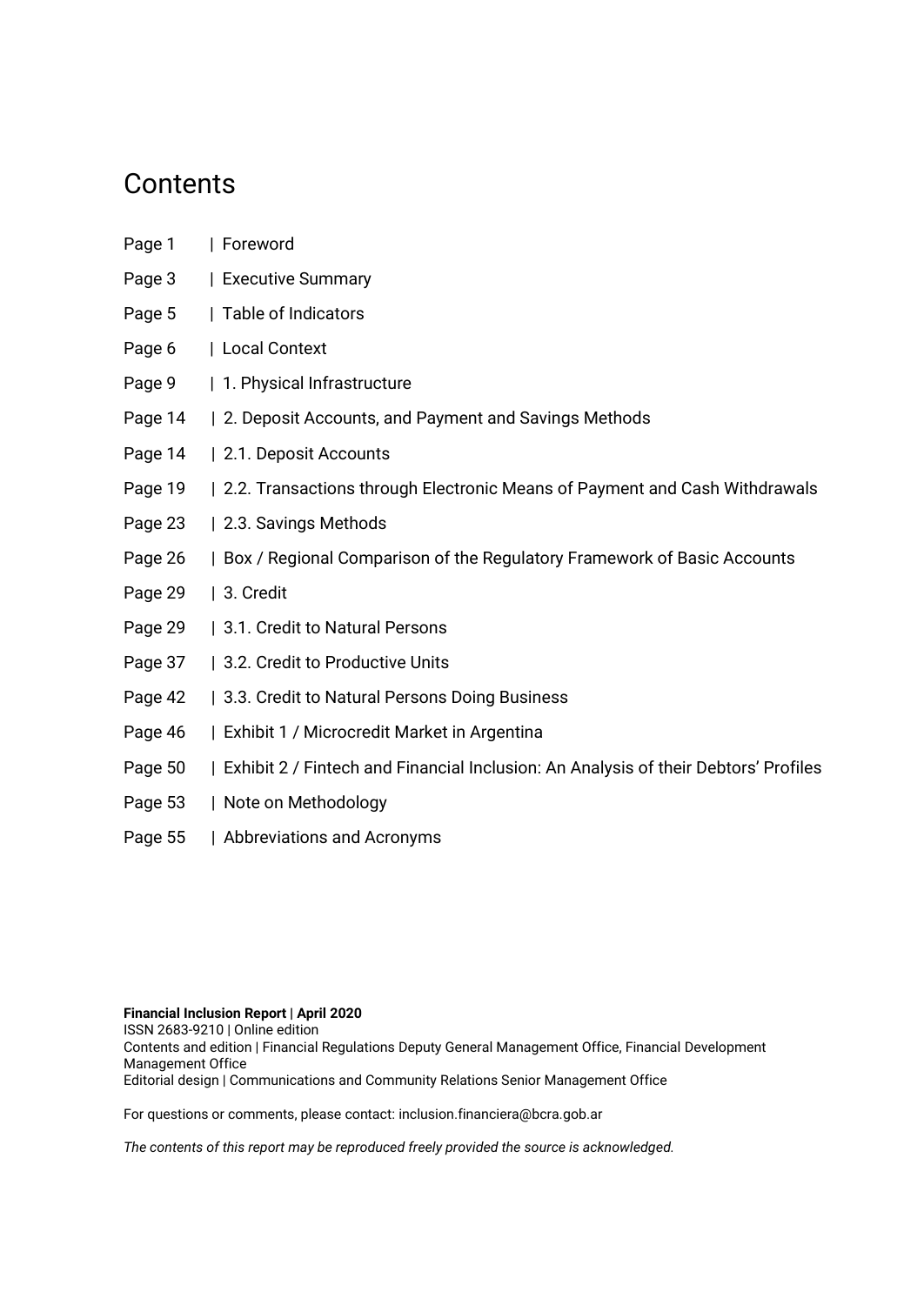# Contents

Page 1 | Foreword

Page 3 | Executive Summary

Page 5 | Table of Indicators

Page 6 | Local Context

Page 9 | 1. Physical Infrastructure

Page 14 | 2. Deposit Accounts, and Payment and Savings Methods

Page 14 | 2.1. Deposit Accounts

Page 19 | 2.2. Transactions through Electronic Means of Payment and Cash Withdrawals

Page 23 | 2.3. Savings Methods

Page 26 | Box / Regional Comparison of the Regulatory Framework of Basic Accounts

Page 29 | 3. Credit

Page 29 | 3.1. Credit to Natural Persons

Page 37 | 3.2. Credit to Productive Units

Page 42 | 3.3. Credit to Natural Persons Doing Business

Page 46 | Exhibit 1 / Microcredit Market in Argentina

Page 50 | Exhibit 2 / Fintech and Financial Inclusion: An Analysis of their Debtors' Profiles

Page 53 | Note on Methodology

Page 55 | Abbreviations and Acronyms

**Financial Inclusion Report | April 2020**
ISSN 2683-9210 | Online edition
Contents and edition | Financial Regulations Deputy General Management Office, Financial Development Management Office
Editorial design | Communications and Community Relations Senior Management Office

For questions or comments, please contact: inclusion.financiera@bcra.gob.ar

*The contents of this report may be reproduced freely provided the source is acknowledged.*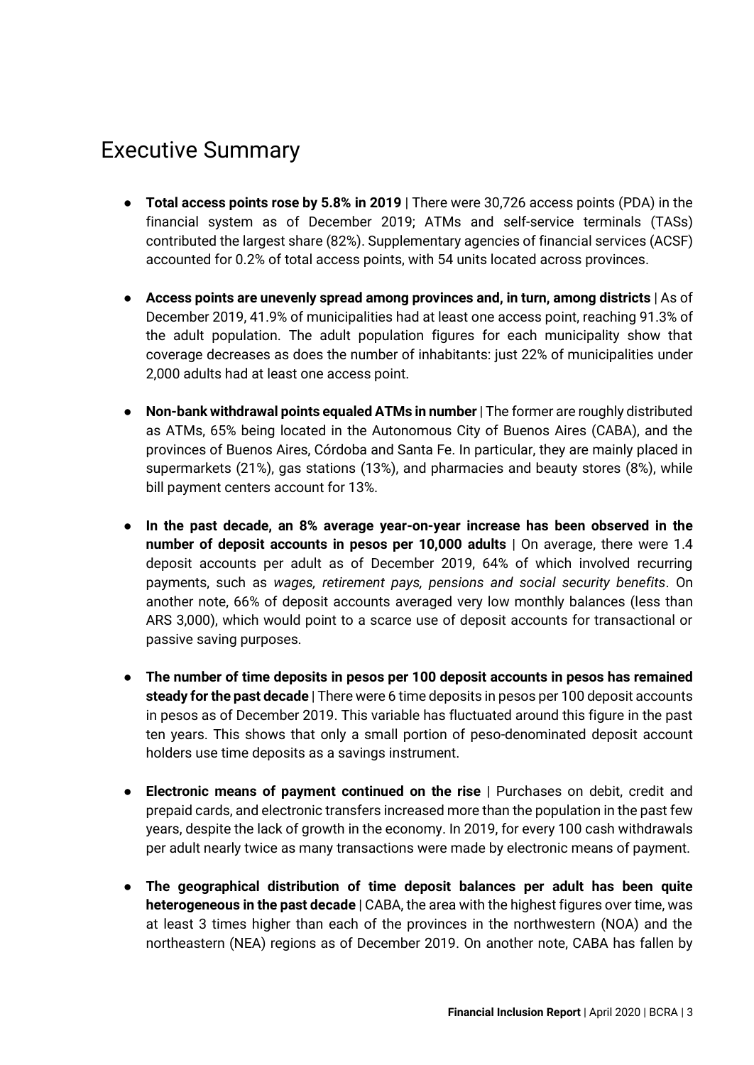# Executive Summary

- **Total access points rose by 5.8% in 2019** | There were 30,726 access points (PDA) in the financial system as of December 2019; ATMs and self-service terminals (TASs) contributed the largest share (82%). Supplementary agencies of financial services (ACSF) accounted for 0.2% of total access points, with 54 units located across provinces.

- **Access points are unevenly spread among provinces and, in turn, among districts** | As of December 2019, 41.9% of municipalities had at least one access point, reaching 91.3% of the adult population. The adult population figures for each municipality show that coverage decreases as does the number of inhabitants: just 22% of municipalities under 2,000 adults had at least one access point.

- **Non-bank withdrawal points equaled ATMs in number** | The former are roughly distributed as ATMs, 65% being located in the Autonomous City of Buenos Aires (CABA), and the provinces of Buenos Aires, Córdoba and Santa Fe. In particular, they are mainly placed in supermarkets (21%), gas stations (13%), and pharmacies and beauty stores (8%), while bill payment centers account for 13%.

- **In the past decade, an 8% average year-on-year increase has been observed in the number of deposit accounts in pesos per 10,000 adults** | On average, there were 1.4 deposit accounts per adult as of December 2019, 64% of which involved recurring payments, such as *wages, retirement pays, pensions and social security benefits*. On another note, 66% of deposit accounts averaged very low monthly balances (less than ARS 3,000), which would point to a scarce use of deposit accounts for transactional or passive saving purposes.

- **The number of time deposits in pesos per 100 deposit accounts in pesos has remained steady for the past decade** | There were 6 time deposits in pesos per 100 deposit accounts in pesos as of December 2019. This variable has fluctuated around this figure in the past ten years. This shows that only a small portion of peso-denominated deposit account holders use time deposits as a savings instrument.

- **Electronic means of payment continued on the rise** | Purchases on debit, credit and prepaid cards, and electronic transfers increased more than the population in the past few years, despite the lack of growth in the economy. In 2019, for every 100 cash withdrawals per adult nearly twice as many transactions were made by electronic means of payment.

- **The geographical distribution of time deposit balances per adult has been quite heterogeneous in the past decade** | CABA, the area with the highest figures over time, was at least 3 times higher than each of the provinces in the northwestern (NOA) and the northeastern (NEA) regions as of December 2019. On another note, CABA has fallen by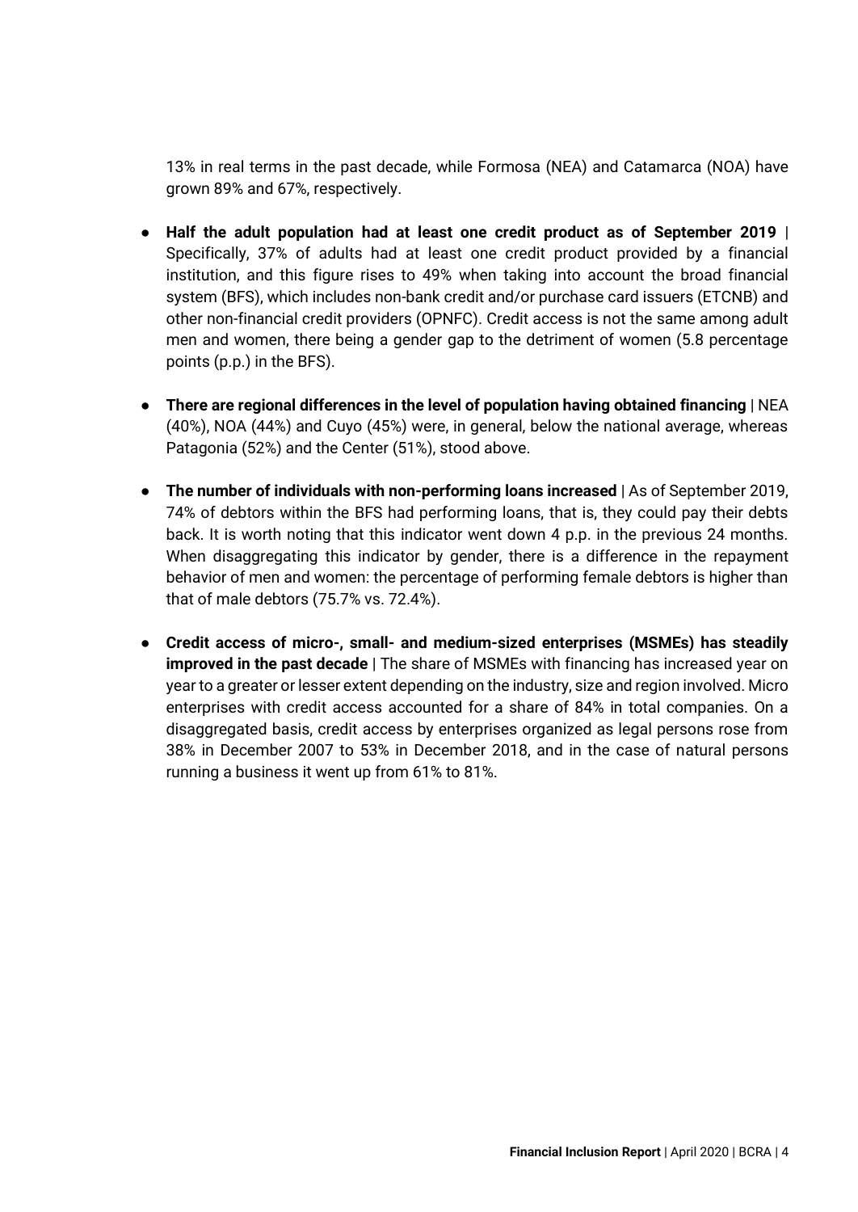13% in real terms in the past decade, while Formosa (NEA) and Catamarca (NOA) have grown 89% and 67%, respectively.

- **Half the adult population had at least one credit product as of September 2019** | Specifically, 37% of adults had at least one credit product provided by a financial institution, and this figure rises to 49% when taking into account the broad financial system (BFS), which includes non-bank credit and/or purchase card issuers (ETCNB) and other non-financial credit providers (OPNFC). Credit access is not the same among adult men and women, there being a gender gap to the detriment of women (5.8 percentage points (p.p.) in the BFS).

- **There are regional differences in the level of population having obtained financing** | NEA (40%), NOA (44%) and Cuyo (45%) were, in general, below the national average, whereas Patagonia (52%) and the Center (51%), stood above.

- **The number of individuals with non-performing loans increased** | As of September 2019, 74% of debtors within the BFS had performing loans, that is, they could pay their debts back. It is worth noting that this indicator went down 4 p.p. in the previous 24 months. When disaggregating this indicator by gender, there is a difference in the repayment behavior of men and women: the percentage of performing female debtors is higher than that of male debtors (75.7% vs. 72.4%).

- **Credit access of micro-, small- and medium-sized enterprises (MSMEs) has steadily improved in the past decade** | The share of MSMEs with financing has increased year on year to a greater or lesser extent depending on the industry, size and region involved. Micro enterprises with credit access accounted for a share of 84% in total companies. On a disaggregated basis, credit access by enterprises organized as legal persons rose from 38% in December 2007 to 53% in December 2018, and in the case of natural persons running a business it went up from 61% to 81%.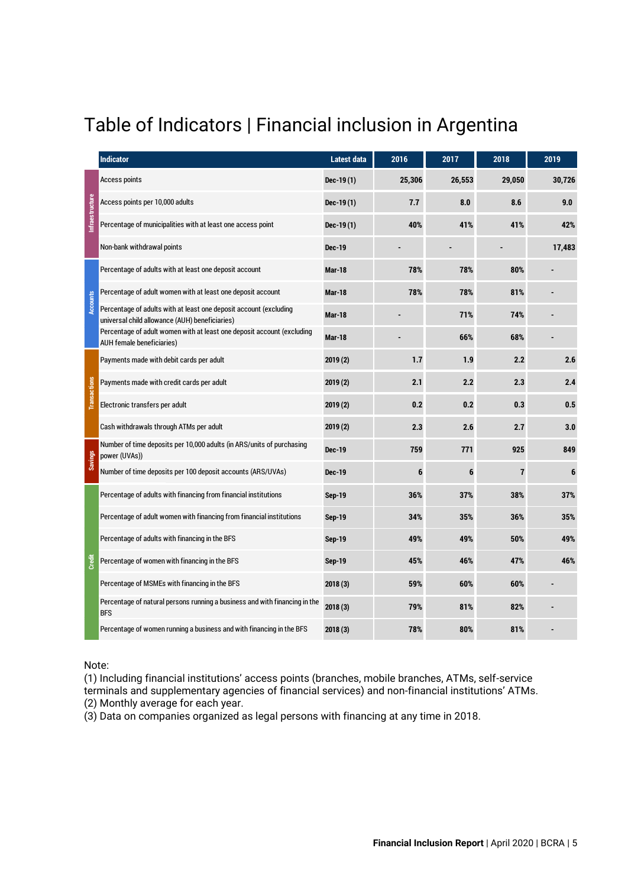# Table of Indicators | Financial inclusion in Argentina

| | Indicator | Latest data | 2016 | 2017 | 2018 | 2019 |
|---|---|---|---|---|---|---|
| Infraestructure | Access points | Dec-19 (1) | 25,306 | 26,553 | 29,050 | 30,726 |
| | Access points per 10,000 adults | Dec-19 (1) | 7.7 | 8.0 | 8.6 | 9.0 |
| | Percentage of municipalities with at least one access point | Dec-19 (1) | 40% | 41% | 41% | 42% |
| | Non-bank withdrawal points | Dec-19 | - | - | - | 17,483 |
| Accounts | Percentage of adults with at least one deposit account | Mar-18 | 78% | 78% | 80% | - |
| | Percentage of adult women with at least one deposit account | Mar-18 | 78% | 78% | 81% | - |
| | Percentage of adults with at least one deposit account (excluding universal child allowance (AUH) beneficiaries) | Mar-18 | - | 71% | 74% | - |
| | Percentage of adult women with at least one deposit account (excluding AUH female beneficiaries) | Mar-18 | - | 66% | 68% | - |
| Transactions | Payments made with debit cards per adult | 2019 (2) | 1.7 | 1.9 | 2.2 | 2.6 |
| | Payments made with credit cards per adult | 2019 (2) | 2.1 | 2.2 | 2.3 | 2.4 |
| | Electronic transfers per adult | 2019 (2) | 0.2 | 0.2 | 0.3 | 0.5 |
| | Cash withdrawals through ATMs per adult | 2019 (2) | 2.3 | 2.6 | 2.7 | 3.0 |
| Savings | Number of time deposits per 10,000 adults (in ARS/units of purchasing power (UVAs)) | Dec-19 | 759 | 771 | 925 | 849 |
| | Number of time deposits per 100 deposit accounts (ARS/UVAs) | Dec-19 | 6 | 6 | 7 | 6 |
| Credit | Percentage of adults with financing from financial institutions | Sep-19 | 36% | 37% | 38% | 37% |
| | Percentage of adult women with financing from financial institutions | Sep-19 | 34% | 35% | 36% | 35% |
| | Percentage of adults with financing in the BFS | Sep-19 | 49% | 49% | 50% | 49% |
| | Percentage of women with financing in the BFS | Sep-19 | 45% | 46% | 47% | 46% |
| | Percentage of MSMEs with financing in the BFS | 2018 (3) | 59% | 60% | 60% | - |
| | Percentage of natural persons running a business and with financing in the BFS | 2018 (3) | 79% | 81% | 82% | - |
| | Percentage of women running a business and with financing in the BFS | 2018 (3) | 78% | 80% | 81% | - |

Note:
(1) Including financial institutions' access points (branches, mobile branches, ATMs, self-service terminals and supplementary agencies of financial services) and non-financial institutions' ATMs.
(2) Monthly average for each year.
(3) Data on companies organized as legal persons with financing at any time in 2018.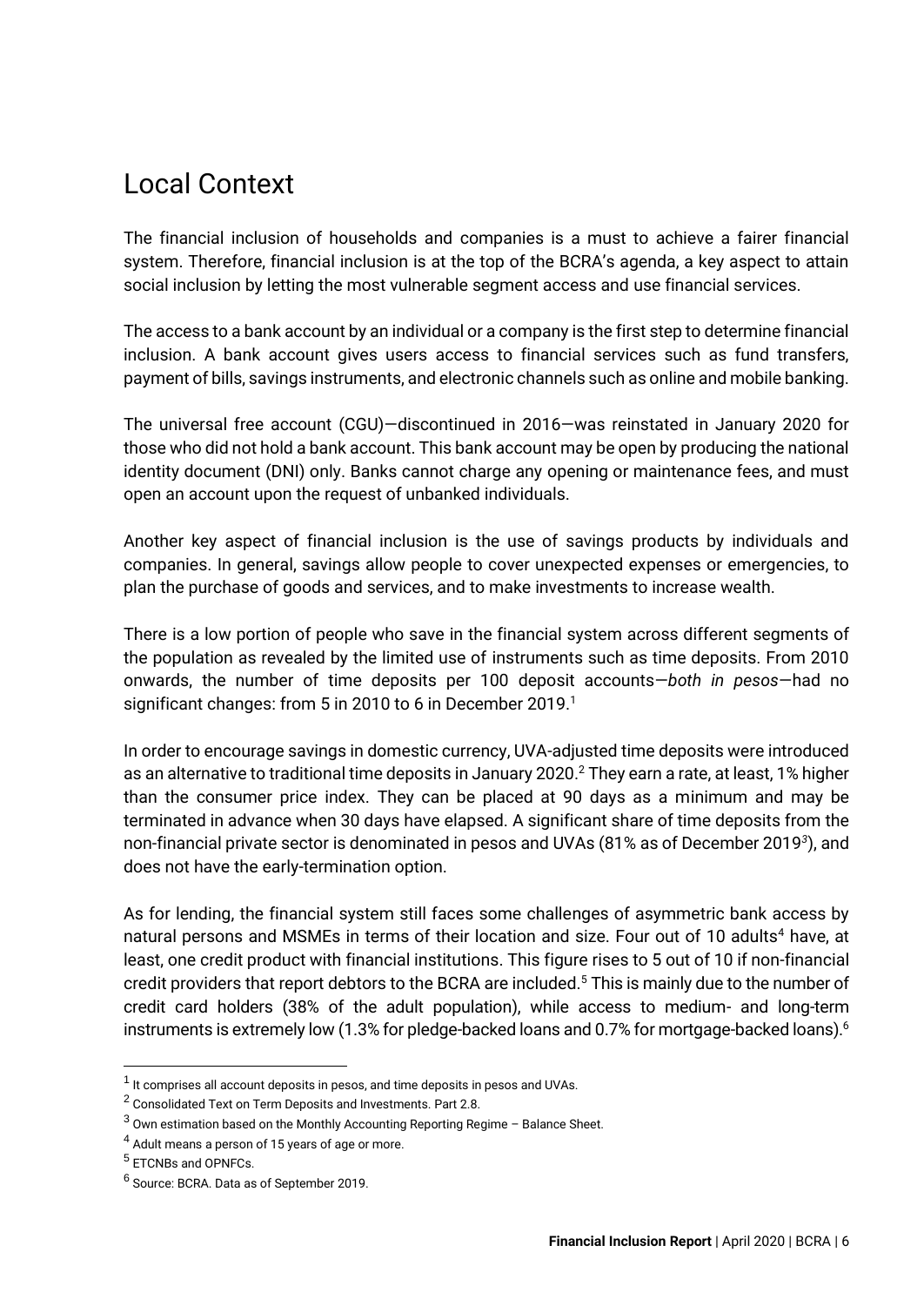# Local Context

The financial inclusion of households and companies is a must to achieve a fairer financial system. Therefore, financial inclusion is at the top of the BCRA's agenda, a key aspect to attain social inclusion by letting the most vulnerable segment access and use financial services.

The access to a bank account by an individual or a company is the first step to determine financial inclusion. A bank account gives users access to financial services such as fund transfers, payment of bills, savings instruments, and electronic channels such as online and mobile banking.

The universal free account (CGU)—discontinued in 2016—was reinstated in January 2020 for those who did not hold a bank account. This bank account may be open by producing the national identity document (DNI) only. Banks cannot charge any opening or maintenance fees, and must open an account upon the request of unbanked individuals.

Another key aspect of financial inclusion is the use of savings products by individuals and companies. In general, savings allow people to cover unexpected expenses or emergencies, to plan the purchase of goods and services, and to make investments to increase wealth.

There is a low portion of people who save in the financial system across different segments of the population as revealed by the limited use of instruments such as time deposits. From 2010 onwards, the number of time deposits per 100 deposit accounts—*both in pesos*—had no significant changes: from 5 in 2010 to 6 in December 2019.[1]

In order to encourage savings in domestic currency, UVA-adjusted time deposits were introduced as an alternative to traditional time deposits in January 2020.[2] They earn a rate, at least, 1% higher than the consumer price index. They can be placed at 90 days as a minimum and may be terminated in advance when 30 days have elapsed. A significant share of time deposits from the non-financial private sector is denominated in pesos and UVAs (81% as of December 2019[3]), and does not have the early-termination option.

As for lending, the financial system still faces some challenges of asymmetric bank access by natural persons and MSMEs in terms of their location and size. Four out of 10 adults[4] have, at least, one credit product with financial institutions. This figure rises to 5 out of 10 if non-financial credit providers that report debtors to the BCRA are included.[5] This is mainly due to the number of credit card holders (38% of the adult population), while access to medium- and long-term instruments is extremely low (1.3% for pledge-backed loans and 0.7% for mortgage-backed loans).[6]

---

[1] It comprises all account deposits in pesos, and time deposits in pesos and UVAs.

[2] Consolidated Text on Term Deposits and Investments. Part 2.8.

[3] Own estimation based on the Monthly Accounting Reporting Regime – Balance Sheet.

[4] Adult means a person of 15 years of age or more.

[5] ETCNBs and OPNFCs.

[6] Source: BCRA. Data as of September 2019.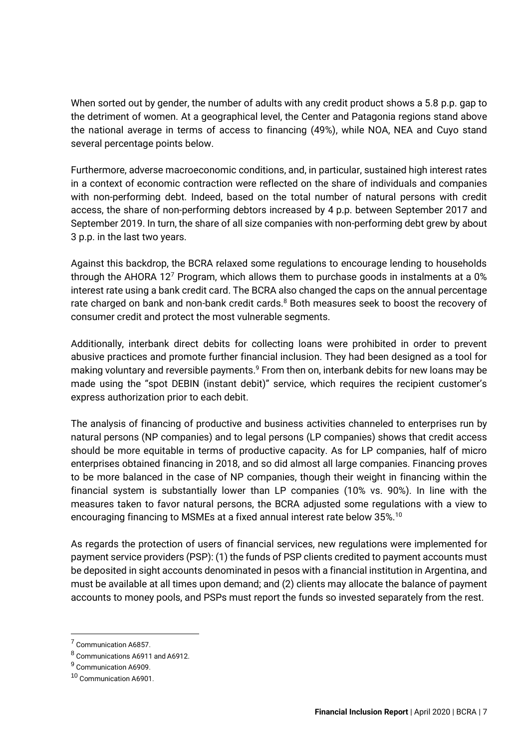When sorted out by gender, the number of adults with any credit product shows a 5.8 p.p. gap to the detriment of women. At a geographical level, the Center and Patagonia regions stand above the national average in terms of access to financing (49%), while NOA, NEA and Cuyo stand several percentage points below.

Furthermore, adverse macroeconomic conditions, and, in particular, sustained high interest rates in a context of economic contraction were reflected on the share of individuals and companies with non-performing debt. Indeed, based on the total number of natural persons with credit access, the share of non-performing debtors increased by 4 p.p. between September 2017 and September 2019. In turn, the share of all size companies with non-performing debt grew by about 3 p.p. in the last two years.

Against this backdrop, the BCRA relaxed some regulations to encourage lending to households through the AHORA 12[7] Program, which allows them to purchase goods in instalments at a 0% interest rate using a bank credit card. The BCRA also changed the caps on the annual percentage rate charged on bank and non-bank credit cards.[8] Both measures seek to boost the recovery of consumer credit and protect the most vulnerable segments.

Additionally, interbank direct debits for collecting loans were prohibited in order to prevent abusive practices and promote further financial inclusion. They had been designed as a tool for making voluntary and reversible payments.[9] From then on, interbank debits for new loans may be made using the "spot DEBIN (instant debit)" service, which requires the recipient customer's express authorization prior to each debit.

The analysis of financing of productive and business activities channeled to enterprises run by natural persons (NP companies) and to legal persons (LP companies) shows that credit access should be more equitable in terms of productive capacity. As for LP companies, half of micro enterprises obtained financing in 2018, and so did almost all large companies. Financing proves to be more balanced in the case of NP companies, though their weight in financing within the financial system is substantially lower than LP companies (10% vs. 90%). In line with the measures taken to favor natural persons, the BCRA adjusted some regulations with a view to encouraging financing to MSMEs at a fixed annual interest rate below 35%.[10]

As regards the protection of users of financial services, new regulations were implemented for payment service providers (PSP): (1) the funds of PSP clients credited to payment accounts must be deposited in sight accounts denominated in pesos with a financial institution in Argentina, and must be available at all times upon demand; and (2) clients may allocate the balance of payment accounts to money pools, and PSPs must report the funds so invested separately from the rest.

[7] Communication A6857.

[8] Communications A6911 and A6912.

[9] Communication A6909.

[10] Communication A6901.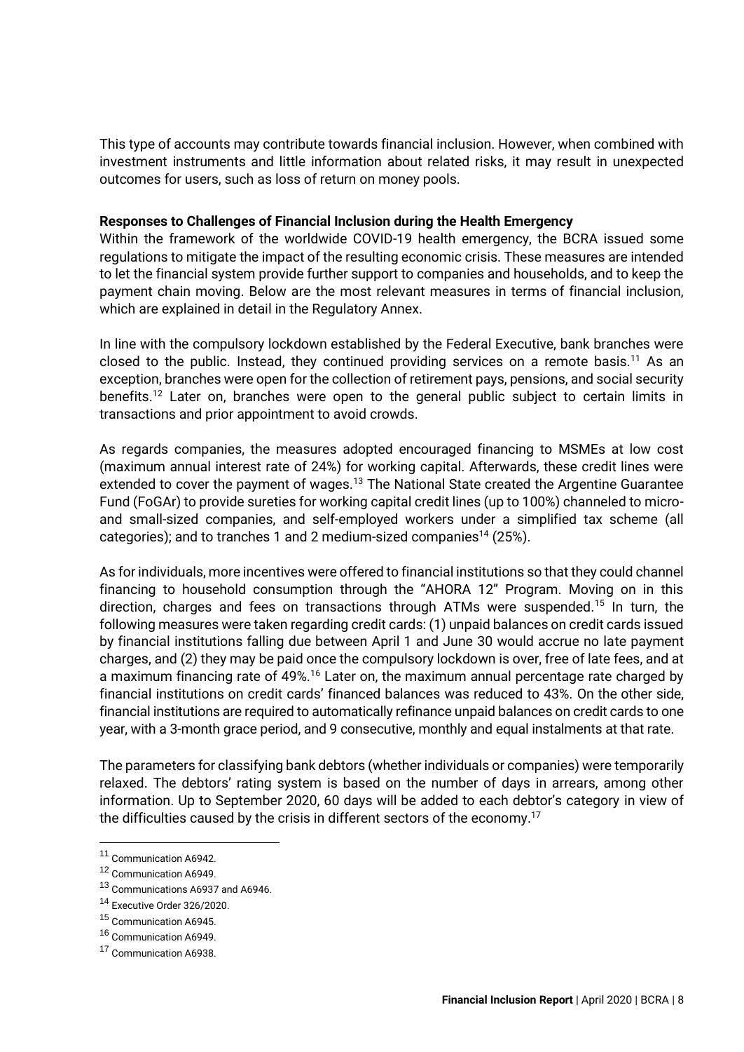This type of accounts may contribute towards financial inclusion. However, when combined with investment instruments and little information about related risks, it may result in unexpected outcomes for users, such as loss of return on money pools.

**Responses to Challenges of Financial Inclusion during the Health Emergency**

Within the framework of the worldwide COVID-19 health emergency, the BCRA issued some regulations to mitigate the impact of the resulting economic crisis. These measures are intended to let the financial system provide further support to companies and households, and to keep the payment chain moving. Below are the most relevant measures in terms of financial inclusion, which are explained in detail in the Regulatory Annex.

In line with the compulsory lockdown established by the Federal Executive, bank branches were closed to the public. Instead, they continued providing services on a remote basis.[11] As an exception, branches were open for the collection of retirement pays, pensions, and social security benefits.[12] Later on, branches were open to the general public subject to certain limits in transactions and prior appointment to avoid crowds.

As regards companies, the measures adopted encouraged financing to MSMEs at low cost (maximum annual interest rate of 24%) for working capital. Afterwards, these credit lines were extended to cover the payment of wages.[13] The National State created the Argentine Guarantee Fund (FoGAr) to provide sureties for working capital credit lines (up to 100%) channeled to micro- and small-sized companies, and self-employed workers under a simplified tax scheme (all categories); and to tranches 1 and 2 medium-sized companies[14] (25%).

As for individuals, more incentives were offered to financial institutions so that they could channel financing to household consumption through the "AHORA 12" Program. Moving on in this direction, charges and fees on transactions through ATMs were suspended.[15] In turn, the following measures were taken regarding credit cards: (1) unpaid balances on credit cards issued by financial institutions falling due between April 1 and June 30 would accrue no late payment charges, and (2) they may be paid once the compulsory lockdown is over, free of late fees, and at a maximum financing rate of 49%.[16] Later on, the maximum annual percentage rate charged by financial institutions on credit cards' financed balances was reduced to 43%. On the other side, financial institutions are required to automatically refinance unpaid balances on credit cards to one year, with a 3-month grace period, and 9 consecutive, monthly and equal instalments at that rate.

The parameters for classifying bank debtors (whether individuals or companies) were temporarily relaxed. The debtors' rating system is based on the number of days in arrears, among other information. Up to September 2020, 60 days will be added to each debtor's category in view of the difficulties caused by the crisis in different sectors of the economy.[17]

---

[11] Communication A6942.

[12] Communication A6949.

[13] Communications A6937 and A6946.

[14] Executive Order 326/2020.

[15] Communication A6945.

[16] Communication A6949.

[17] Communication A6938.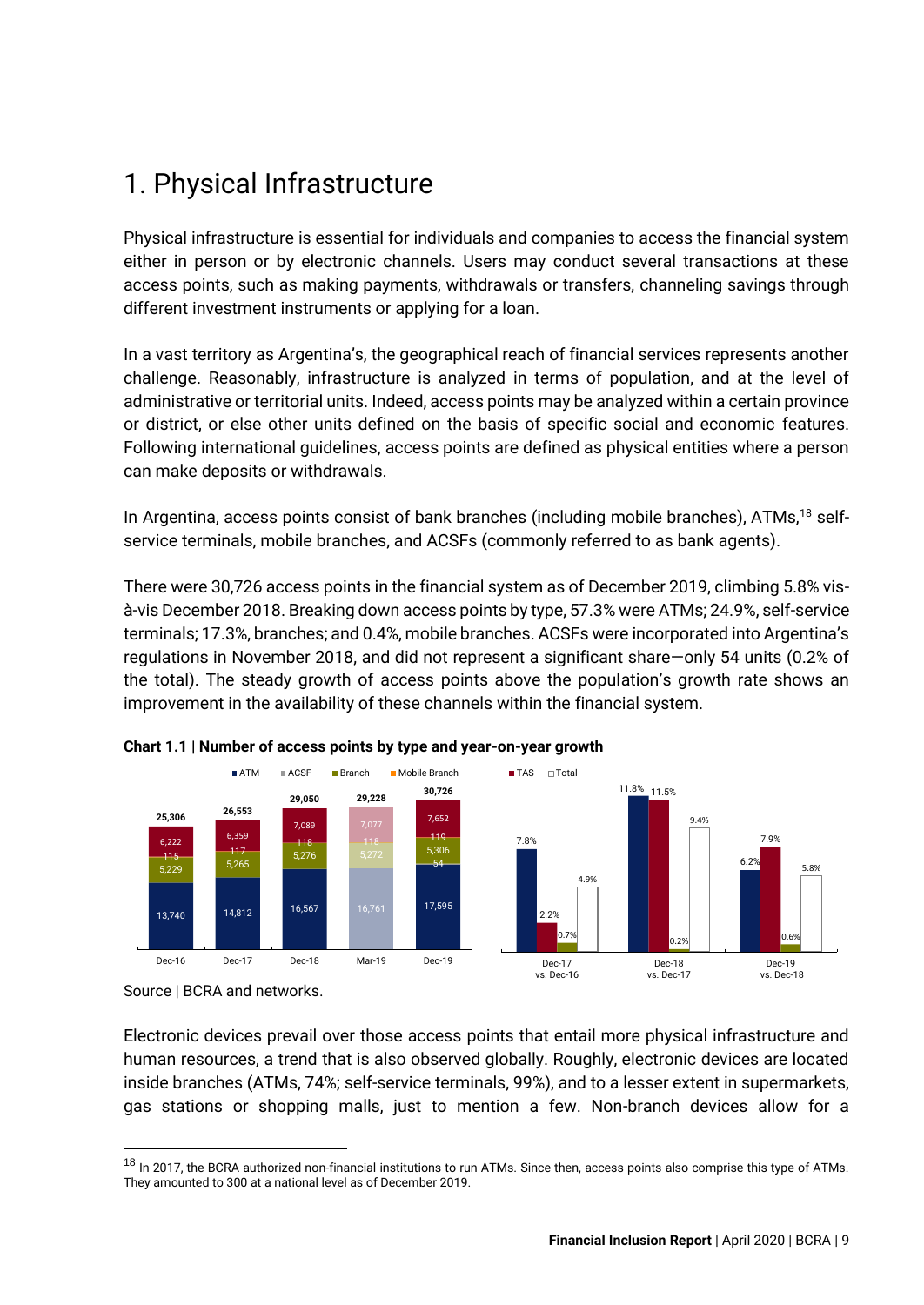# 1. Physical Infrastructure

Physical infrastructure is essential for individuals and companies to access the financial system either in person or by electronic channels. Users may conduct several transactions at these access points, such as making payments, withdrawals or transfers, channeling savings through different investment instruments or applying for a loan.

In a vast territory as Argentina's, the geographical reach of financial services represents another challenge. Reasonably, infrastructure is analyzed in terms of population, and at the level of administrative or territorial units. Indeed, access points may be analyzed within a certain province or district, or else other units defined on the basis of specific social and economic features. Following international guidelines, access points are defined as physical entities where a person can make deposits or withdrawals.

In Argentina, access points consist of bank branches (including mobile branches), ATMs,[18] self-service terminals, mobile branches, and ACSFs (commonly referred to as bank agents).

There were 30,726 access points in the financial system as of December 2019, climbing 5.8% vis-à-vis December 2018. Breaking down access points by type, 57.3% were ATMs; 24.9%, self-service terminals; 17.3%, branches; and 0.4%, mobile branches. ACSFs were incorporated into Argentina's regulations in November 2018, and did not represent a significant share—only 54 units (0.2% of the total). The steady growth of access points above the population's growth rate shows an improvement in the availability of these channels within the financial system.

**Chart 1.1 | Number of access points by type and year-on-year growth**

| | Dec-16 | Dec-17 | Dec-18 | Mar-19 | Dec-19 |
|---|---|---|---|---|---|
| ATM | 13,740 | 14,812 | 16,567 | 16,761 | 17,595 |
| ACSF | | | | | 54 |
| Branch | 5,229 | 5,265 | 5,276 | 5,272 | 5,306 |
| Mobile Branch | 115 | 117 | 118 | 118 | 119 |
| TAS | 6,222 | 6,359 | 7,089 | 7,077 | 7,652 |
| Total | 25,306 | 26,553 | 29,050 | 29,228 | 30,726 |

| | Dec-17 vs. Dec-16 | Dec-18 vs. Dec-17 | Dec-19 vs. Dec-18 |
|---|---|---|---|
| ATM | 7.8% | 11.8% | 6.2% |
| TAS | 2.2% | 11.5% | 7.9% |
| Branch | 0.7% | 0.2% | 0.6% |
| Total | 4.9% | 9.4% | 5.8% |

Source | BCRA and networks.

Electronic devices prevail over those access points that entail more physical infrastructure and human resources, a trend that is also observed globally. Roughly, electronic devices are located inside branches (ATMs, 74%; self-service terminals, 99%), and to a lesser extent in supermarkets, gas stations or shopping malls, just to mention a few. Non-branch devices allow for a

---

[18] In 2017, the BCRA authorized non-financial institutions to run ATMs. Since then, access points also comprise this type of ATMs. They amounted to 300 at a national level as of December 2019.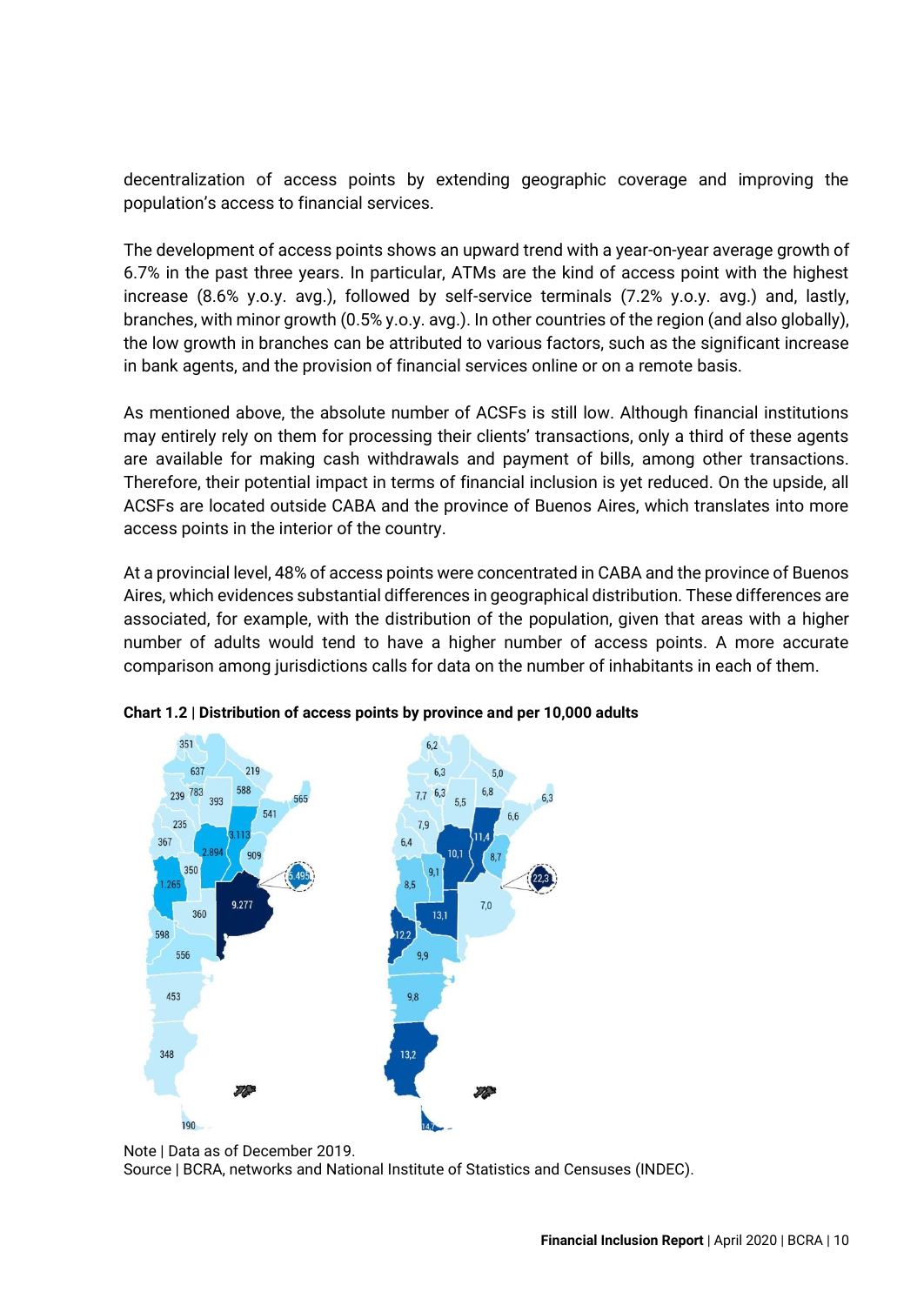decentralization of access points by extending geographic coverage and improving the population's access to financial services.

The development of access points shows an upward trend with a year-on-year average growth of 6.7% in the past three years. In particular, ATMs are the kind of access point with the highest increase (8.6% y.o.y. avg.), followed by self-service terminals (7.2% y.o.y. avg.) and, lastly, branches, with minor growth (0.5% y.o.y. avg.). In other countries of the region (and also globally), the low growth in branches can be attributed to various factors, such as the significant increase in bank agents, and the provision of financial services online or on a remote basis.

As mentioned above, the absolute number of ACSFs is still low. Although financial institutions may entirely rely on them for processing their clients' transactions, only a third of these agents are available for making cash withdrawals and payment of bills, among other transactions. Therefore, their potential impact in terms of financial inclusion is yet reduced. On the upside, all ACSFs are located outside CABA and the province of Buenos Aires, which translates into more access points in the interior of the country.

At a provincial level, 48% of access points were concentrated in CABA and the province of Buenos Aires, which evidences substantial differences in geographical distribution. These differences are associated, for example, with the distribution of the population, given that areas with a higher number of adults would tend to have a higher number of access points. A more accurate comparison among jurisdictions calls for data on the number of inhabitants in each of them.

**Chart 1.2 | Distribution of access points by province and per 10,000 adults**

Note | Data as of December 2019.
Source | BCRA, networks and National Institute of Statistics and Censuses (INDEC).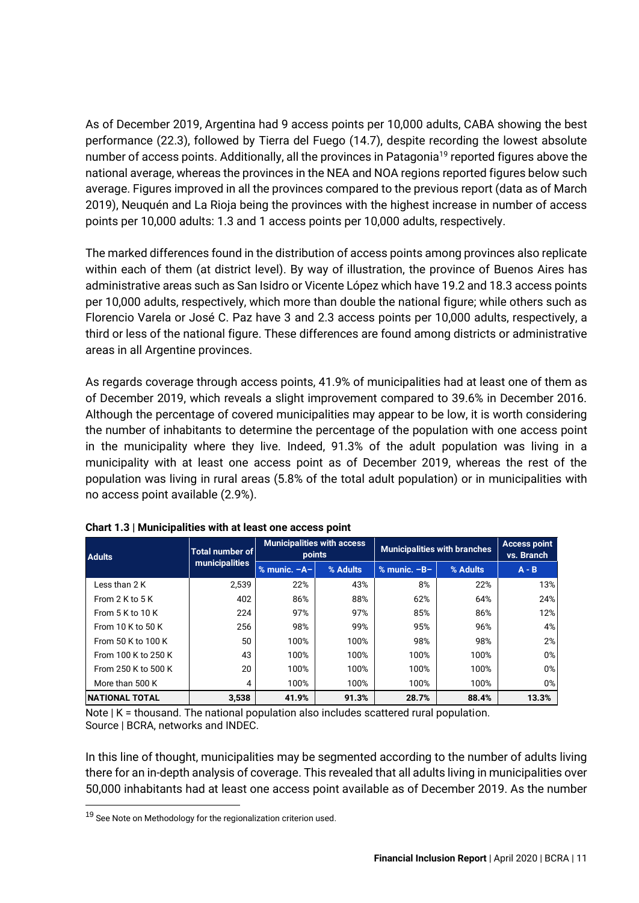As of December 2019, Argentina had 9 access points per 10,000 adults, CABA showing the best performance (22.3), followed by Tierra del Fuego (14.7), despite recording the lowest absolute number of access points. Additionally, all the provinces in Patagonia[19] reported figures above the national average, whereas the provinces in the NEA and NOA regions reported figures below such average. Figures improved in all the provinces compared to the previous report (data as of March 2019), Neuquén and La Rioja being the provinces with the highest increase in number of access points per 10,000 adults: 1.3 and 1 access points per 10,000 adults, respectively.

The marked differences found in the distribution of access points among provinces also replicate within each of them (at district level). By way of illustration, the province of Buenos Aires has administrative areas such as San Isidro or Vicente López which have 19.2 and 18.3 access points per 10,000 adults, respectively, which more than double the national figure; while others such as Florencio Varela or José C. Paz have 3 and 2.3 access points per 10,000 adults, respectively, a third or less of the national figure. These differences are found among districts or administrative areas in all Argentine provinces.

As regards coverage through access points, 41.9% of municipalities had at least one of them as of December 2019, which reveals a slight improvement compared to 39.6% in December 2016. Although the percentage of covered municipalities may appear to be low, it is worth considering the number of inhabitants to determine the percentage of the population with one access point in the municipality where they live. Indeed, 91.3% of the adult population was living in a municipality with at least one access point as of December 2019, whereas the rest of the population was living in rural areas (5.8% of the total adult population) or in municipalities with no access point available (2.9%).

**Chart 1.3 | Municipalities with at least one access point**

| Adults | Total number of municipalities | Municipalities with access points | | Municipalities with branches | | Access point vs. Branch |
|---|---|---|---|---|---|---|
| | | % munic. –A– | % Adults | % munic. –B– | % Adults | A - B |
| Less than 2 K | 2,539 | 22% | 43% | 8% | 22% | 13% |
| From 2 K to 5 K | 402 | 86% | 88% | 62% | 64% | 24% |
| From 5 K to 10 K | 224 | 97% | 97% | 85% | 86% | 12% |
| From 10 K to 50 K | 256 | 98% | 99% | 95% | 96% | 4% |
| From 50 K to 100 K | 50 | 100% | 100% | 98% | 98% | 2% |
| From 100 K to 250 K | 43 | 100% | 100% | 100% | 100% | 0% |
| From 250 K to 500 K | 20 | 100% | 100% | 100% | 100% | 0% |
| More than 500 K | 4 | 100% | 100% | 100% | 100% | 0% |
| **NATIONAL TOTAL** | **3,538** | **41.9%** | **91.3%** | **28.7%** | **88.4%** | **13.3%** |

Note | K = thousand. The national population also includes scattered rural population.
Source | BCRA, networks and INDEC.

In this line of thought, municipalities may be segmented according to the number of adults living there for an in-depth analysis of coverage. This revealed that all adults living in municipalities over 50,000 inhabitants had at least one access point available as of December 2019. As the number

[19] See Note on Methodology for the regionalization criterion used.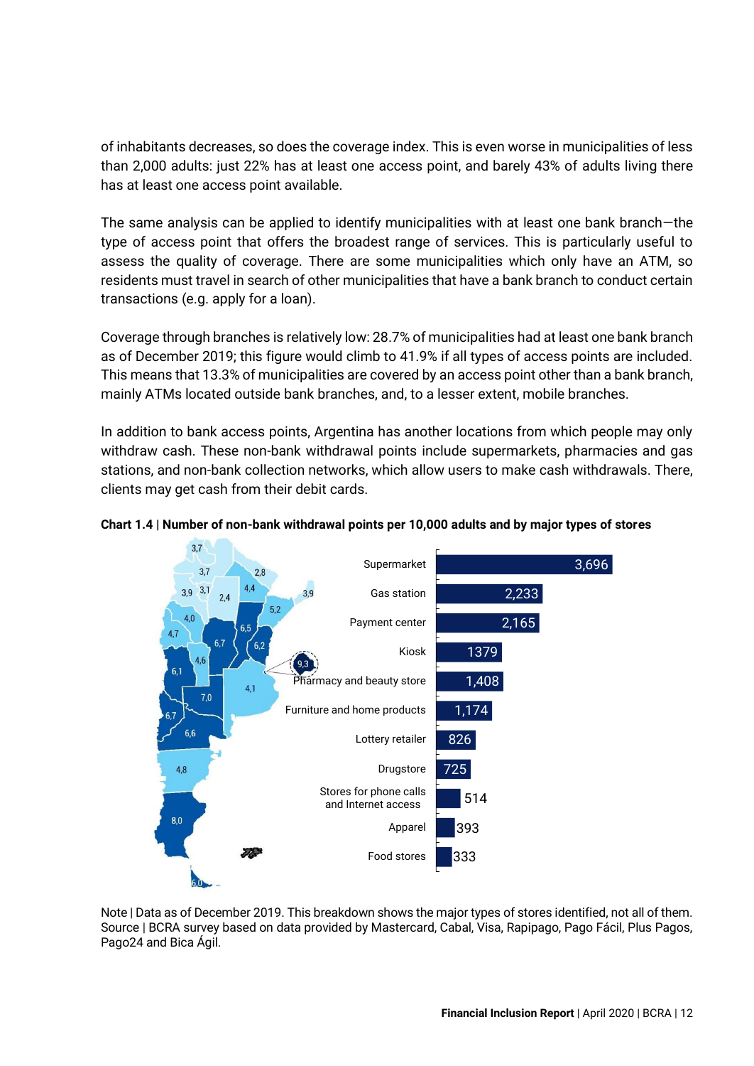of inhabitants decreases, so does the coverage index. This is even worse in municipalities of less than 2,000 adults: just 22% has at least one access point, and barely 43% of adults living there has at least one access point available.

The same analysis can be applied to identify municipalities with at least one bank branch—the type of access point that offers the broadest range of services. This is particularly useful to assess the quality of coverage. There are some municipalities which only have an ATM, so residents must travel in search of other municipalities that have a bank branch to conduct certain transactions (e.g. apply for a loan).

Coverage through branches is relatively low: 28.7% of municipalities had at least one bank branch as of December 2019; this figure would climb to 41.9% if all types of access points are included. This means that 13.3% of municipalities are covered by an access point other than a bank branch, mainly ATMs located outside bank branches, and, to a lesser extent, mobile branches.

In addition to bank access points, Argentina has another locations from which people may only withdraw cash. These non-bank withdrawal points include supermarkets, pharmacies and gas stations, and non-bank collection networks, which allow users to make cash withdrawals. There, clients may get cash from their debit cards.

**Chart 1.4 | Number of non-bank withdrawal points per 10,000 adults and by major types of stores**

| Type of store | Number |
|---|---|
| Supermarket | 3,696 |
| Gas station | 2,233 |
| Payment center | 2,165 |
| Kiosk | 1379 |
| Pharmacy and beauty store | 1,408 |
| Furniture and home products | 1,174 |
| Lottery retailer | 826 |
| Drugstore | 725 |
| Stores for phone calls and Internet access | 514 |
| Apparel | 393 |
| Food stores | 333 |

Note | Data as of December 2019. This breakdown shows the major types of stores identified, not all of them.
Source | BCRA survey based on data provided by Mastercard, Cabal, Visa, Rapipago, Pago Fácil, Plus Pagos, Pago24 and Bica Ágil.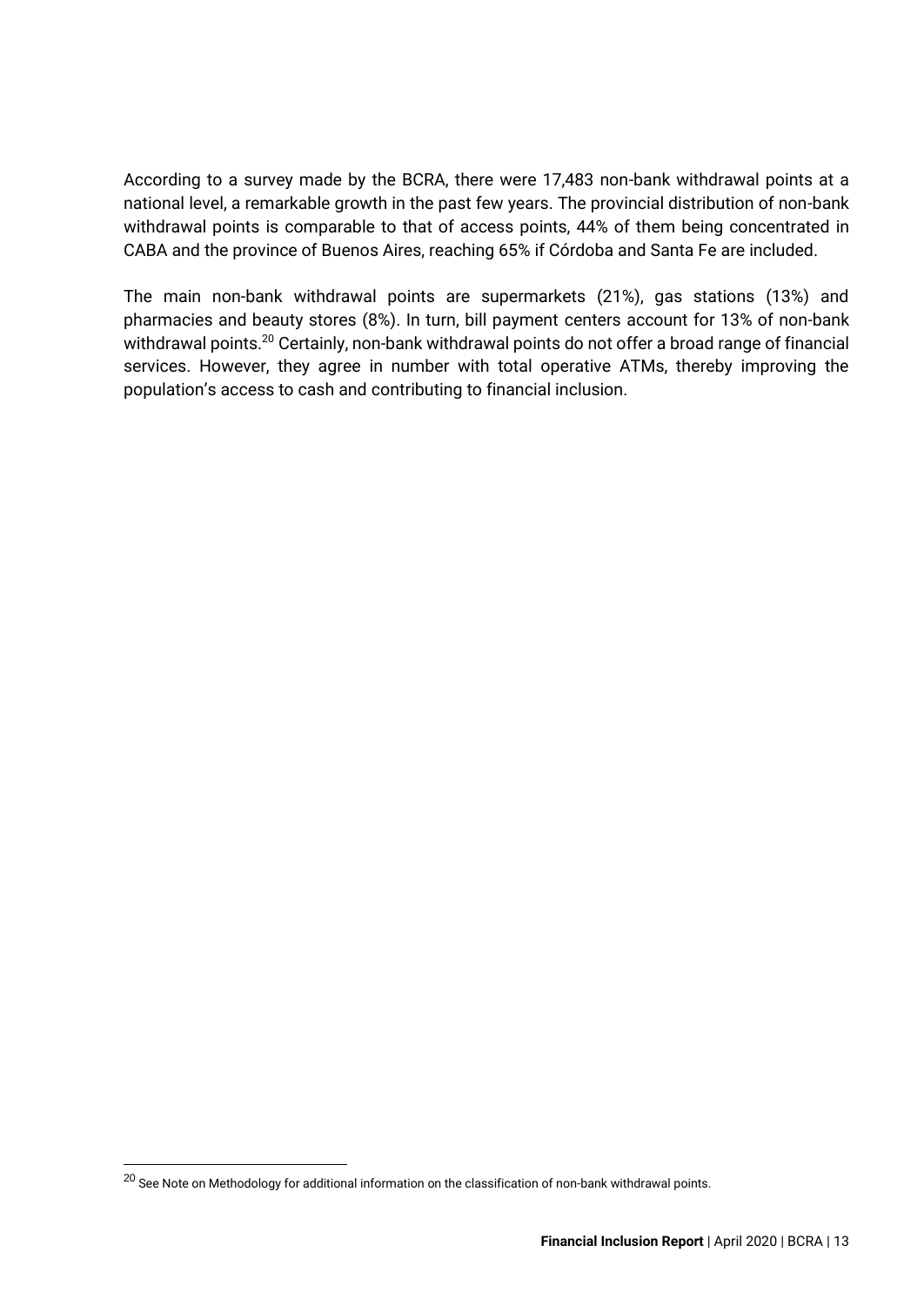According to a survey made by the BCRA, there were 17,483 non-bank withdrawal points at a national level, a remarkable growth in the past few years. The provincial distribution of non-bank withdrawal points is comparable to that of access points, 44% of them being concentrated in CABA and the province of Buenos Aires, reaching 65% if Córdoba and Santa Fe are included.

The main non-bank withdrawal points are supermarkets (21%), gas stations (13%) and pharmacies and beauty stores (8%). In turn, bill payment centers account for 13% of non-bank withdrawal points.[20] Certainly, non-bank withdrawal points do not offer a broad range of financial services. However, they agree in number with total operative ATMs, thereby improving the population's access to cash and contributing to financial inclusion.

[20] See Note on Methodology for additional information on the classification of non-bank withdrawal points.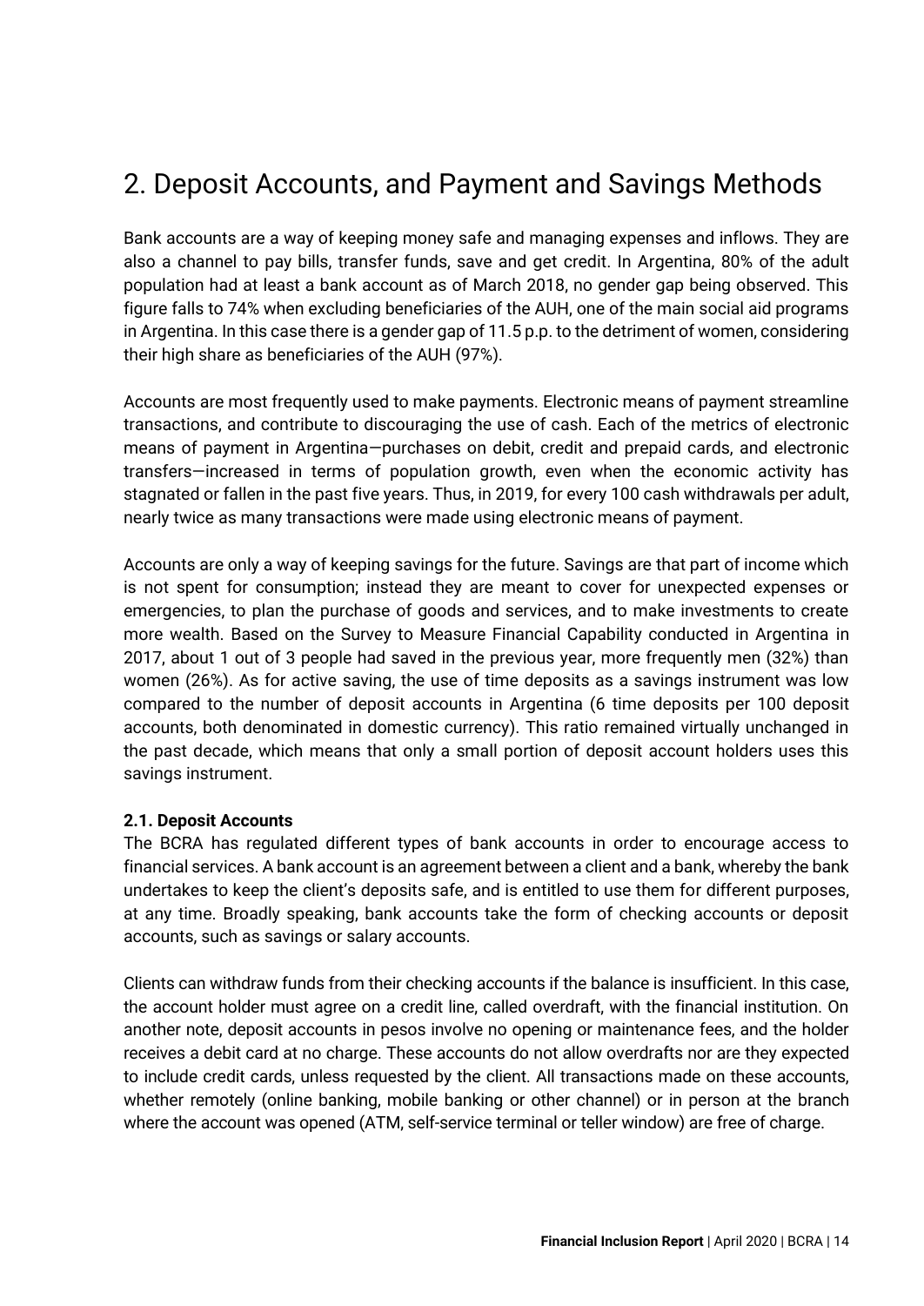# 2. Deposit Accounts, and Payment and Savings Methods

Bank accounts are a way of keeping money safe and managing expenses and inflows. They are also a channel to pay bills, transfer funds, save and get credit. In Argentina, 80% of the adult population had at least a bank account as of March 2018, no gender gap being observed. This figure falls to 74% when excluding beneficiaries of the AUH, one of the main social aid programs in Argentina. In this case there is a gender gap of 11.5 p.p. to the detriment of women, considering their high share as beneficiaries of the AUH (97%).

Accounts are most frequently used to make payments. Electronic means of payment streamline transactions, and contribute to discouraging the use of cash. Each of the metrics of electronic means of payment in Argentina—purchases on debit, credit and prepaid cards, and electronic transfers—increased in terms of population growth, even when the economic activity has stagnated or fallen in the past five years. Thus, in 2019, for every 100 cash withdrawals per adult, nearly twice as many transactions were made using electronic means of payment.

Accounts are only a way of keeping savings for the future. Savings are that part of income which is not spent for consumption; instead they are meant to cover for unexpected expenses or emergencies, to plan the purchase of goods and services, and to make investments to create more wealth. Based on the Survey to Measure Financial Capability conducted in Argentina in 2017, about 1 out of 3 people had saved in the previous year, more frequently men (32%) than women (26%). As for active saving, the use of time deposits as a savings instrument was low compared to the number of deposit accounts in Argentina (6 time deposits per 100 deposit accounts, both denominated in domestic currency). This ratio remained virtually unchanged in the past decade, which means that only a small portion of deposit account holders uses this savings instrument.

**2.1. Deposit Accounts**

The BCRA has regulated different types of bank accounts in order to encourage access to financial services. A bank account is an agreement between a client and a bank, whereby the bank undertakes to keep the client's deposits safe, and is entitled to use them for different purposes, at any time. Broadly speaking, bank accounts take the form of checking accounts or deposit accounts, such as savings or salary accounts.

Clients can withdraw funds from their checking accounts if the balance is insufficient. In this case, the account holder must agree on a credit line, called overdraft, with the financial institution. On another note, deposit accounts in pesos involve no opening or maintenance fees, and the holder receives a debit card at no charge. These accounts do not allow overdrafts nor are they expected to include credit cards, unless requested by the client. All transactions made on these accounts, whether remotely (online banking, mobile banking or other channel) or in person at the branch where the account was opened (ATM, self-service terminal or teller window) are free of charge.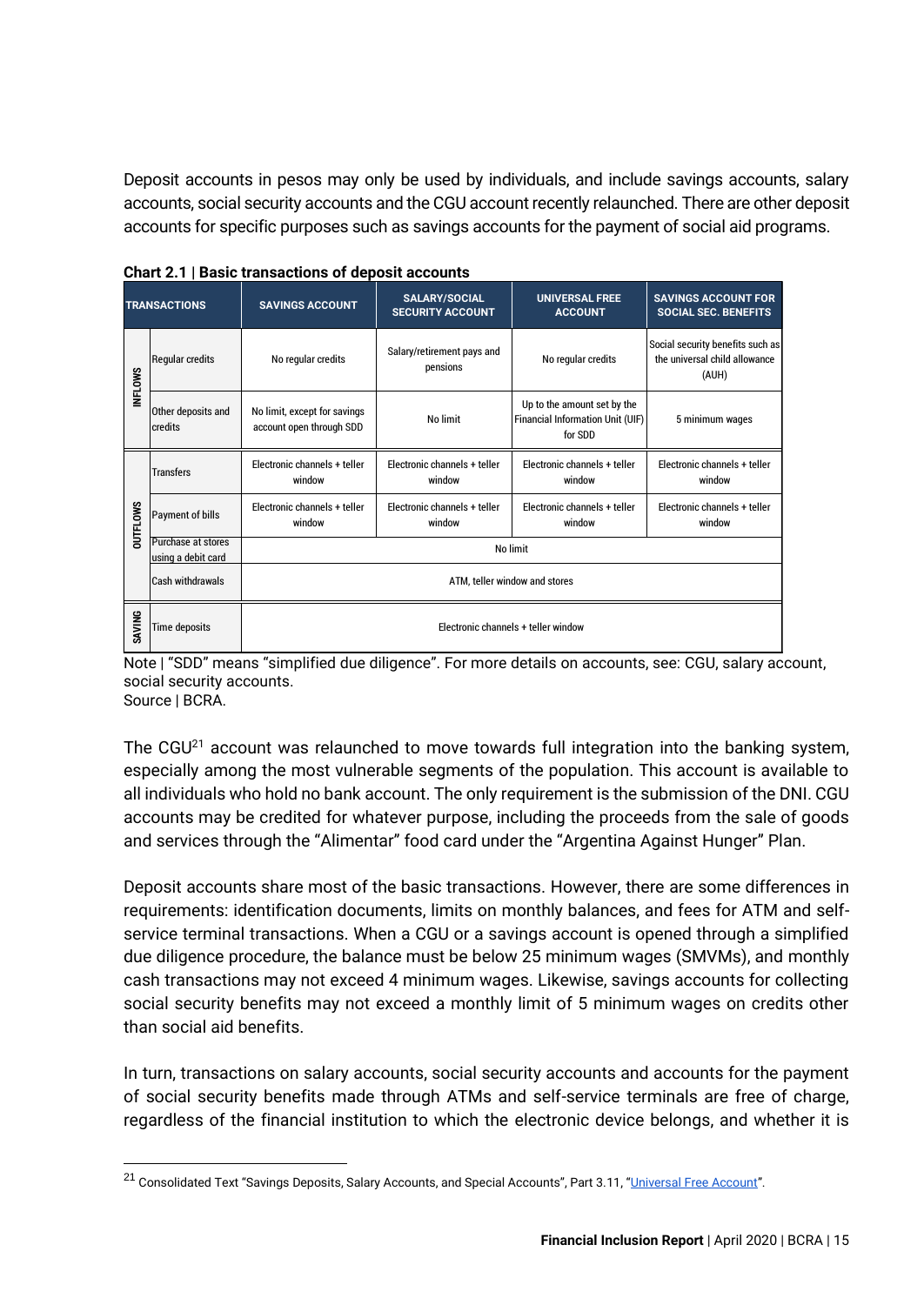Deposit accounts in pesos may only be used by individuals, and include savings accounts, salary accounts, social security accounts and the CGU account recently relaunched. There are other deposit accounts for specific purposes such as savings accounts for the payment of social aid programs.

**Chart 2.1 | Basic transactions of deposit accounts**

| TRANSACTIONS | | SAVINGS ACCOUNT | SALARY/SOCIAL SECURITY ACCOUNT | UNIVERSAL FREE ACCOUNT | SAVINGS ACCOUNT FOR SOCIAL SEC. BENEFITS |
|---|---|---|---|---|---|
| INFLOWS | Regular credits | No regular credits | Salary/retirement pays and pensions | No regular credits | Social security benefits such as the universal child allowance (AUH) |
| | Other deposits and credits | No limit, except for savings account open through SDD | No limit | Up to the amount set by the Financial Information Unit (UIF) for SDD | 5 minimum wages |
| OUTFLOWS | Transfers | Electronic channels + teller window | Electronic channels + teller window | Electronic channels + teller window | Electronic channels + teller window |
| | Payment of bills | Electronic channels + teller window | Electronic channels + teller window | Electronic channels + teller window | Electronic channels + teller window |
| | Purchase at stores using a debit card | No limit | | | |
| | Cash withdrawals | ATM, teller window and stores | | | |
| SAVING | Time deposits | Electronic channels + teller window | | | |

Note | "SDD" means "simplified due diligence". For more details on accounts, see: CGU, salary account, social security accounts.
Source | BCRA.

The CGU[21] account was relaunched to move towards full integration into the banking system, especially among the most vulnerable segments of the population. This account is available to all individuals who hold no bank account. The only requirement is the submission of the DNI. CGU accounts may be credited for whatever purpose, including the proceeds from the sale of goods and services through the "Alimentar" food card under the "Argentina Against Hunger" Plan.

Deposit accounts share most of the basic transactions. However, there are some differences in requirements: identification documents, limits on monthly balances, and fees for ATM and self-service terminal transactions. When a CGU or a savings account is opened through a simplified due diligence procedure, the balance must be below 25 minimum wages (SMVMs), and monthly cash transactions may not exceed 4 minimum wages. Likewise, savings accounts for collecting social security benefits may not exceed a monthly limit of 5 minimum wages on credits other than social aid benefits.

In turn, transactions on salary accounts, social security accounts and accounts for the payment of social security benefits made through ATMs and self-service terminals are free of charge, regardless of the financial institution to which the electronic device belongs, and whether it is

[21] Consolidated Text "Savings Deposits, Salary Accounts, and Special Accounts", Part 3.11, "Universal Free Account".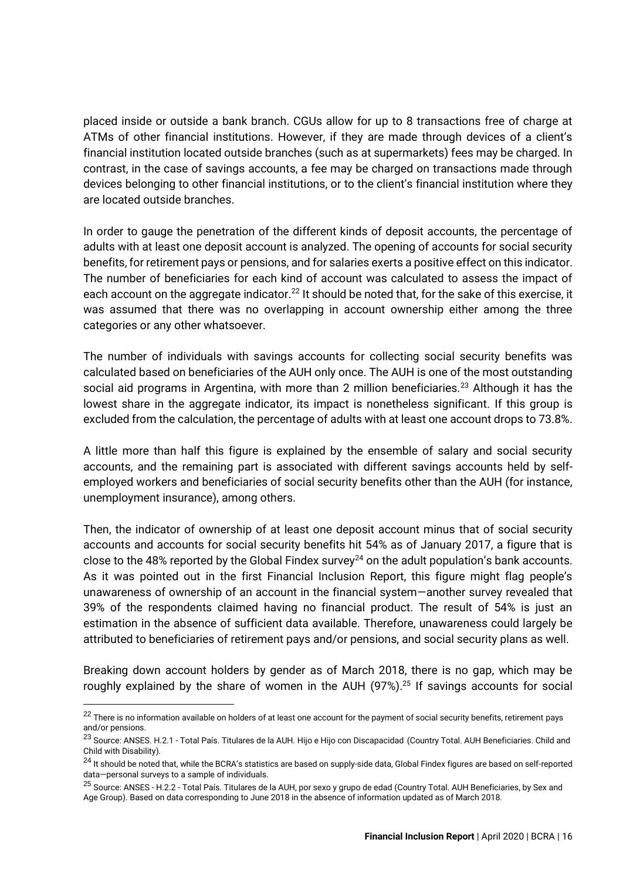placed inside or outside a bank branch. CGUs allow for up to 8 transactions free of charge at ATMs of other financial institutions. However, if they are made through devices of a client's financial institution located outside branches (such as at supermarkets) fees may be charged. In contrast, in the case of savings accounts, a fee may be charged on transactions made through devices belonging to other financial institutions, or to the client's financial institution where they are located outside branches.

In order to gauge the penetration of the different kinds of deposit accounts, the percentage of adults with at least one deposit account is analyzed. The opening of accounts for social security benefits, for retirement pays or pensions, and for salaries exerts a positive effect on this indicator. The number of beneficiaries for each kind of account was calculated to assess the impact of each account on the aggregate indicator.[22] It should be noted that, for the sake of this exercise, it was assumed that there was no overlapping in account ownership either among the three categories or any other whatsoever.

The number of individuals with savings accounts for collecting social security benefits was calculated based on beneficiaries of the AUH only once. The AUH is one of the most outstanding social aid programs in Argentina, with more than 2 million beneficiaries.[23] Although it has the lowest share in the aggregate indicator, its impact is nonetheless significant. If this group is excluded from the calculation, the percentage of adults with at least one account drops to 73.8%.

A little more than half this figure is explained by the ensemble of salary and social security accounts, and the remaining part is associated with different savings accounts held by self-employed workers and beneficiaries of social security benefits other than the AUH (for instance, unemployment insurance), among others.

Then, the indicator of ownership of at least one deposit account minus that of social security accounts and accounts for social security benefits hit 54% as of January 2017, a figure that is close to the 48% reported by the Global Findex survey[24] on the adult population's bank accounts. As it was pointed out in the first Financial Inclusion Report, this figure might flag people's unawareness of ownership of an account in the financial system—another survey revealed that 39% of the respondents claimed having no financial product. The result of 54% is just an estimation in the absence of sufficient data available. Therefore, unawareness could largely be attributed to beneficiaries of retirement pays and/or pensions, and social security plans as well.

Breaking down account holders by gender as of March 2018, there is no gap, which may be roughly explained by the share of women in the AUH (97%).[25] If savings accounts for social

---

[22] There is no information available on holders of at least one account for the payment of social security benefits, retirement pays and/or pensions.

[23] Source: ANSES. H.2.1 - Total País. Titulares de la AUH. Hijo e Hijo con Discapacidad (Country Total. AUH Beneficiaries. Child and Child with Disability).

[24] It should be noted that, while the BCRA's statistics are based on supply-side data, Global Findex figures are based on self-reported data—personal surveys to a sample of individuals.

[25] Source: ANSES - H.2.2 - Total País. Titulares de la AUH, por sexo y grupo de edad (Country Total. AUH Beneficiaries, by Sex and Age Group). Based on data corresponding to June 2018 in the absence of information updated as of March 2018.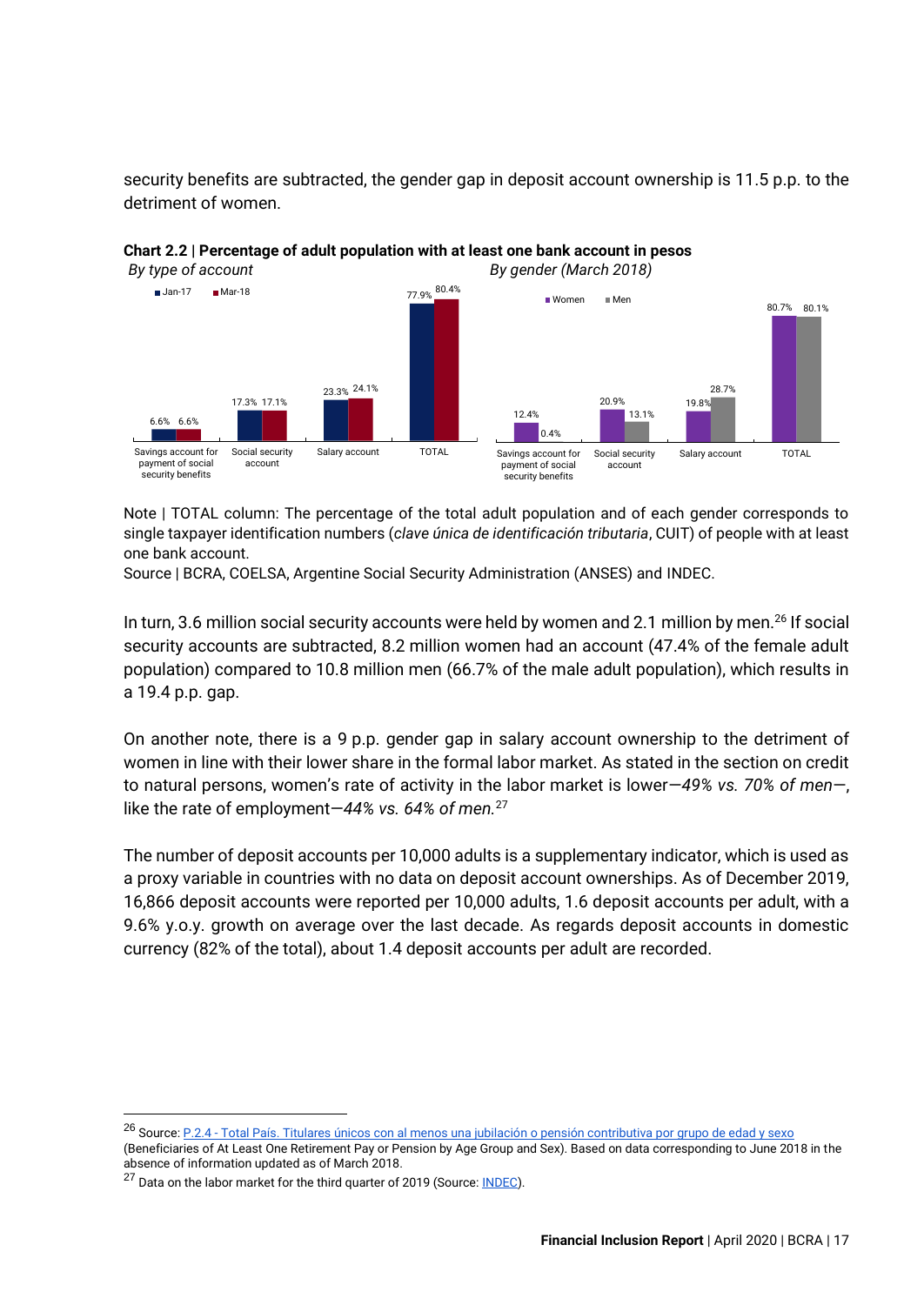security benefits are subtracted, the gender gap in deposit account ownership is 11.5 p.p. to the detriment of women.

**Chart 2.2 | Percentage of adult population with at least one bank account in pesos**

*By type of account*

| | Jan-17 | Mar-18 |
|---|---|---|
| Savings account for payment of social security benefits | 6.6% | 6.6% |
| Social security account | 17.3% | 17.1% |
| Salary account | 23.3% | 24.1% |
| TOTAL | 77.9% | 80.4% |

*By gender (March 2018)*

| | Women | Men |
|---|---|---|
| Savings account for payment of social security benefits | 12.4% | 0.4% |
| Social security account | 20.9% | 13.1% |
| Salary account | 19.8% | 28.7% |
| TOTAL | 80.7% | 80.1% |

Note | TOTAL column: The percentage of the total adult population and of each gender corresponds to single taxpayer identification numbers (*clave única de identificación tributaria*, CUIT) of people with at least one bank account.

Source | BCRA, COELSA, Argentine Social Security Administration (ANSES) and INDEC.

In turn, 3.6 million social security accounts were held by women and 2.1 million by men.[26] If social security accounts are subtracted, 8.2 million women had an account (47.4% of the female adult population) compared to 10.8 million men (66.7% of the male adult population), which results in a 19.4 p.p. gap.

On another note, there is a 9 p.p. gender gap in salary account ownership to the detriment of women in line with their lower share in the formal labor market. As stated in the section on credit to natural persons, women's rate of activity in the labor market is lower—*49% vs. 70% of men*—, like the rate of employment—*44% vs. 64% of men.*[27]

The number of deposit accounts per 10,000 adults is a supplementary indicator, which is used as a proxy variable in countries with no data on deposit account ownerships. As of December 2019, 16,866 deposit accounts were reported per 10,000 adults, 1.6 deposit accounts per adult, with a 9.6% y.o.y. growth on average over the last decade. As regards deposit accounts in domestic currency (82% of the total), about 1.4 deposit accounts per adult are recorded.

---

[26] Source: P.2.4 - Total País. Titulares únicos con al menos una jubilación o pensión contributiva por grupo de edad y sexo (Beneficiaries of At Least One Retirement Pay or Pension by Age Group and Sex). Based on data corresponding to June 2018 in the absence of information updated as of March 2018.

[27] Data on the labor market for the third quarter of 2019 (Source: INDEC).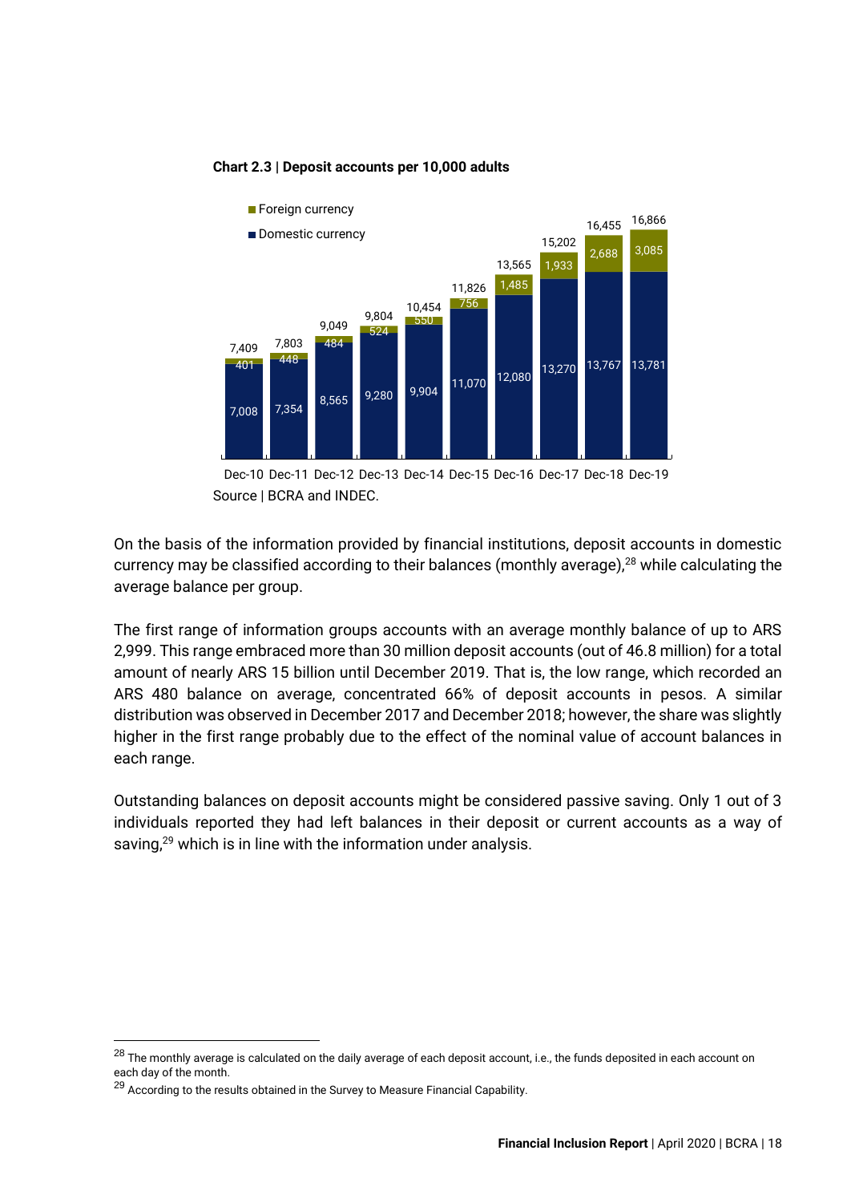**Chart 2.3 | Deposit accounts per 10,000 adults**

| | Dec-10 | Dec-11 | Dec-12 | Dec-13 | Dec-14 | Dec-15 | Dec-16 | Dec-17 | Dec-18 | Dec-19 |
|---|---|---|---|---|---|---|---|---|---|---|
| Domestic currency | 7,008 | 7,354 | 8,565 | 9,280 | 9,904 | 11,070 | 12,080 | 13,270 | 13,767 | 13,781 |
| Foreign currency | 401 | 448 | 484 | 524 | 550 | 756 | 1,485 | 1,933 | 2,688 | 3,085 |
| Total | 7,409 | 7,803 | 9,049 | 9,804 | 10,454 | 11,826 | 13,565 | 15,202 | 16,455 | 16,866 |

Source | BCRA and INDEC.

On the basis of the information provided by financial institutions, deposit accounts in domestic currency may be classified according to their balances (monthly average),[28] while calculating the average balance per group.

The first range of information groups accounts with an average monthly balance of up to ARS 2,999. This range embraced more than 30 million deposit accounts (out of 46.8 million) for a total amount of nearly ARS 15 billion until December 2019. That is, the low range, which recorded an ARS 480 balance on average, concentrated 66% of deposit accounts in pesos. A similar distribution was observed in December 2017 and December 2018; however, the share was slightly higher in the first range probably due to the effect of the nominal value of account balances in each range.

Outstanding balances on deposit accounts might be considered passive saving. Only 1 out of 3 individuals reported they had left balances in their deposit or current accounts as a way of saving,[29] which is in line with the information under analysis.

---

[28] The monthly average is calculated on the daily average of each deposit account, i.e., the funds deposited in each account on each day of the month.

[29] According to the results obtained in the Survey to Measure Financial Capability.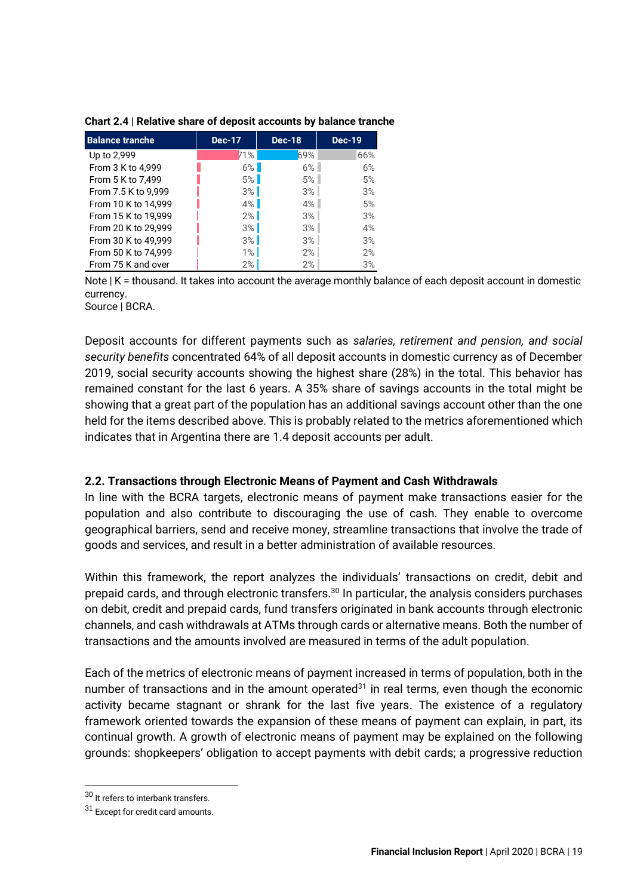**Chart 2.4 | Relative share of deposit accounts by balance tranche**

| Balance tranche | Dec-17 | Dec-18 | Dec-19 |
|---|---|---|---|
| Up to 2,999 | 71% | 69% | 66% |
| From 3 K to 4,999 | 6% | 6% | 6% |
| From 5 K to 7,499 | 5% | 5% | 5% |
| From 7.5 K to 9,999 | 3% | 3% | 3% |
| From 10 K to 14,999 | 4% | 4% | 5% |
| From 15 K to 19,999 | 2% | 3% | 3% |
| From 20 K to 29,999 | 3% | 3% | 4% |
| From 30 K to 49,999 | 3% | 3% | 3% |
| From 50 K to 74,999 | 1% | 2% | 2% |
| From 75 K and over | 2% | 2% | 3% |

Note | K = thousand. It takes into account the average monthly balance of each deposit account in domestic currency.
Source | BCRA.

Deposit accounts for different payments such as *salaries, retirement and pension, and social security benefits* concentrated 64% of all deposit accounts in domestic currency as of December 2019, social security accounts showing the highest share (28%) in the total. This behavior has remained constant for the last 6 years. A 35% share of savings accounts in the total might be showing that a great part of the population has an additional savings account other than the one held for the items described above. This is probably related to the metrics aforementioned which indicates that in Argentina there are 1.4 deposit accounts per adult.

### 2.2. Transactions through Electronic Means of Payment and Cash Withdrawals

In line with the BCRA targets, electronic means of payment make transactions easier for the population and also contribute to discouraging the use of cash. They enable to overcome geographical barriers, send and receive money, streamline transactions that involve the trade of goods and services, and result in a better administration of available resources.

Within this framework, the report analyzes the individuals' transactions on credit, debit and prepaid cards, and through electronic transfers.[30] In particular, the analysis considers purchases on debit, credit and prepaid cards, fund transfers originated in bank accounts through electronic channels, and cash withdrawals at ATMs through cards or alternative means. Both the number of transactions and the amounts involved are measured in terms of the adult population.

Each of the metrics of electronic means of payment increased in terms of population, both in the number of transactions and in the amount operated[31] in real terms, even though the economic activity became stagnant or shrank for the last five years. The existence of a regulatory framework oriented towards the expansion of these means of payment can explain, in part, its continual growth. A growth of electronic means of payment may be explained on the following grounds: shopkeepers' obligation to accept payments with debit cards; a progressive reduction

[30] It refers to interbank transfers.

[31] Except for credit card amounts.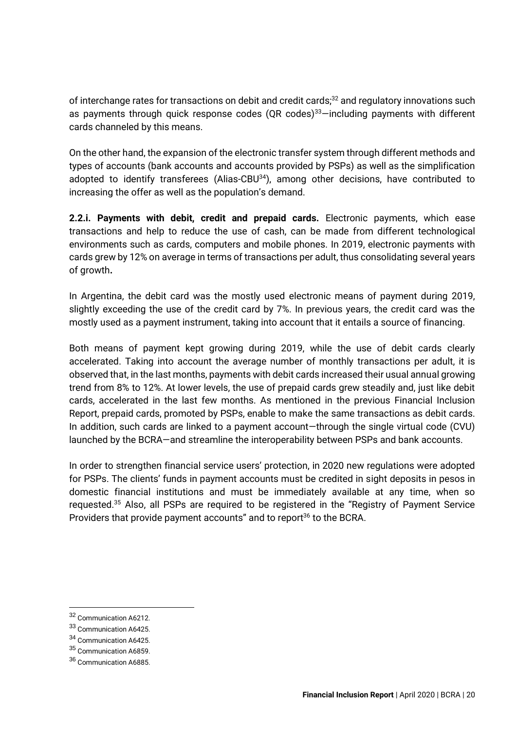of interchange rates for transactions on debit and credit cards;[32] and regulatory innovations such as payments through quick response codes (QR codes)[33]—including payments with different cards channeled by this means.

On the other hand, the expansion of the electronic transfer system through different methods and types of accounts (bank accounts and accounts provided by PSPs) as well as the simplification adopted to identify transferees (Alias-CBU[34]), among other decisions, have contributed to increasing the offer as well as the population's demand.

**2.2.i. Payments with debit, credit and prepaid cards.** Electronic payments, which ease transactions and help to reduce the use of cash, can be made from different technological environments such as cards, computers and mobile phones. In 2019, electronic payments with cards grew by 12% on average in terms of transactions per adult, thus consolidating several years of growth**.**

In Argentina, the debit card was the mostly used electronic means of payment during 2019, slightly exceeding the use of the credit card by 7%. In previous years, the credit card was the mostly used as a payment instrument, taking into account that it entails a source of financing.

Both means of payment kept growing during 2019, while the use of debit cards clearly accelerated. Taking into account the average number of monthly transactions per adult, it is observed that, in the last months, payments with debit cards increased their usual annual growing trend from 8% to 12%. At lower levels, the use of prepaid cards grew steadily and, just like debit cards, accelerated in the last few months. As mentioned in the previous Financial Inclusion Report, prepaid cards, promoted by PSPs, enable to make the same transactions as debit cards. In addition, such cards are linked to a payment account—through the single virtual code (CVU) launched by the BCRA—and streamline the interoperability between PSPs and bank accounts.

In order to strengthen financial service users' protection, in 2020 new regulations were adopted for PSPs. The clients' funds in payment accounts must be credited in sight deposits in pesos in domestic financial institutions and must be immediately available at any time, when so requested.[35] Also, all PSPs are required to be registered in the "Registry of Payment Service Providers that provide payment accounts" and to report[36] to the BCRA.

---

[32] Communication A6212.

[33] Communication A6425.

[34] Communication A6425.

[35] Communication A6859.

[36] Communication A6885.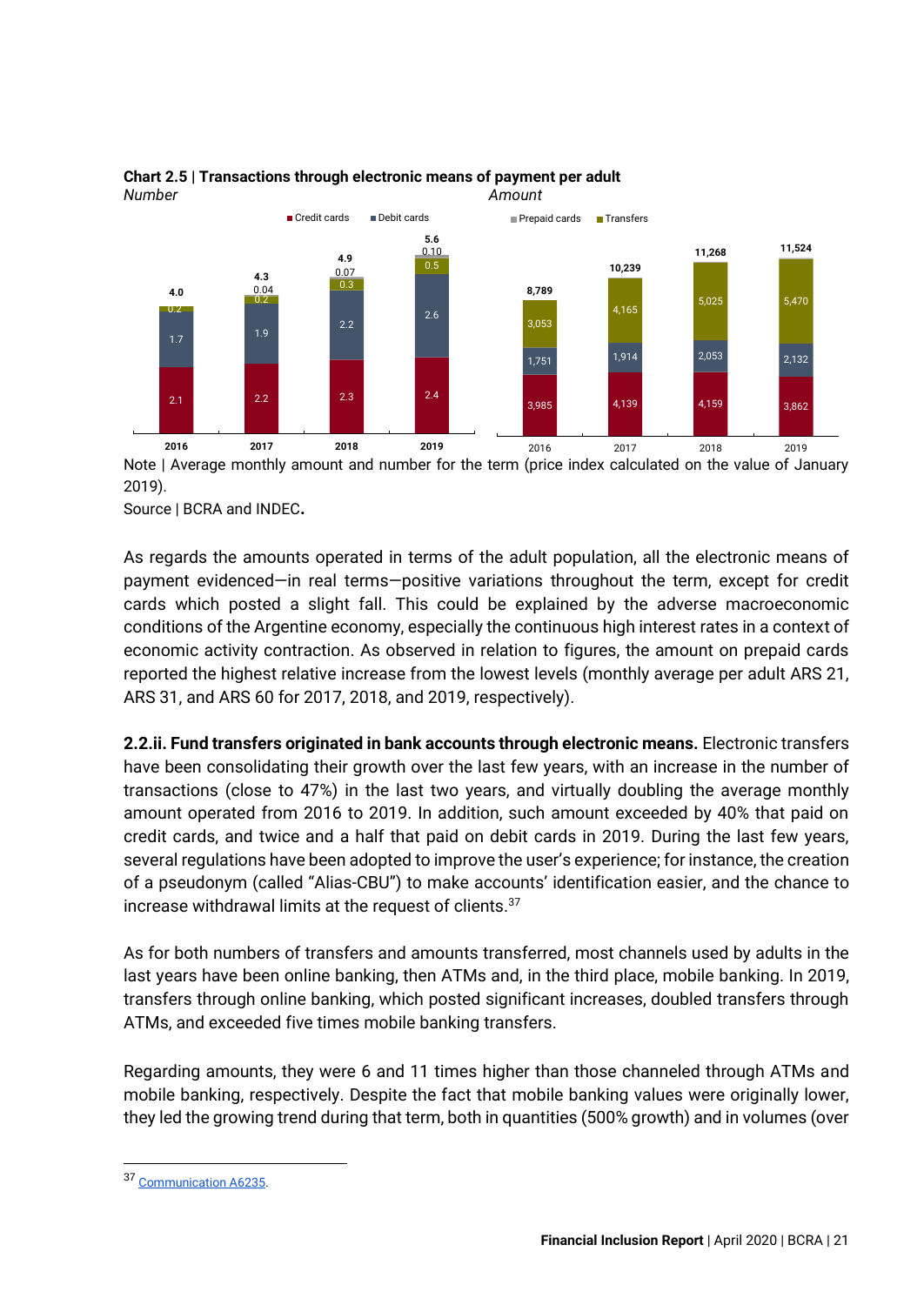**Chart 2.5 | Transactions through electronic means of payment per adult**

*Number* | *Amount*

| Year | Credit cards (Number) | Debit cards (Number) | Transfers (Number) | Prepaid cards (Number) | Total (Number) |
|---|---|---|---|---|---|
| 2016 | 2.1 | 1.7 | 0.2 | | 4.0 |
| 2017 | 2.2 | 1.9 | 0.2 | 0.04 | 4.3 |
| 2018 | 2.3 | 2.2 | 0.3 | 0.07 | 4.9 |
| 2019 | 2.4 | 2.6 | 0.5 | 0.10 | 5.6 |

| Year | Credit cards (Amount) | Debit cards (Amount) | Transfers (Amount) | Total (Amount) |
|---|---|---|---|---|
| 2016 | 3,985 | 1,751 | 3,053 | 8,789 |
| 2017 | 4,139 | 1,914 | 4,165 | 10,239 |
| 2018 | 4,159 | 2,053 | 5,025 | 11,268 |
| 2019 | 3,862 | 2,132 | 5,470 | 11,524 |

Note | Average monthly amount and number for the term (price index calculated on the value of January 2019).

Source | BCRA and INDEC.

As regards the amounts operated in terms of the adult population, all the electronic means of payment evidenced—in real terms—positive variations throughout the term, except for credit cards which posted a slight fall. This could be explained by the adverse macroeconomic conditions of the Argentine economy, especially the continuous high interest rates in a context of economic activity contraction. As observed in relation to figures, the amount on prepaid cards reported the highest relative increase from the lowest levels (monthly average per adult ARS 21, ARS 31, and ARS 60 for 2017, 2018, and 2019, respectively).

**2.2.ii. Fund transfers originated in bank accounts through electronic means.** Electronic transfers have been consolidating their growth over the last few years, with an increase in the number of transactions (close to 47%) in the last two years, and virtually doubling the average monthly amount operated from 2016 to 2019. In addition, such amount exceeded by 40% that paid on credit cards, and twice and a half that paid on debit cards in 2019. During the last few years, several regulations have been adopted to improve the user's experience; for instance, the creation of a pseudonym (called "Alias-CBU") to make accounts' identification easier, and the chance to increase withdrawal limits at the request of clients.[37]

As for both numbers of transfers and amounts transferred, most channels used by adults in the last years have been online banking, then ATMs and, in the third place, mobile banking. In 2019, transfers through online banking, which posted significant increases, doubled transfers through ATMs, and exceeded five times mobile banking transfers.

Regarding amounts, they were 6 and 11 times higher than those channeled through ATMs and mobile banking, respectively. Despite the fact that mobile banking values were originally lower, they led the growing trend during that term, both in quantities (500% growth) and in volumes (over

[37] Communication A6235.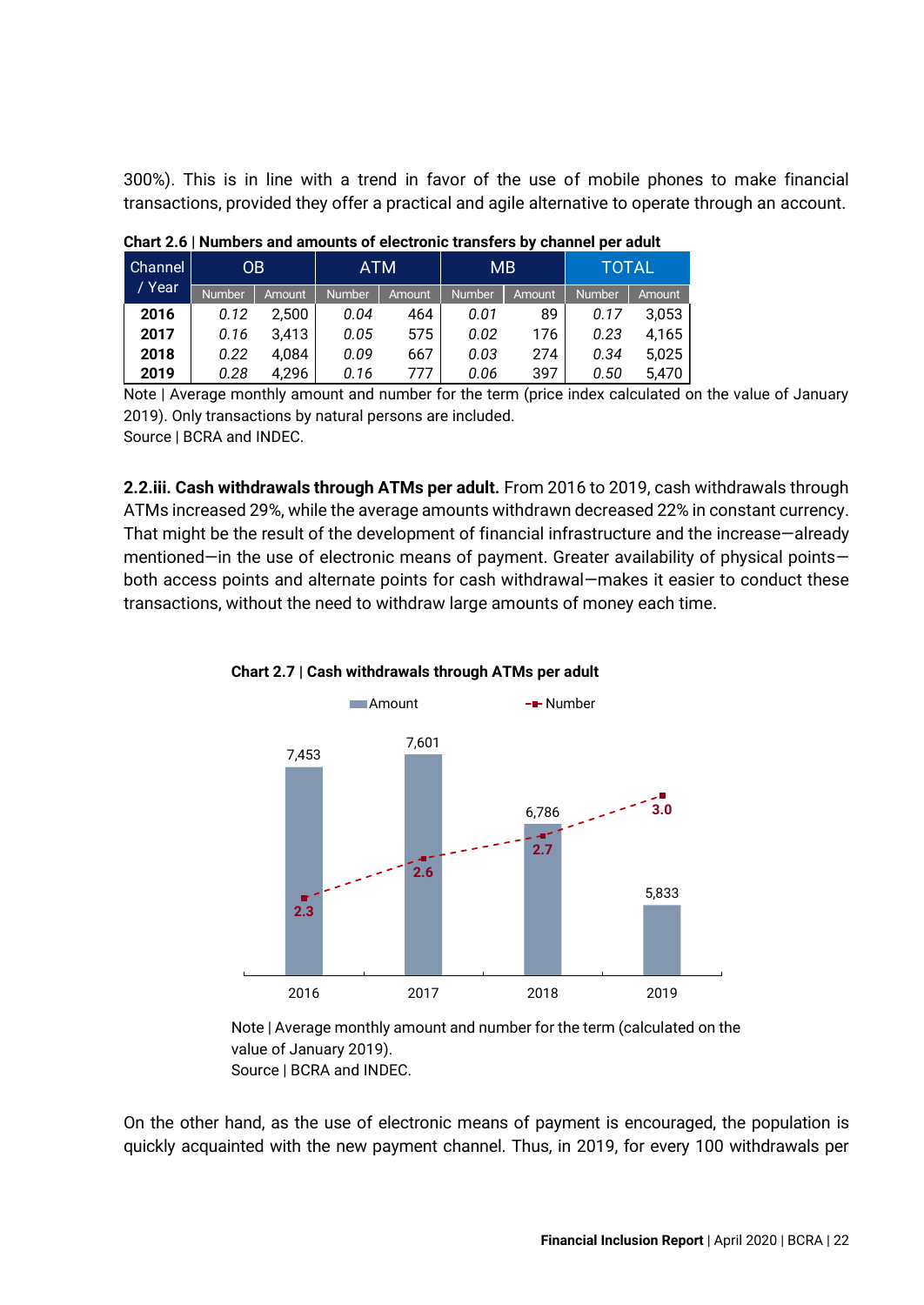300%). This is in line with a trend in favor of the use of mobile phones to make financial transactions, provided they offer a practical and agile alternative to operate through an account.

**Chart 2.6 | Numbers and amounts of electronic transfers by channel per adult**

| Channel / Year | OB | | ATM | | MB | | TOTAL | |
|---|---|---|---|---|---|---|---|---|
| | Number | Amount | Number | Amount | Number | Amount | Number | Amount |
| **2016** | *0.12* | 2,500 | *0.04* | 464 | *0.01* | 89 | *0.17* | 3,053 |
| **2017** | *0.16* | 3,413 | *0.05* | 575 | *0.02* | 176 | *0.23* | 4,165 |
| **2018** | *0.22* | 4,084 | *0.09* | 667 | *0.03* | 274 | *0.34* | 5,025 |
| **2019** | *0.28* | 4,296 | *0.16* | 777 | *0.06* | 397 | *0.50* | 5,470 |

Note | Average monthly amount and number for the term (price index calculated on the value of January 2019). Only transactions by natural persons are included.
Source | BCRA and INDEC.

**2.2.iii. Cash withdrawals through ATMs per adult.** From 2016 to 2019, cash withdrawals through ATMs increased 29%, while the average amounts withdrawn decreased 22% in constant currency. That might be the result of the development of financial infrastructure and the increase—already mentioned—in the use of electronic means of payment. Greater availability of physical points—both access points and alternate points for cash withdrawal—makes it easier to conduct these transactions, without the need to withdraw large amounts of money each time.

**Chart 2.7 | Cash withdrawals through ATMs per adult**

| Year | Amount | Number |
|---|---|---|
| 2016 | 7,453 | 2.3 |
| 2017 | 7,601 | 2.6 |
| 2018 | 6,786 | 2.7 |
| 2019 | 5,833 | 3.0 |

Note | Average monthly amount and number for the term (calculated on the value of January 2019).
Source | BCRA and INDEC.

On the other hand, as the use of electronic means of payment is encouraged, the population is quickly acquainted with the new payment channel. Thus, in 2019, for every 100 withdrawals per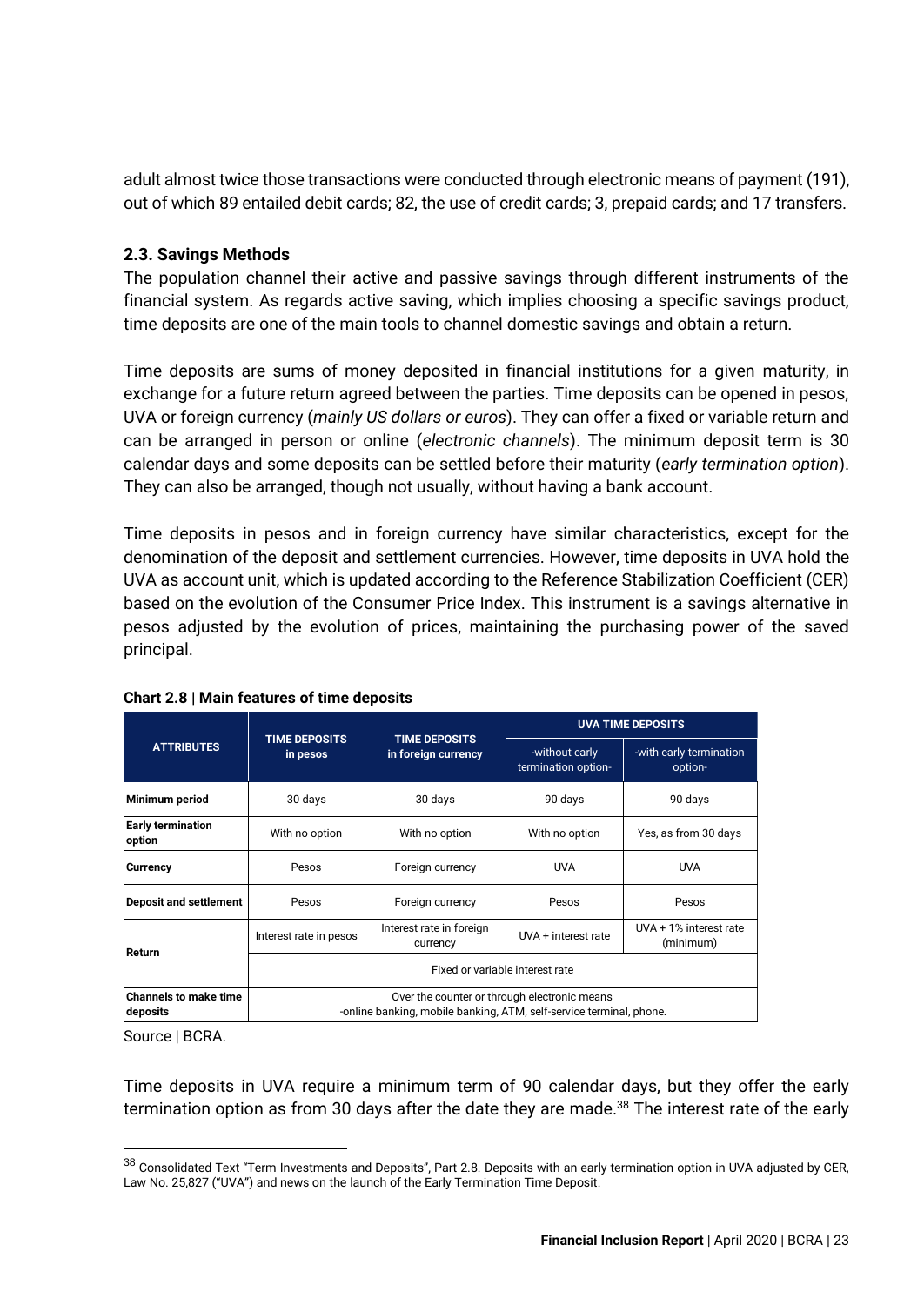adult almost twice those transactions were conducted through electronic means of payment (191), out of which 89 entailed debit cards; 82, the use of credit cards; 3, prepaid cards; and 17 transfers.

### 2.3. Savings Methods

The population channel their active and passive savings through different instruments of the financial system. As regards active saving, which implies choosing a specific savings product, time deposits are one of the main tools to channel domestic savings and obtain a return.

Time deposits are sums of money deposited in financial institutions for a given maturity, in exchange for a future return agreed between the parties. Time deposits can be opened in pesos, UVA or foreign currency (*mainly US dollars or euros*). They can offer a fixed or variable return and can be arranged in person or online (*electronic channels*). The minimum deposit term is 30 calendar days and some deposits can be settled before their maturity (*early termination option*). They can also be arranged, though not usually, without having a bank account.

Time deposits in pesos and in foreign currency have similar characteristics, except for the denomination of the deposit and settlement currencies. However, time deposits in UVA hold the UVA as account unit, which is updated according to the Reference Stabilization Coefficient (CER) based on the evolution of the Consumer Price Index. This instrument is a savings alternative in pesos adjusted by the evolution of prices, maintaining the purchasing power of the saved principal.

**Chart 2.8 | Main features of time deposits**

| ATTRIBUTES | TIME DEPOSITS in pesos | TIME DEPOSITS in foreign currency | UVA TIME DEPOSITS | |
|---|---|---|---|---|
| | | | -without early termination option- | -with early termination option- |
| **Minimum period** | 30 days | 30 days | 90 days | 90 days |
| **Early termination option** | With no option | With no option | With no option | Yes, as from 30 days |
| **Currency** | Pesos | Foreign currency | UVA | UVA |
| **Deposit and settlement** | Pesos | Foreign currency | Pesos | Pesos |
| **Return** | Interest rate in pesos | Interest rate in foreign currency | UVA + interest rate | UVA + 1% interest rate (minimum) |
| | Fixed or variable interest rate | | | |
| **Channels to make time deposits** | Over the counter or through electronic means -online banking, mobile banking, ATM, self-service terminal, phone. | | | |

Source | BCRA.

Time deposits in UVA require a minimum term of 90 calendar days, but they offer the early termination option as from 30 days after the date they are made.[38] The interest rate of the early

[38] Consolidated Text "Term Investments and Deposits", Part 2.8. Deposits with an early termination option in UVA adjusted by CER, Law No. 25,827 ("UVA") and news on the launch of the Early Termination Time Deposit.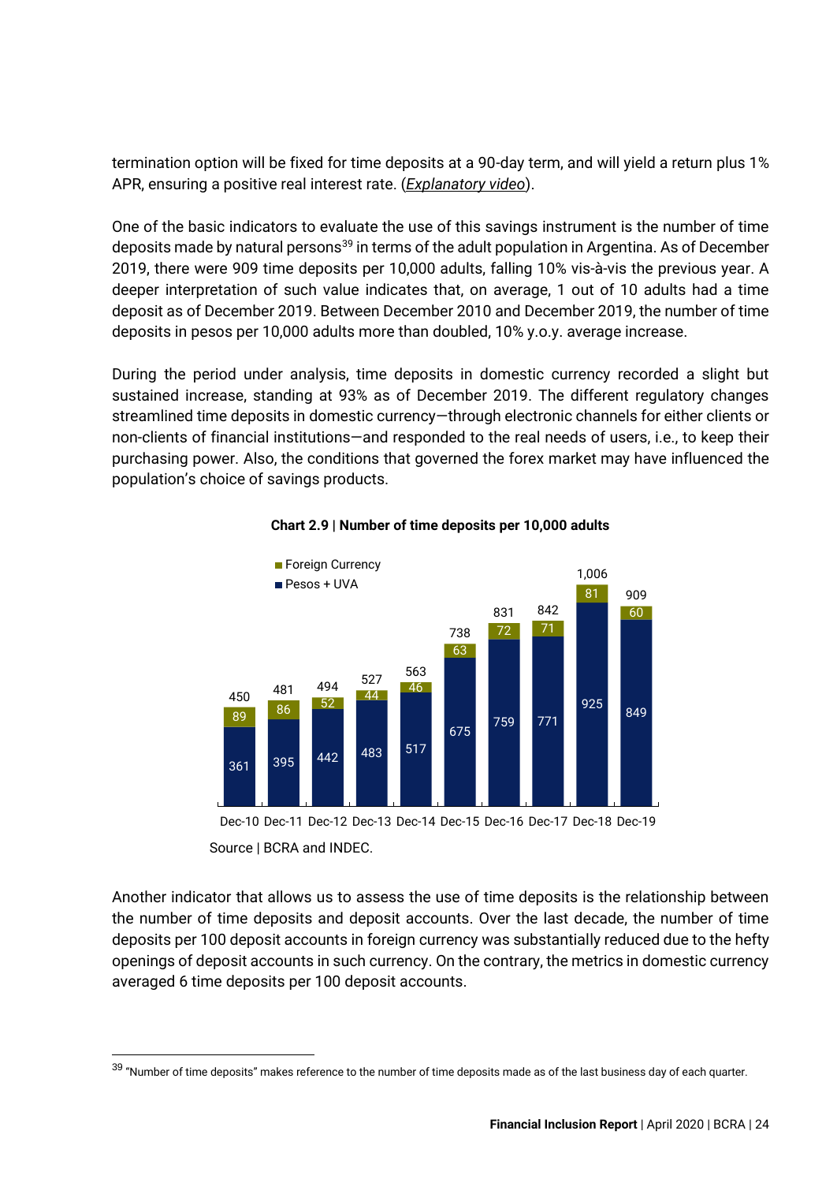termination option will be fixed for time deposits at a 90-day term, and will yield a return plus 1% APR, ensuring a positive real interest rate. (*Explanatory video*).

One of the basic indicators to evaluate the use of this savings instrument is the number of time deposits made by natural persons[39] in terms of the adult population in Argentina. As of December 2019, there were 909 time deposits per 10,000 adults, falling 10% vis-à-vis the previous year. A deeper interpretation of such value indicates that, on average, 1 out of 10 adults had a time deposit as of December 2019. Between December 2010 and December 2019, the number of time deposits in pesos per 10,000 adults more than doubled, 10% y.o.y. average increase.

During the period under analysis, time deposits in domestic currency recorded a slight but sustained increase, standing at 93% as of December 2019. The different regulatory changes streamlined time deposits in domestic currency—through electronic channels for either clients or non-clients of financial institutions—and responded to the real needs of users, i.e., to keep their purchasing power. Also, the conditions that governed the forex market may have influenced the population's choice of savings products.

**Chart 2.9 | Number of time deposits per 10,000 adults**

| | Dec-10 | Dec-11 | Dec-12 | Dec-13 | Dec-14 | Dec-15 | Dec-16 | Dec-17 | Dec-18 | Dec-19 |
|---|---|---|---|---|---|---|---|---|---|---|
| Foreign Currency | 89 | 86 | 52 | 44 | 46 | 63 | 72 | 71 | 81 | 60 |
| Pesos + UVA | 361 | 395 | 442 | 483 | 517 | 675 | 759 | 771 | 925 | 849 |
| Total | 450 | 481 | 494 | 527 | 563 | 738 | 831 | 842 | 1,006 | 909 |

Source | BCRA and INDEC.

Another indicator that allows us to assess the use of time deposits is the relationship between the number of time deposits and deposit accounts. Over the last decade, the number of time deposits per 100 deposit accounts in foreign currency was substantially reduced due to the hefty openings of deposit accounts in such currency. On the contrary, the metrics in domestic currency averaged 6 time deposits per 100 deposit accounts.

[39] "Number of time deposits" makes reference to the number of time deposits made as of the last business day of each quarter.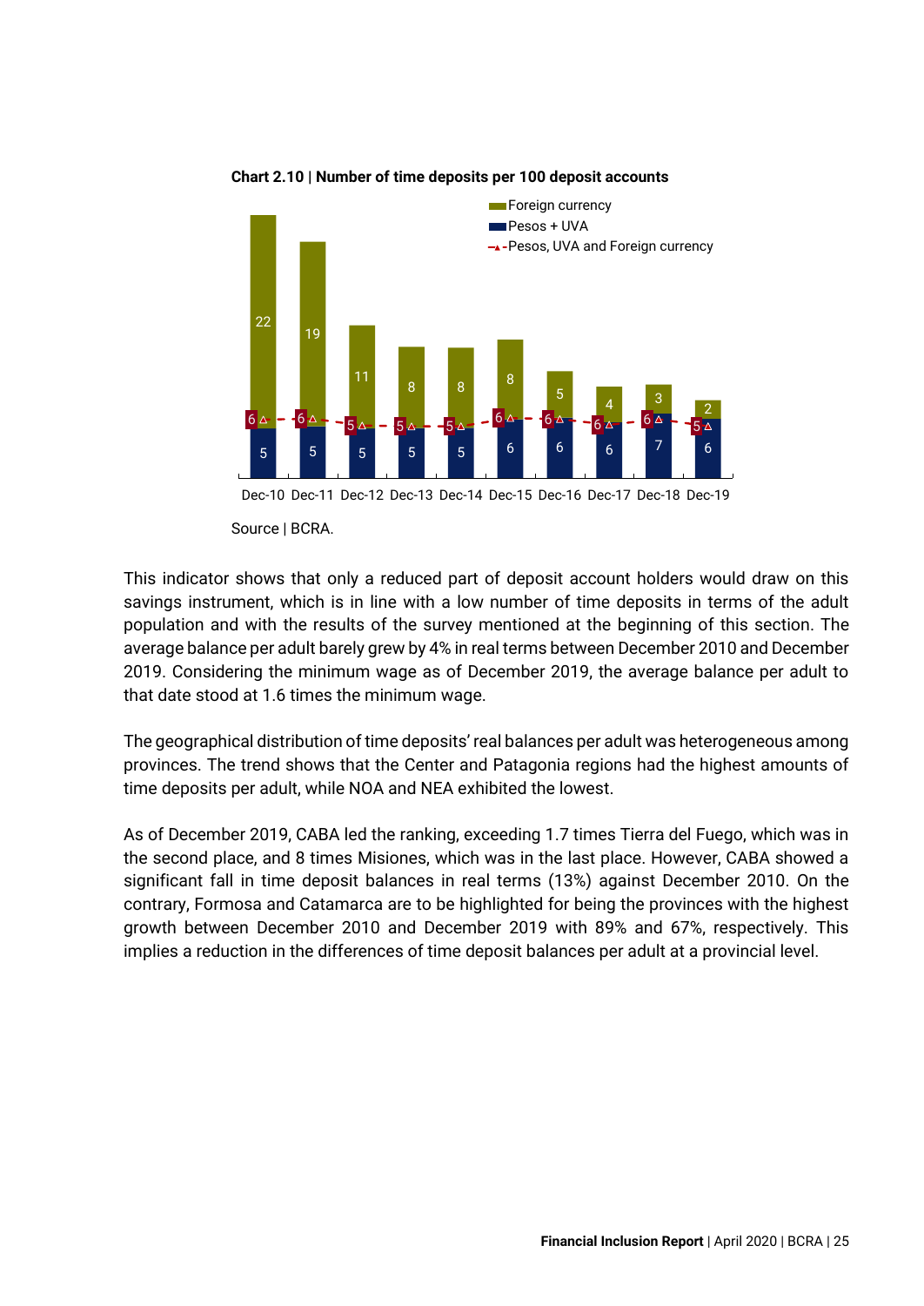**Chart 2.10 | Number of time deposits per 100 deposit accounts**

| | Dec-10 | Dec-11 | Dec-12 | Dec-13 | Dec-14 | Dec-15 | Dec-16 | Dec-17 | Dec-18 | Dec-19 |
|---|---|---|---|---|---|---|---|---|---|---|
| Foreign currency | 22 | 19 | 11 | 8 | 8 | 8 | 5 | 4 | 3 | 2 |
| Pesos + UVA | 5 | 5 | 5 | 5 | 5 | 6 | 6 | 6 | 7 | 6 |
| Pesos, UVA and Foreign currency | 6 | 6 | 5 | 5 | 5 | 6 | 6 | 6 | 6 | 5 |

Source | BCRA.

This indicator shows that only a reduced part of deposit account holders would draw on this savings instrument, which is in line with a low number of time deposits in terms of the adult population and with the results of the survey mentioned at the beginning of this section. The average balance per adult barely grew by 4% in real terms between December 2010 and December 2019. Considering the minimum wage as of December 2019, the average balance per adult to that date stood at 1.6 times the minimum wage.

The geographical distribution of time deposits' real balances per adult was heterogeneous among provinces. The trend shows that the Center and Patagonia regions had the highest amounts of time deposits per adult, while NOA and NEA exhibited the lowest.

As of December 2019, CABA led the ranking, exceeding 1.7 times Tierra del Fuego, which was in the second place, and 8 times Misiones, which was in the last place. However, CABA showed a significant fall in time deposit balances in real terms (13%) against December 2010. On the contrary, Formosa and Catamarca are to be highlighted for being the provinces with the highest growth between December 2010 and December 2019 with 89% and 67%, respectively. This implies a reduction in the differences of time deposit balances per adult at a provincial level.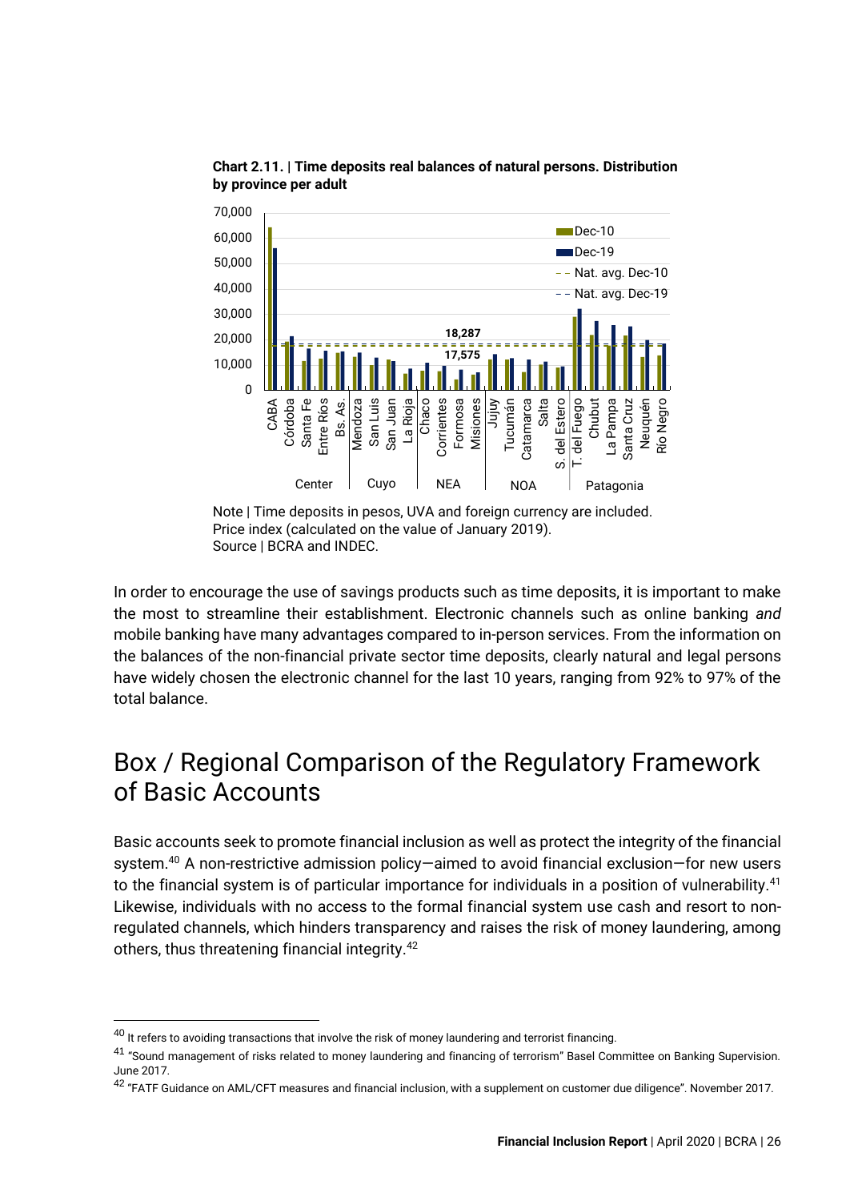**Chart 2.11. | Time deposits real balances of natural persons. Distribution by province per adult**

Note | Time deposits in pesos, UVA and foreign currency are included. Price index (calculated on the value of January 2019).
Source | BCRA and INDEC.

In order to encourage the use of savings products such as time deposits, it is important to make the most to streamline their establishment. Electronic channels such as online banking *and* mobile banking have many advantages compared to in-person services. From the information on the balances of the non-financial private sector time deposits, clearly natural and legal persons have widely chosen the electronic channel for the last 10 years, ranging from 92% to 97% of the total balance.

## Box / Regional Comparison of the Regulatory Framework of Basic Accounts

Basic accounts seek to promote financial inclusion as well as protect the integrity of the financial system.[40] A non-restrictive admission policy—aimed to avoid financial exclusion—for new users to the financial system is of particular importance for individuals in a position of vulnerability.[41] Likewise, individuals with no access to the formal financial system use cash and resort to non-regulated channels, which hinders transparency and raises the risk of money laundering, among others, thus threatening financial integrity.[42]

---

[40] It refers to avoiding transactions that involve the risk of money laundering and terrorist financing.

[41] "Sound management of risks related to money laundering and financing of terrorism" Basel Committee on Banking Supervision. June 2017.

[42] "FATF Guidance on AML/CFT measures and financial inclusion, with a supplement on customer due diligence". November 2017.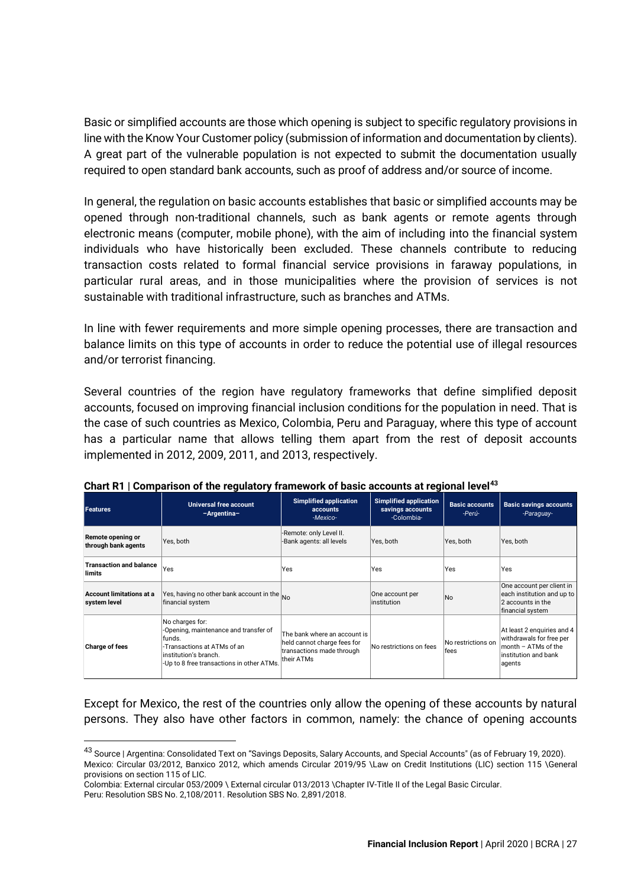Basic or simplified accounts are those which opening is subject to specific regulatory provisions in line with the Know Your Customer policy (submission of information and documentation by clients). A great part of the vulnerable population is not expected to submit the documentation usually required to open standard bank accounts, such as proof of address and/or source of income.

In general, the regulation on basic accounts establishes that basic or simplified accounts may be opened through non-traditional channels, such as bank agents or remote agents through electronic means (computer, mobile phone), with the aim of including into the financial system individuals who have historically been excluded. These channels contribute to reducing transaction costs related to formal financial service provisions in faraway populations, in particular rural areas, and in those municipalities where the provision of services is not sustainable with traditional infrastructure, such as branches and ATMs.

In line with fewer requirements and more simple opening processes, there are transaction and balance limits on this type of accounts in order to reduce the potential use of illegal resources and/or terrorist financing.

Several countries of the region have regulatory frameworks that define simplified deposit accounts, focused on improving financial inclusion conditions for the population in need. That is the case of such countries as Mexico, Colombia, Peru and Paraguay, where this type of account has a particular name that allows telling them apart from the rest of deposit accounts implemented in 2012, 2009, 2011, and 2013, respectively.

**Chart R1 | Comparison of the regulatory framework of basic accounts at regional level**[43]

| Features | Universal free account –Argentina– | Simplified application accounts *-Mexico-* | Simplified application savings accounts -Colombia- | Basic accounts *-Perú-* | Basic savings accounts *-Paraguay-* |
|---|---|---|---|---|---|
| **Remote opening or through bank agents** | Yes, both | -Remote: only Level II.<br>-Bank agents: all levels | Yes, both | Yes, both | Yes, both |
| **Transaction and balance limits** | Yes | Yes | Yes | Yes | Yes |
| **Account limitations at a system level** | Yes, having no other bank account in the financial system | No | One account per institution | No | One account per client in each institution and up to 2 accounts in the financial system |
| **Charge of fees** | No charges for:<br>-Opening, maintenance and transfer of funds.<br>-Transactions at ATMs of an institution's branch.<br>-Up to 8 free transactions in other ATMs. | The bank where an account is held cannot charge fees for transactions made through their ATMs | No restrictions on fees | No restrictions on fees | At least 2 enquiries and 4 withdrawals for free per month – ATMs of the institution and bank agents |

Except for Mexico, the rest of the countries only allow the opening of these accounts by natural persons. They also have other factors in common, namely: the chance of opening accounts

---

[43] Source | Argentina: Consolidated Text on "Savings Deposits, Salary Accounts, and Special Accounts" (as of February 19, 2020). Mexico: Circular 03/2012, Banxico 2012, which amends Circular 2019/95 \Law on Credit Institutions (LIC) section 115 \General provisions on section 115 of LIC.

Colombia: External circular 053/2009 \ External circular 013/2013 \Chapter IV-Title II of the Legal Basic Circular.

Peru: Resolution SBS No. 2,108/2011. Resolution SBS No. 2,891/2018.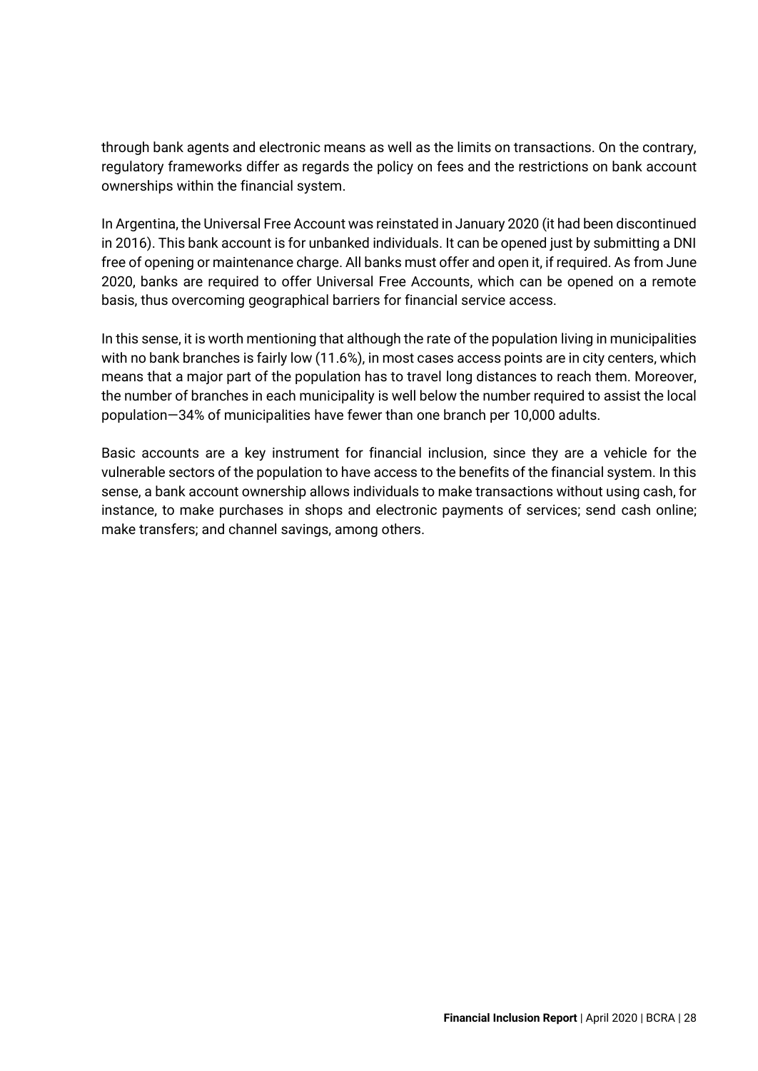through bank agents and electronic means as well as the limits on transactions. On the contrary, regulatory frameworks differ as regards the policy on fees and the restrictions on bank account ownerships within the financial system.

In Argentina, the Universal Free Account was reinstated in January 2020 (it had been discontinued in 2016). This bank account is for unbanked individuals. It can be opened just by submitting a DNI free of opening or maintenance charge. All banks must offer and open it, if required. As from June 2020, banks are required to offer Universal Free Accounts, which can be opened on a remote basis, thus overcoming geographical barriers for financial service access.

In this sense, it is worth mentioning that although the rate of the population living in municipalities with no bank branches is fairly low (11.6%), in most cases access points are in city centers, which means that a major part of the population has to travel long distances to reach them. Moreover, the number of branches in each municipality is well below the number required to assist the local population—34% of municipalities have fewer than one branch per 10,000 adults.

Basic accounts are a key instrument for financial inclusion, since they are a vehicle for the vulnerable sectors of the population to have access to the benefits of the financial system. In this sense, a bank account ownership allows individuals to make transactions without using cash, for instance, to make purchases in shops and electronic payments of services; send cash online; make transfers; and channel savings, among others.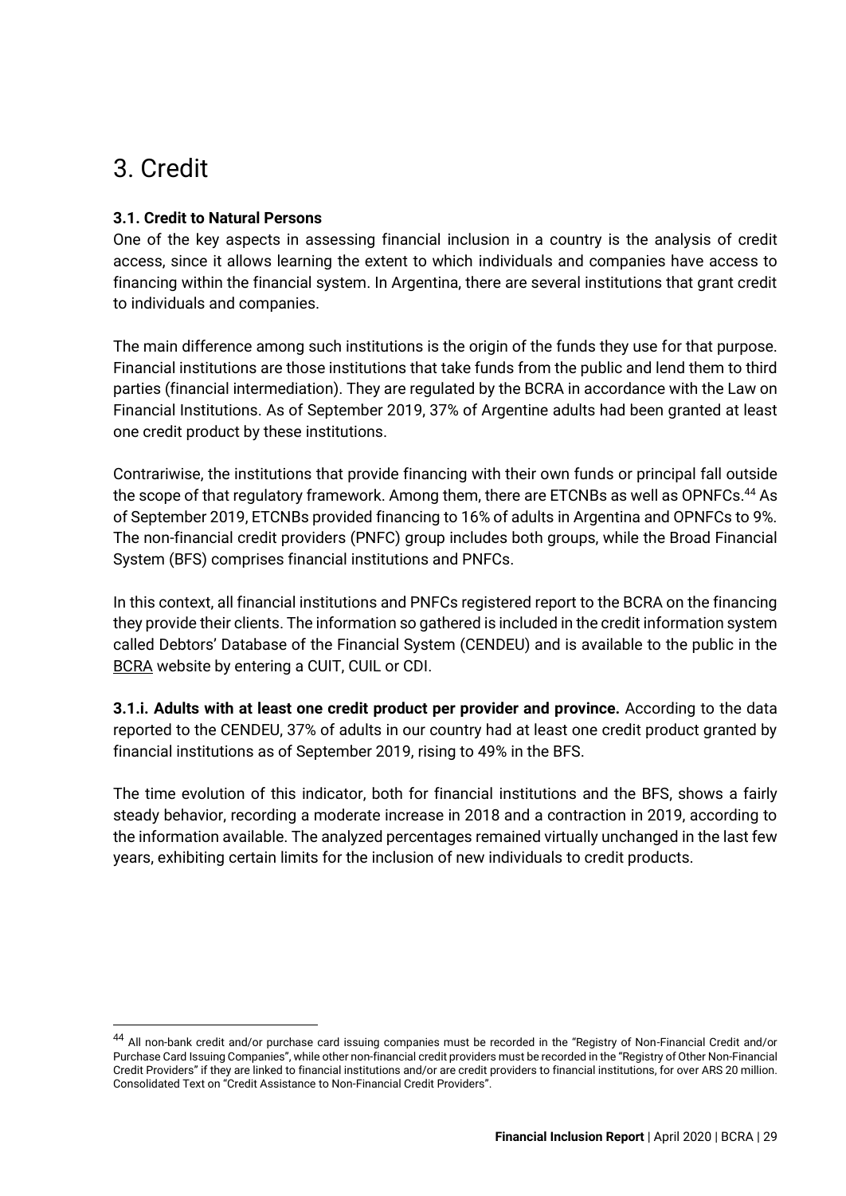# 3. Credit

**3.1. Credit to Natural Persons**

One of the key aspects in assessing financial inclusion in a country is the analysis of credit access, since it allows learning the extent to which individuals and companies have access to financing within the financial system. In Argentina, there are several institutions that grant credit to individuals and companies.

The main difference among such institutions is the origin of the funds they use for that purpose. Financial institutions are those institutions that take funds from the public and lend them to third parties (financial intermediation). They are regulated by the BCRA in accordance with the Law on Financial Institutions. As of September 2019, 37% of Argentine adults had been granted at least one credit product by these institutions.

Contrariwise, the institutions that provide financing with their own funds or principal fall outside the scope of that regulatory framework. Among them, there are ETCNBs as well as OPNFCs.[44] As of September 2019, ETCNBs provided financing to 16% of adults in Argentina and OPNFCs to 9%. The non-financial credit providers (PNFC) group includes both groups, while the Broad Financial System (BFS) comprises financial institutions and PNFCs.

In this context, all financial institutions and PNFCs registered report to the BCRA on the financing they provide their clients. The information so gathered is included in the credit information system called Debtors' Database of the Financial System (CENDEU) and is available to the public in the BCRA website by entering a CUIT, CUIL or CDI.

**3.1.i. Adults with at least one credit product per provider and province.** According to the data reported to the CENDEU, 37% of adults in our country had at least one credit product granted by financial institutions as of September 2019, rising to 49% in the BFS.

The time evolution of this indicator, both for financial institutions and the BFS, shows a fairly steady behavior, recording a moderate increase in 2018 and a contraction in 2019, according to the information available. The analyzed percentages remained virtually unchanged in the last few years, exhibiting certain limits for the inclusion of new individuals to credit products.

---

[44] All non-bank credit and/or purchase card issuing companies must be recorded in the "Registry of Non-Financial Credit and/or Purchase Card Issuing Companies", while other non-financial credit providers must be recorded in the "Registry of Other Non-Financial Credit Providers" if they are linked to financial institutions and/or are credit providers to financial institutions, for over ARS 20 million. Consolidated Text on "Credit Assistance to Non-Financial Credit Providers".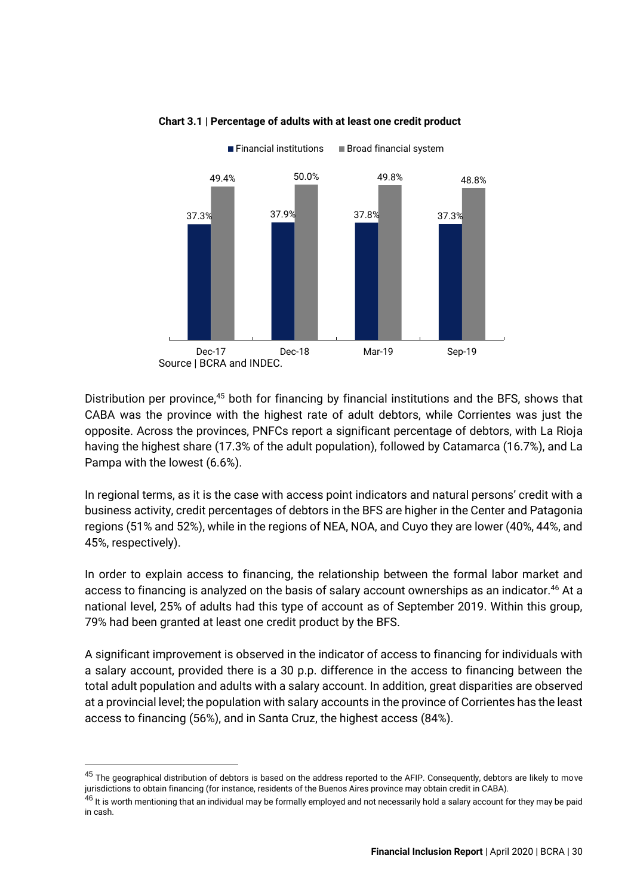**Chart 3.1 | Percentage of adults with at least one credit product**

| | Financial institutions | Broad financial system |
|---|---|---|
| Dec-17 | 37.3% | 49.4% |
| Dec-18 | 37.9% | 50.0% |
| Mar-19 | 37.8% | 49.8% |
| Sep-19 | 37.3% | 48.8% |

Source | BCRA and INDEC.

Distribution per province,[45] both for financing by financial institutions and the BFS, shows that CABA was the province with the highest rate of adult debtors, while Corrientes was just the opposite. Across the provinces, PNFCs report a significant percentage of debtors, with La Rioja having the highest share (17.3% of the adult population), followed by Catamarca (16.7%), and La Pampa with the lowest (6.6%).

In regional terms, as it is the case with access point indicators and natural persons' credit with a business activity, credit percentages of debtors in the BFS are higher in the Center and Patagonia regions (51% and 52%), while in the regions of NEA, NOA, and Cuyo they are lower (40%, 44%, and 45%, respectively).

In order to explain access to financing, the relationship between the formal labor market and access to financing is analyzed on the basis of salary account ownerships as an indicator.[46] At a national level, 25% of adults had this type of account as of September 2019. Within this group, 79% had been granted at least one credit product by the BFS.

A significant improvement is observed in the indicator of access to financing for individuals with a salary account, provided there is a 30 p.p. difference in the access to financing between the total adult population and adults with a salary account. In addition, great disparities are observed at a provincial level; the population with salary accounts in the province of Corrientes has the least access to financing (56%), and in Santa Cruz, the highest access (84%).

[45] The geographical distribution of debtors is based on the address reported to the AFIP. Consequently, debtors are likely to move jurisdictions to obtain financing (for instance, residents of the Buenos Aires province may obtain credit in CABA).

[46] It is worth mentioning that an individual may be formally employed and not necessarily hold a salary account for they may be paid in cash.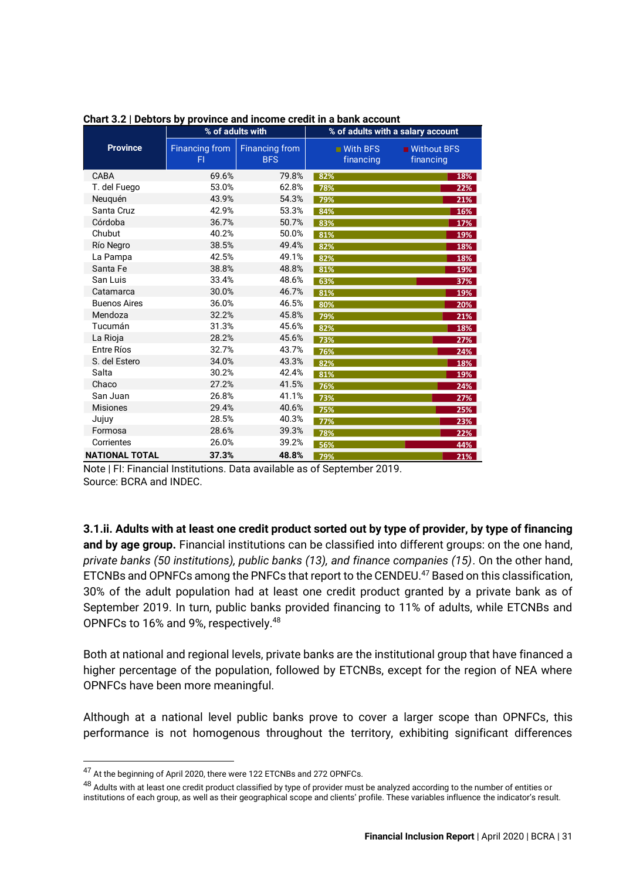**Chart 3.2 | Debtors by province and income credit in a bank account**

| Province | % of adults with | | % of adults with a salary account | |
|---|---|---|---|---|
| | Financing from FI | Financing from BFS | With BFS financing | Without BFS financing |
| CABA | 69.6% | 79.8% | 82% | 18% |
| T. del Fuego | 53.0% | 62.8% | 78% | 22% |
| Neuquén | 43.9% | 54.3% | 79% | 21% |
| Santa Cruz | 42.9% | 53.3% | 84% | 16% |
| Córdoba | 36.7% | 50.7% | 83% | 17% |
| Chubut | 40.2% | 50.0% | 81% | 19% |
| Río Negro | 38.5% | 49.4% | 82% | 18% |
| La Pampa | 42.5% | 49.1% | 82% | 18% |
| Santa Fe | 38.8% | 48.8% | 81% | 19% |
| San Luis | 33.4% | 48.6% | 63% | 37% |
| Catamarca | 30.0% | 46.7% | 81% | 19% |
| Buenos Aires | 36.0% | 46.5% | 80% | 20% |
| Mendoza | 32.2% | 45.8% | 79% | 21% |
| Tucumán | 31.3% | 45.6% | 82% | 18% |
| La Rioja | 28.2% | 45.6% | 73% | 27% |
| Entre Ríos | 32.7% | 43.7% | 76% | 24% |
| S. del Estero | 34.0% | 43.3% | 82% | 18% |
| Salta | 30.2% | 42.4% | 81% | 19% |
| Chaco | 27.2% | 41.5% | 76% | 24% |
| San Juan | 26.8% | 41.1% | 73% | 27% |
| Misiones | 29.4% | 40.6% | 75% | 25% |
| Jujuy | 28.5% | 40.3% | 77% | 23% |
| Formosa | 28.6% | 39.3% | 78% | 22% |
| Corrientes | 26.0% | 39.2% | 56% | 44% |
| **NATIONAL TOTAL** | **37.3%** | **48.8%** | 79% | 21% |

Note | FI: Financial Institutions. Data available as of September 2019.
Source: BCRA and INDEC.

**3.1.ii. Adults with at least one credit product sorted out by type of provider, by type of financing and by age group.** Financial institutions can be classified into different groups: on the one hand, *private banks (50 institutions), public banks (13), and finance companies (15)*. On the other hand, ETCNBs and OPNFCs among the PNFCs that report to the CENDEU.[47] Based on this classification, 30% of the adult population had at least one credit product granted by a private bank as of September 2019. In turn, public banks provided financing to 11% of adults, while ETCNBs and OPNFCs to 16% and 9%, respectively.[48]

Both at national and regional levels, private banks are the institutional group that have financed a higher percentage of the population, followed by ETCNBs, except for the region of NEA where OPNFCs have been more meaningful.

Although at a national level public banks prove to cover a larger scope than OPNFCs, this performance is not homogenous throughout the territory, exhibiting significant differences

[47] At the beginning of April 2020, there were 122 ETCNBs and 272 OPNFCs.

[48] Adults with at least one credit product classified by type of provider must be analyzed according to the number of entities or institutions of each group, as well as their geographical scope and clients' profile. These variables influence the indicator's result.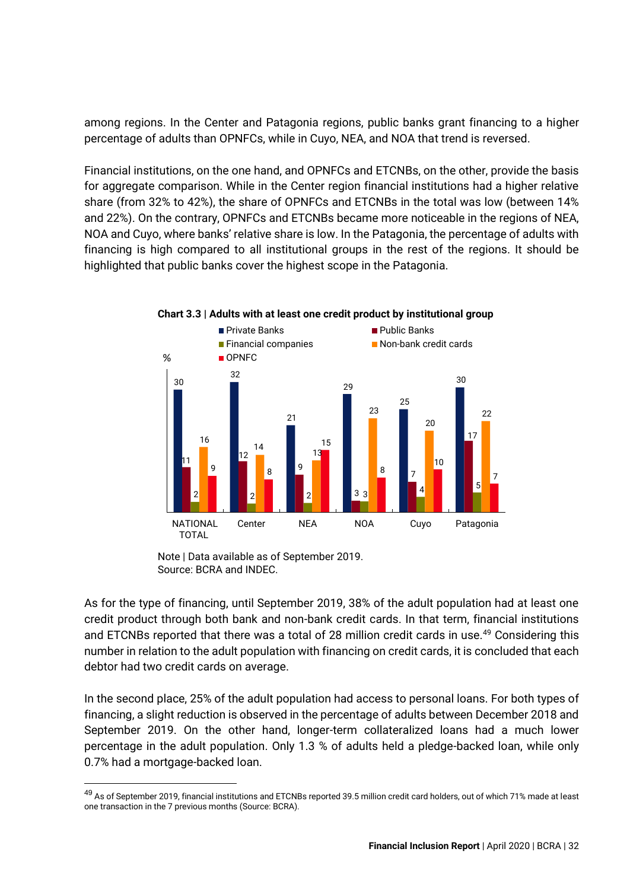among regions. In the Center and Patagonia regions, public banks grant financing to a higher percentage of adults than OPNFCs, while in Cuyo, NEA, and NOA that trend is reversed.

Financial institutions, on the one hand, and OPNFCs and ETCNBs, on the other, provide the basis for aggregate comparison. While in the Center region financial institutions had a higher relative share (from 32% to 42%), the share of OPNFCs and ETCNBs in the total was low (between 14% and 22%). On the contrary, OPNFCs and ETCNBs became more noticeable in the regions of NEA, NOA and Cuyo, where banks' relative share is low. In the Patagonia, the percentage of adults with financing is high compared to all institutional groups in the rest of the regions. It should be highlighted that public banks cover the highest scope in the Patagonia.

**Chart 3.3 | Adults with at least one credit product by institutional group**

%

| | Private Banks | Public Banks | Financial companies | Non-bank credit cards | OPNFC |
|---|---|---|---|---|---|
| NATIONAL TOTAL | 30 | 11 | 2 | 16 | 9 |
| Center | 32 | 12 | 2 | 14 | 8 |
| NEA | 21 | 9 | 2 | 13 | 15 |
| NOA | 29 | 3 | 3 | 23 | 8 |
| Cuyo | 25 | 7 | 4 | 20 | 10 |
| Patagonia | 30 | 17 | 5 | 22 | 7 |

Note | Data available as of September 2019.
Source: BCRA and INDEC.

As for the type of financing, until September 2019, 38% of the adult population had at least one credit product through both bank and non-bank credit cards. In that term, financial institutions and ETCNBs reported that there was a total of 28 million credit cards in use.[49] Considering this number in relation to the adult population with financing on credit cards, it is concluded that each debtor had two credit cards on average.

In the second place, 25% of the adult population had access to personal loans. For both types of financing, a slight reduction is observed in the percentage of adults between December 2018 and September 2019. On the other hand, longer-term collateralized loans had a much lower percentage in the adult population. Only 1.3 % of adults held a pledge-backed loan, while only 0.7% had a mortgage-backed loan.

[49] As of September 2019, financial institutions and ETCNBs reported 39.5 million credit card holders, out of which 71% made at least one transaction in the 7 previous months (Source: BCRA).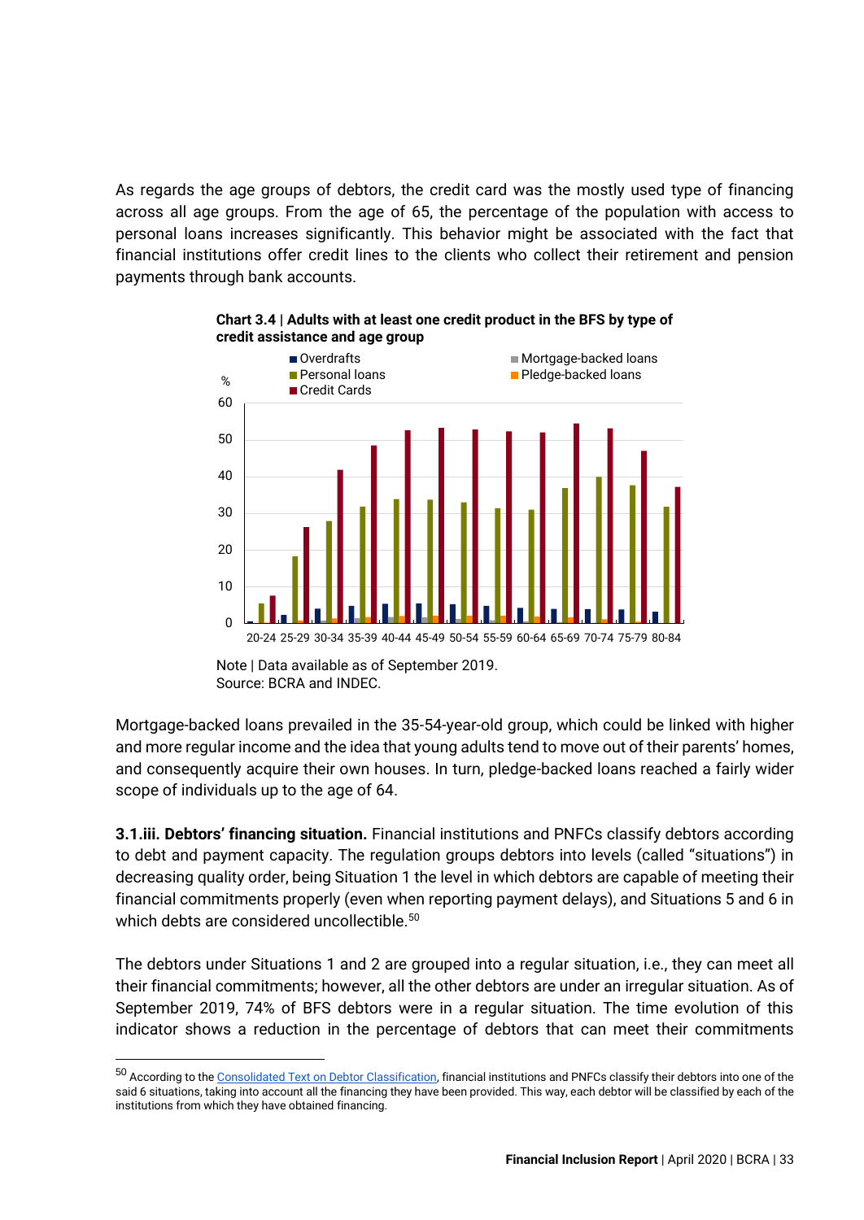As regards the age groups of debtors, the credit card was the mostly used type of financing across all age groups. From the age of 65, the percentage of the population with access to personal loans increases significantly. This behavior might be associated with the fact that financial institutions offer credit lines to the clients who collect their retirement and pension payments through bank accounts.

**Chart 3.4 | Adults with at least one credit product in the BFS by type of credit assistance and age group**

Note | Data available as of September 2019.
Source: BCRA and INDEC.

Mortgage-backed loans prevailed in the 35-54-year-old group, which could be linked with higher and more regular income and the idea that young adults tend to move out of their parents' homes, and consequently acquire their own houses. In turn, pledge-backed loans reached a fairly wider scope of individuals up to the age of 64.

**3.1.iii. Debtors' financing situation.** Financial institutions and PNFCs classify debtors according to debt and payment capacity. The regulation groups debtors into levels (called "situations") in decreasing quality order, being Situation 1 the level in which debtors are capable of meeting their financial commitments properly (even when reporting payment delays), and Situations 5 and 6 in which debts are considered uncollectible.[50]

The debtors under Situations 1 and 2 are grouped into a regular situation, i.e., they can meet all their financial commitments; however, all the other debtors are under an irregular situation. As of September 2019, 74% of BFS debtors were in a regular situation. The time evolution of this indicator shows a reduction in the percentage of debtors that can meet their commitments

[50] According to the Consolidated Text on Debtor Classification, financial institutions and PNFCs classify their debtors into one of the said 6 situations, taking into account all the financing they have been provided. This way, each debtor will be classified by each of the institutions from which they have obtained financing.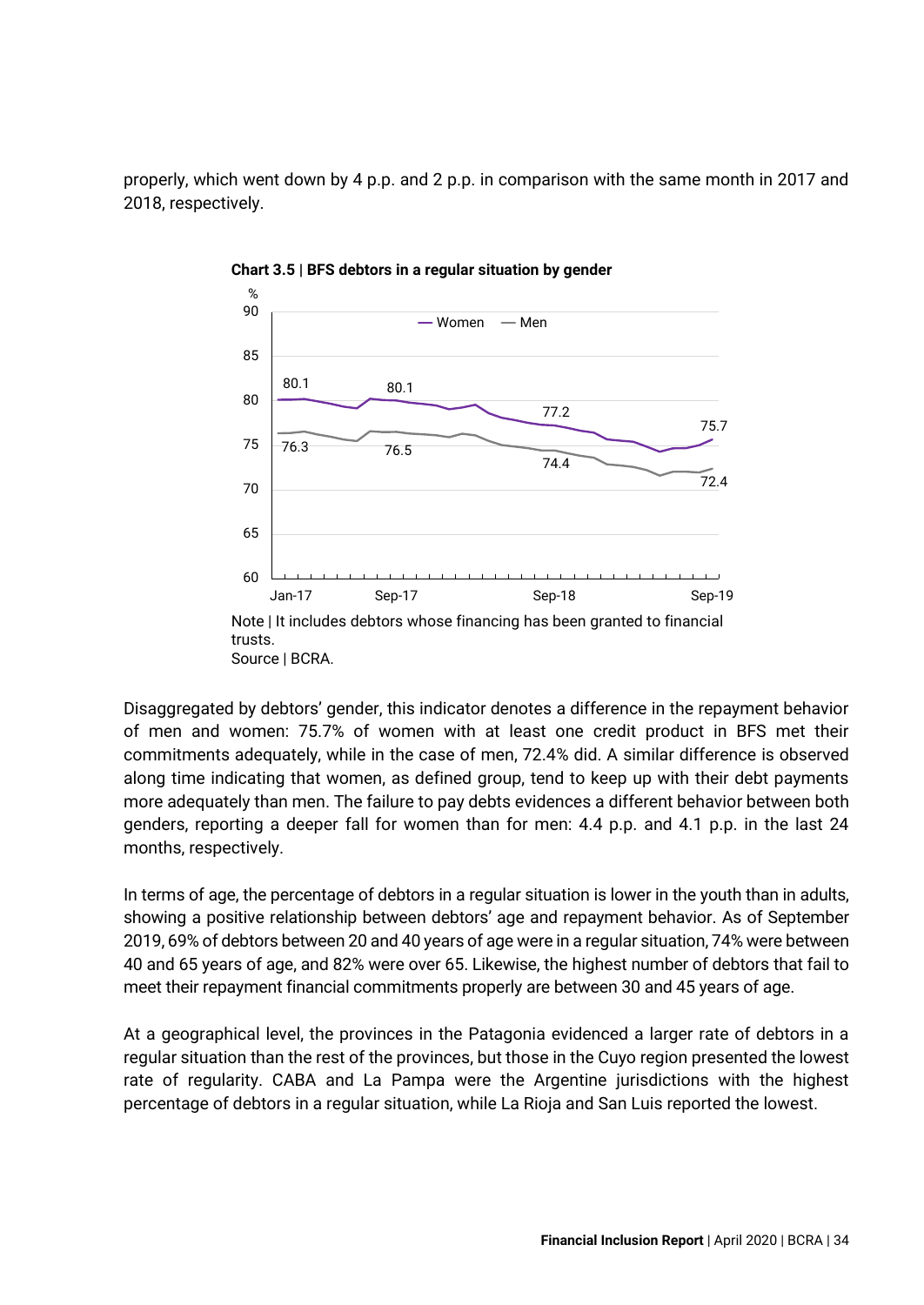properly, which went down by 4 p.p. and 2 p.p. in comparison with the same month in 2017 and 2018, respectively.

**Chart 3.5 | BFS debtors in a regular situation by gender**

Note | It includes debtors whose financing has been granted to financial trusts.
Source | BCRA.

Disaggregated by debtors' gender, this indicator denotes a difference in the repayment behavior of men and women: 75.7% of women with at least one credit product in BFS met their commitments adequately, while in the case of men, 72.4% did. A similar difference is observed along time indicating that women, as defined group, tend to keep up with their debt payments more adequately than men. The failure to pay debts evidences a different behavior between both genders, reporting a deeper fall for women than for men: 4.4 p.p. and 4.1 p.p. in the last 24 months, respectively.

In terms of age, the percentage of debtors in a regular situation is lower in the youth than in adults, showing a positive relationship between debtors' age and repayment behavior. As of September 2019, 69% of debtors between 20 and 40 years of age were in a regular situation, 74% were between 40 and 65 years of age, and 82% were over 65. Likewise, the highest number of debtors that fail to meet their repayment financial commitments properly are between 30 and 45 years of age.

At a geographical level, the provinces in the Patagonia evidenced a larger rate of debtors in a regular situation than the rest of the provinces, but those in the Cuyo region presented the lowest rate of regularity. CABA and La Pampa were the Argentine jurisdictions with the highest percentage of debtors in a regular situation, while La Rioja and San Luis reported the lowest.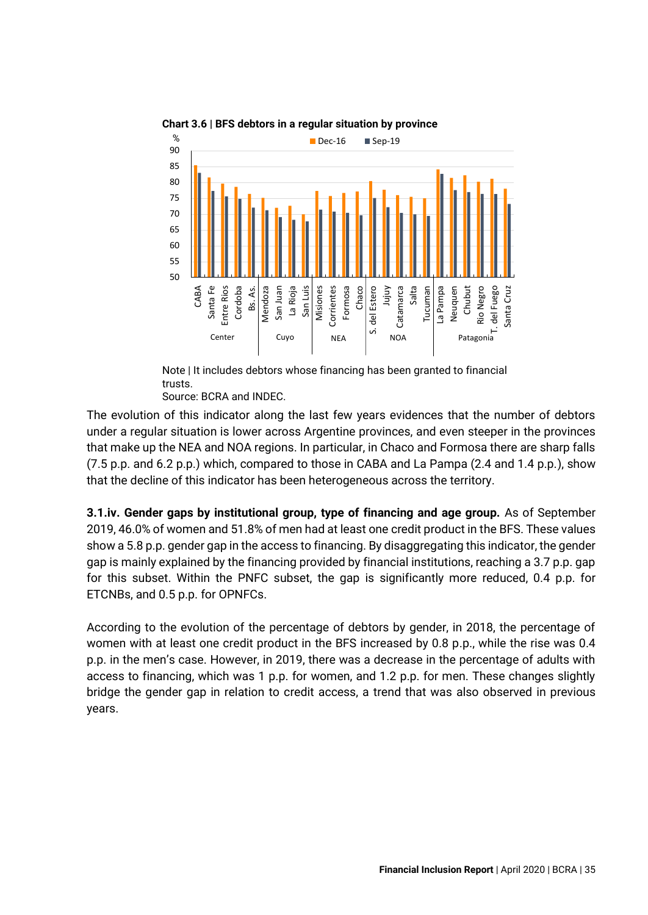**Chart 3.6 | BFS debtors in a regular situation by province**

Note | It includes debtors whose financing has been granted to financial trusts.
Source: BCRA and INDEC.

The evolution of this indicator along the last few years evidences that the number of debtors under a regular situation is lower across Argentine provinces, and even steeper in the provinces that make up the NEA and NOA regions. In particular, in Chaco and Formosa there are sharp falls (7.5 p.p. and 6.2 p.p.) which, compared to those in CABA and La Pampa (2.4 and 1.4 p.p.), show that the decline of this indicator has been heterogeneous across the territory.

**3.1.iv. Gender gaps by institutional group, type of financing and age group.** As of September 2019, 46.0% of women and 51.8% of men had at least one credit product in the BFS. These values show a 5.8 p.p. gender gap in the access to financing. By disaggregating this indicator, the gender gap is mainly explained by the financing provided by financial institutions, reaching a 3.7 p.p. gap for this subset. Within the PNFC subset, the gap is significantly more reduced, 0.4 p.p. for ETCNBs, and 0.5 p.p. for OPNFCs.

According to the evolution of the percentage of debtors by gender, in 2018, the percentage of women with at least one credit product in the BFS increased by 0.8 p.p., while the rise was 0.4 p.p. in the men's case. However, in 2019, there was a decrease in the percentage of adults with access to financing, which was 1 p.p. for women, and 1.2 p.p. for men. These changes slightly bridge the gender gap in relation to credit access, a trend that was also observed in previous years.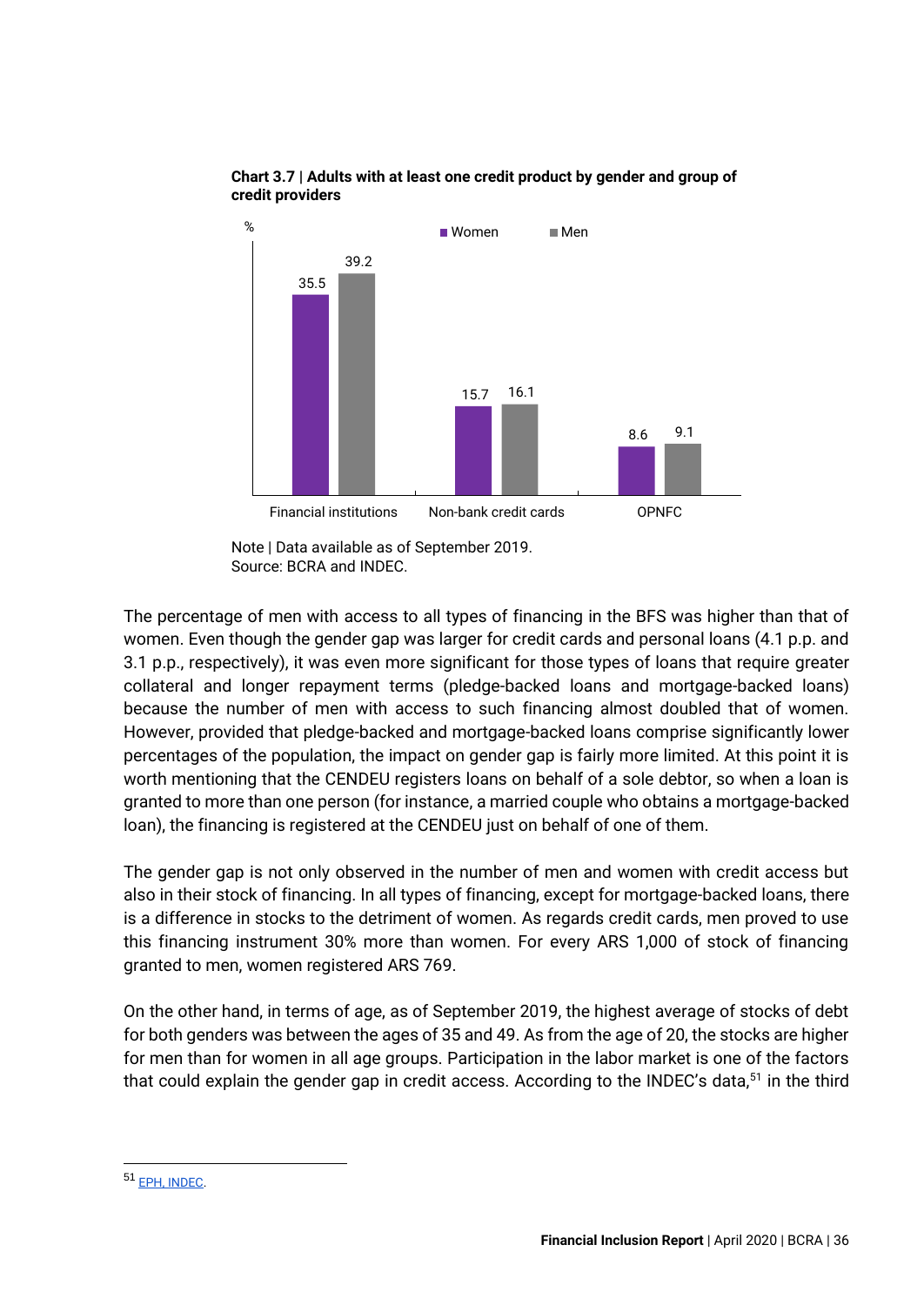**Chart 3.7 | Adults with at least one credit product by gender and group of credit providers**

| % | Women | Men |
|---|---|---|
| Financial institutions | 35.5 | 39.2 |
| Non-bank credit cards | 15.7 | 16.1 |
| OPNFC | 8.6 | 9.1 |

Note | Data available as of September 2019.
Source: BCRA and INDEC.

The percentage of men with access to all types of financing in the BFS was higher than that of women. Even though the gender gap was larger for credit cards and personal loans (4.1 p.p. and 3.1 p.p., respectively), it was even more significant for those types of loans that require greater collateral and longer repayment terms (pledge-backed loans and mortgage-backed loans) because the number of men with access to such financing almost doubled that of women. However, provided that pledge-backed and mortgage-backed loans comprise significantly lower percentages of the population, the impact on gender gap is fairly more limited. At this point it is worth mentioning that the CENDEU registers loans on behalf of a sole debtor, so when a loan is granted to more than one person (for instance, a married couple who obtains a mortgage-backed loan), the financing is registered at the CENDEU just on behalf of one of them.

The gender gap is not only observed in the number of men and women with credit access but also in their stock of financing. In all types of financing, except for mortgage-backed loans, there is a difference in stocks to the detriment of women. As regards credit cards, men proved to use this financing instrument 30% more than women. For every ARS 1,000 of stock of financing granted to men, women registered ARS 769.

On the other hand, in terms of age, as of September 2019, the highest average of stocks of debt for both genders was between the ages of 35 and 49. As from the age of 20, the stocks are higher for men than for women in all age groups. Participation in the labor market is one of the factors that could explain the gender gap in credit access. According to the INDEC's data,[51] in the third

[51] EPH, INDEC.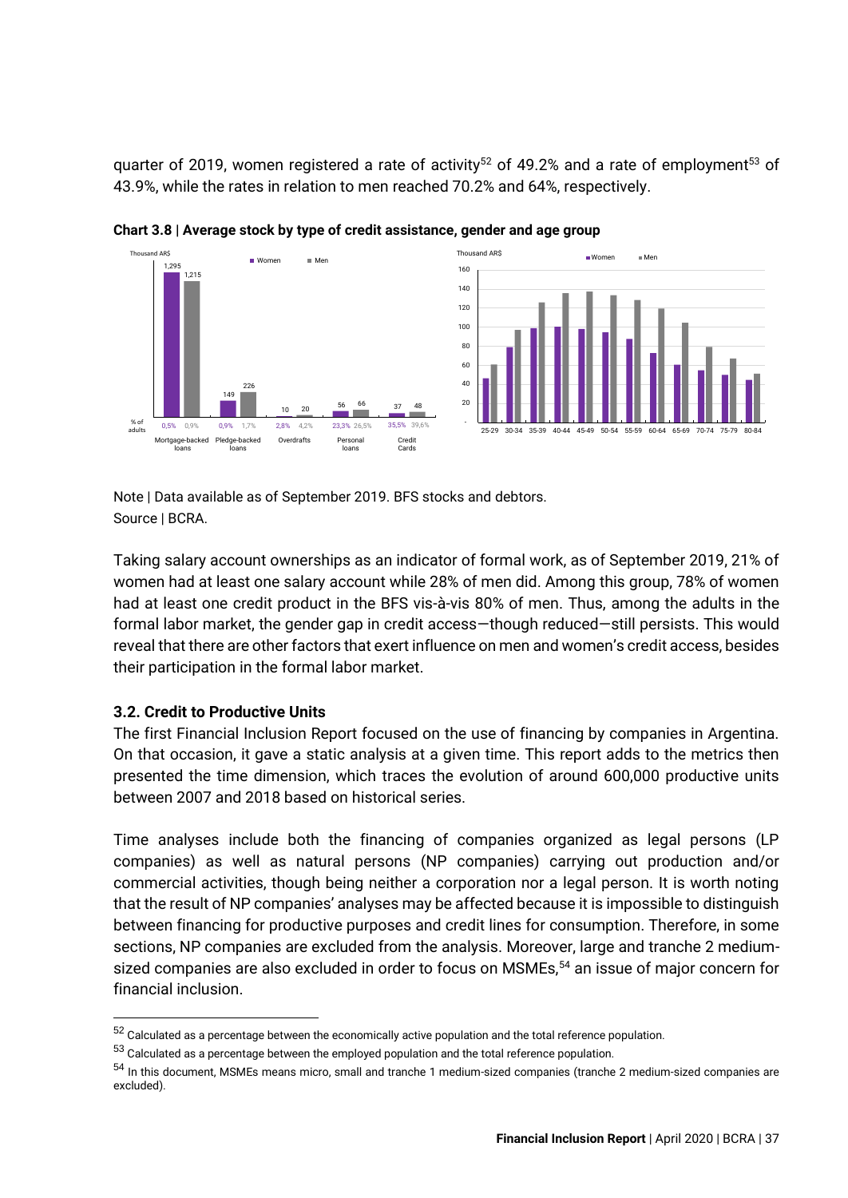quarter of 2019, women registered a rate of activity[52] of 49.2% and a rate of employment[53] of 43.9%, while the rates in relation to men reached 70.2% and 64%, respectively.

**Chart 3.8 | Average stock by type of credit assistance, gender and age group**

| Thousand AR$ | Mortgage-backed loans | Pledge-backed loans | Overdrafts | Personal loans | Credit Cards |
|---|---|---|---|---|---|
| Women | 1,295 | 149 | 10 | 56 | 37 |
| Men | 1,215 | 226 | 20 | 66 | 48 |
| % of adults – Women | 0,5% | 0,9% | 2,8% | 23,3% | 35,5% |
| % of adults – Men | 0,9% | 1,7% | 4,2% | 26,5% | 39,6% |

Note | Data available as of September 2019. BFS stocks and debtors.
Source | BCRA.

Taking salary account ownerships as an indicator of formal work, as of September 2019, 21% of women had at least one salary account while 28% of men did. Among this group, 78% of women had at least one credit product in the BFS vis-à-vis 80% of men. Thus, among the adults in the formal labor market, the gender gap in credit access—though reduced—still persists. This would reveal that there are other factors that exert influence on men and women's credit access, besides their participation in the formal labor market.

### 3.2. Credit to Productive Units

The first Financial Inclusion Report focused on the use of financing by companies in Argentina. On that occasion, it gave a static analysis at a given time. This report adds to the metrics then presented the time dimension, which traces the evolution of around 600,000 productive units between 2007 and 2018 based on historical series.

Time analyses include both the financing of companies organized as legal persons (LP companies) as well as natural persons (NP companies) carrying out production and/or commercial activities, though being neither a corporation nor a legal person. It is worth noting that the result of NP companies' analyses may be affected because it is impossible to distinguish between financing for productive purposes and credit lines for consumption. Therefore, in some sections, NP companies are excluded from the analysis. Moreover, large and tranche 2 medium-sized companies are also excluded in order to focus on MSMEs,[54] an issue of major concern for financial inclusion.

[52] Calculated as a percentage between the economically active population and the total reference population.

[53] Calculated as a percentage between the employed population and the total reference population.

[54] In this document, MSMEs means micro, small and tranche 1 medium-sized companies (tranche 2 medium-sized companies are excluded).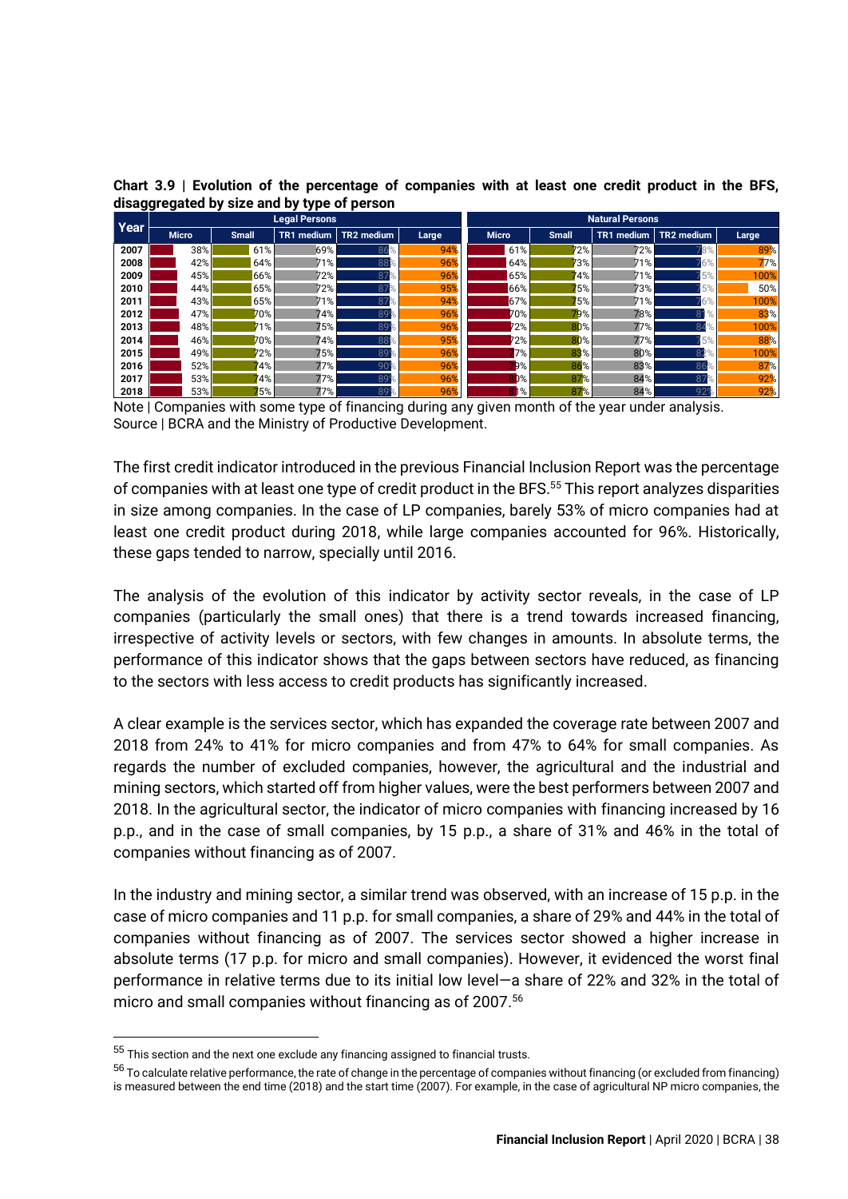**Chart 3.9 | Evolution of the percentage of companies with at least one credit product in the BFS, disaggregated by size and by type of person**

| Year | Legal Persons | | | | | Natural Persons | | | | |
|---|---|---|---|---|---|---|---|---|---|---|
| | Micro | Small | TR1 medium | TR2 medium | Large | Micro | Small | TR1 medium | TR2 medium | Large |
| 2007 | 38% | 61% | 69% | 86% | 94% | 61% | 72% | 72% | 78% | 89% |
| 2008 | 42% | 64% | 71% | 88% | 96% | 64% | 73% | 71% | 76% | 77% |
| 2009 | 45% | 66% | 72% | 87% | 96% | 65% | 74% | 71% | 75% | 100% |
| 2010 | 44% | 65% | 72% | 87% | 95% | 66% | 75% | 73% | 75% | 50% |
| 2011 | 43% | 65% | 71% | 87% | 94% | 67% | 75% | 71% | 76% | 100% |
| 2012 | 47% | 70% | 74% | 89% | 96% | 70% | 79% | 78% | 81% | 83% |
| 2013 | 48% | 71% | 75% | 89% | 96% | 72% | 80% | 77% | 84% | 100% |
| 2014 | 46% | 70% | 74% | 88% | 95% | 72% | 80% | 77% | 75% | 88% |
| 2015 | 49% | 72% | 75% | 89% | 96% | 77% | 83% | 80% | 82% | 100% |
| 2016 | 52% | 74% | 77% | 90% | 96% | 79% | 86% | 83% | 86% | 87% |
| 2017 | 53% | 74% | 77% | 89% | 96% | 80% | 87% | 84% | 87% | 92% |
| 2018 | 53% | 75% | 77% | 89% | 96% | 81% | 87% | 84% | 92% | 92% |

Note | Companies with some type of financing during any given month of the year under analysis.
Source | BCRA and the Ministry of Productive Development.

The first credit indicator introduced in the previous Financial Inclusion Report was the percentage of companies with at least one type of credit product in the BFS.[55] This report analyzes disparities in size among companies. In the case of LP companies, barely 53% of micro companies had at least one credit product during 2018, while large companies accounted for 96%. Historically, these gaps tended to narrow, specially until 2016.

The analysis of the evolution of this indicator by activity sector reveals, in the case of LP companies (particularly the small ones) that there is a trend towards increased financing, irrespective of activity levels or sectors, with few changes in amounts. In absolute terms, the performance of this indicator shows that the gaps between sectors have reduced, as financing to the sectors with less access to credit products has significantly increased.

A clear example is the services sector, which has expanded the coverage rate between 2007 and 2018 from 24% to 41% for micro companies and from 47% to 64% for small companies. As regards the number of excluded companies, however, the agricultural and the industrial and mining sectors, which started off from higher values, were the best performers between 2007 and 2018. In the agricultural sector, the indicator of micro companies with financing increased by 16 p.p., and in the case of small companies, by 15 p.p., a share of 31% and 46% in the total of companies without financing as of 2007.

In the industry and mining sector, a similar trend was observed, with an increase of 15 p.p. in the case of micro companies and 11 p.p. for small companies, a share of 29% and 44% in the total of companies without financing as of 2007. The services sector showed a higher increase in absolute terms (17 p.p. for micro and small companies). However, it evidenced the worst final performance in relative terms due to its initial low level—a share of 22% and 32% in the total of micro and small companies without financing as of 2007.[56]

[55] This section and the next one exclude any financing assigned to financial trusts.

[56] To calculate relative performance, the rate of change in the percentage of companies without financing (or excluded from financing) is measured between the end time (2018) and the start time (2007). For example, in the case of agricultural NP micro companies, the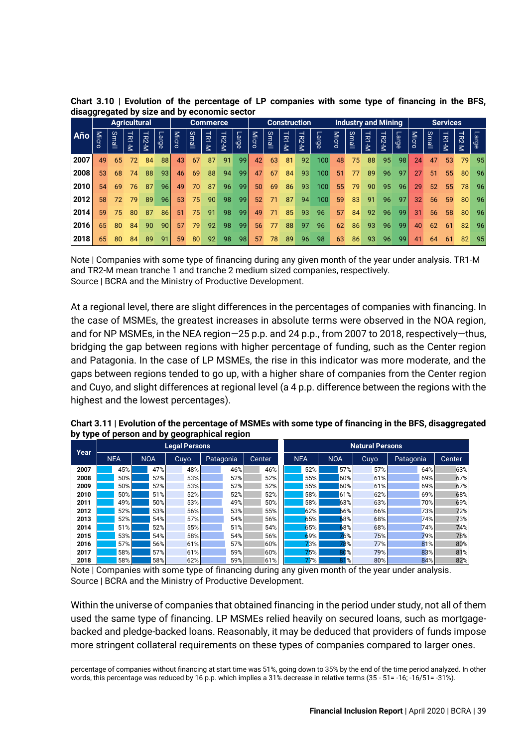**Chart 3.10 | Evolution of the percentage of LP companies with some type of financing in the BFS, disaggregated by size and by economic sector**

| Año | Agricultural | | | | | Commerce | | | | | Construction | | | | | Industry and Mining | | | | | Services | | | | |
|---|---|---|---|---|---|---|---|---|---|---|---|---|---|---|---|---|---|---|---|---|---|---|---|---|---|
| | Micro | Small | TR1-M | TR2-M | Large | Micro | Small | TR1-M | TR2-M | Large | Micro | Small | TR1-M | TR2-M | Large | Micro | Small | TR1-M | TR2-M | Large | Micro | Small | TR1-M | TR2-M | Large |
| 2007 | 49 | 65 | 72 | 84 | 88 | 43 | 67 | 87 | 91 | 99 | 42 | 63 | 81 | 92 | 100 | 48 | 75 | 88 | 95 | 98 | 24 | 47 | 53 | 79 | 95 |
| 2008 | 53 | 68 | 74 | 88 | 93 | 46 | 69 | 88 | 94 | 99 | 47 | 67 | 84 | 93 | 100 | 51 | 77 | 89 | 96 | 97 | 27 | 51 | 55 | 80 | 96 |
| 2010 | 54 | 69 | 76 | 87 | 96 | 49 | 70 | 87 | 96 | 99 | 50 | 69 | 86 | 93 | 100 | 55 | 79 | 90 | 95 | 96 | 29 | 52 | 55 | 78 | 96 |
| 2012 | 58 | 72 | 79 | 89 | 96 | 53 | 75 | 90 | 98 | 99 | 52 | 71 | 87 | 94 | 100 | 59 | 83 | 91 | 96 | 97 | 32 | 56 | 59 | 80 | 96 |
| 2014 | 59 | 75 | 80 | 87 | 86 | 51 | 75 | 91 | 98 | 99 | 49 | 71 | 85 | 93 | 96 | 57 | 84 | 92 | 96 | 99 | 31 | 56 | 58 | 80 | 96 |
| 2016 | 65 | 80 | 84 | 90 | 90 | 57 | 79 | 92 | 98 | 99 | 56 | 77 | 88 | 97 | 96 | 62 | 86 | 93 | 96 | 99 | 40 | 62 | 61 | 82 | 96 |
| 2018 | 65 | 80 | 84 | 89 | 91 | 59 | 80 | 92 | 98 | 98 | 57 | 78 | 89 | 96 | 98 | 63 | 86 | 93 | 96 | 99 | 41 | 64 | 61 | 82 | 95 |

Note | Companies with some type of financing during any given month of the year under analysis. TR1-M and TR2-M mean tranche 1 and tranche 2 medium sized companies, respectively.
Source | BCRA and the Ministry of Productive Development.

At a regional level, there are slight differences in the percentages of companies with financing. In the case of MSMEs, the greatest increases in absolute terms were observed in the NOA region, and for NP MSMEs, in the NEA region—25 p.p. and 24 p.p., from 2007 to 2018, respectively—thus, bridging the gap between regions with higher percentage of funding, such as the Center region and Patagonia. In the case of LP MSMEs, the rise in this indicator was more moderate, and the gaps between regions tended to go up, with a higher share of companies from the Center region and Cuyo, and slight differences at regional level (a 4 p.p. difference between the regions with the highest and the lowest percentages).

**Chart 3.11 | Evolution of the percentage of MSMEs with some type of financing in the BFS, disaggregated by type of person and by geographical region**

| Year | Legal Persons | | | | | Natural Persons | | | | |
|---|---|---|---|---|---|---|---|---|---|---|
| | NEA | NOA | Cuyo | Patagonia | Center | NEA | NOA | Cuyo | Patagonia | Center |
| 2007 | 45% | 47% | 48% | 46% | 46% | 52% | 57% | 57% | 64% | 63% |
| 2008 | 50% | 52% | 53% | 52% | 52% | 55% | 60% | 61% | 69% | 67% |
| 2009 | 50% | 52% | 53% | 52% | 52% | 55% | 60% | 61% | 69% | 67% |
| 2010 | 50% | 51% | 52% | 52% | 52% | 58% | 61% | 62% | 69% | 68% |
| 2011 | 49% | 50% | 53% | 49% | 50% | 58% | 63% | 63% | 70% | 69% |
| 2012 | 52% | 53% | 56% | 53% | 55% | 62% | 66% | 66% | 73% | 72% |
| 2013 | 52% | 54% | 57% | 54% | 56% | 65% | 68% | 68% | 74% | 73% |
| 2014 | 51% | 52% | 55% | 51% | 54% | 65% | 68% | 68% | 74% | 74% |
| 2015 | 53% | 54% | 58% | 54% | 56% | 69% | 76% | 75% | 79% | 78% |
| 2016 | 57% | 56% | 61% | 57% | 60% | 73% | 78% | 77% | 81% | 80% |
| 2017 | 58% | 57% | 61% | 59% | 60% | 75% | 80% | 79% | 83% | 81% |
| 2018 | 58% | 58% | 62% | 59% | 61% | 77% | 81% | 80% | 84% | 82% |

Note | Companies with some type of financing during any given month of the year under analysis.
Source | BCRA and the Ministry of Productive Development.

Within the universe of companies that obtained financing in the period under study, not all of them used the same type of financing. LP MSMEs relied heavily on secured loans, such as mortgage-backed and pledge-backed loans. Reasonably, it may be deduced that providers of funds impose more stringent collateral requirements on these types of companies compared to larger ones.

percentage of companies without financing at start time was 51%, going down to 35% by the end of the time period analyzed. In other words, this percentage was reduced by 16 p.p. which implies a 31% decrease in relative terms (35 - 51= -16; -16/51= -31%).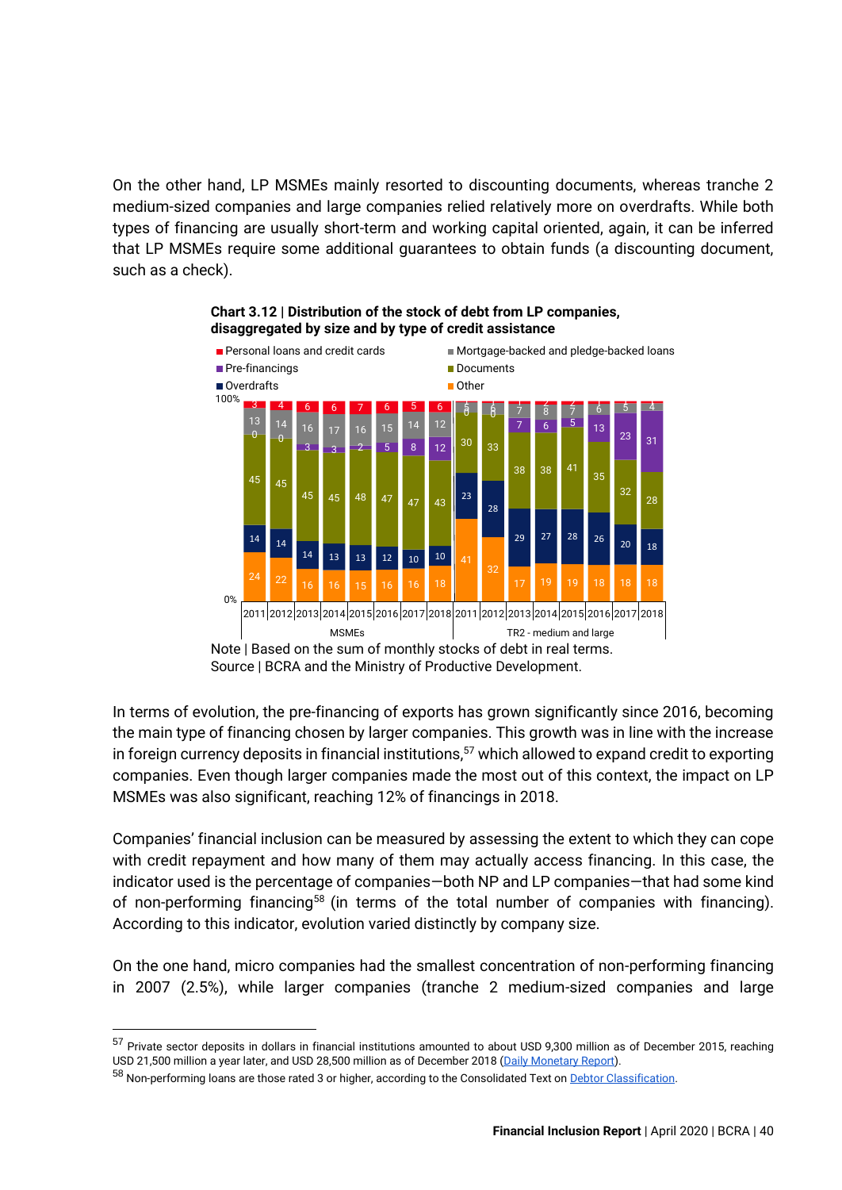On the other hand, LP MSMEs mainly resorted to discounting documents, whereas tranche 2 medium-sized companies and large companies relied relatively more on overdrafts. While both types of financing are usually short-term and working capital oriented, again, it can be inferred that LP MSMEs require some additional guarantees to obtain funds (a discounting document, such as a check).

**Chart 3.12 | Distribution of the stock of debt from LP companies, disaggregated by size and by type of credit assistance**

| | MSMEs 2011 | 2012 | 2013 | 2014 | 2015 | 2016 | 2017 | 2018 | TR2 - medium and large 2011 | 2012 | 2013 | 2014 | 2015 | 2016 | 2017 | 2018 |
|---|---|---|---|---|---|---|---|---|---|---|---|---|---|---|---|---|
| Personal loans and credit cards | 3 | 4 | 6 | 6 | 7 | 6 | 5 | 6 | 1 | 1 | 1 | 2 | 2 | 1 | 1 | 1 |
| Mortgage-backed and pledge-backed loans | 13 | 14 | 16 | 17 | 16 | 15 | 14 | 12 | 5 | 6 | 7 | 8 | 7 | 6 | 5 | 4 |
| Pre-financings | 0 | 0 | 3 | 3 | 2 | 5 | 8 | 12 | 0 | 0 | 7 | 6 | 5 | 13 | 23 | 31 |
| Documents | 45 | 45 | 45 | 45 | 48 | 47 | 47 | 43 | 30 | 33 | 38 | 38 | 41 | 35 | 32 | 28 |
| Overdrafts | 14 | 14 | 14 | 13 | 13 | 12 | 10 | 10 | 23 | 28 | 29 | 27 | 28 | 26 | 20 | 18 |
| Other | 24 | 22 | 16 | 16 | 15 | 16 | 16 | 18 | 41 | 32 | 17 | 19 | 19 | 18 | 18 | 18 |

Note | Based on the sum of monthly stocks of debt in real terms.
Source | BCRA and the Ministry of Productive Development.

In terms of evolution, the pre-financing of exports has grown significantly since 2016, becoming the main type of financing chosen by larger companies. This growth was in line with the increase in foreign currency deposits in financial institutions,[57] which allowed to expand credit to exporting companies. Even though larger companies made the most out of this context, the impact on LP MSMEs was also significant, reaching 12% of financings in 2018.

Companies' financial inclusion can be measured by assessing the extent to which they can cope with credit repayment and how many of them may actually access financing. In this case, the indicator used is the percentage of companies—both NP and LP companies—that had some kind of non-performing financing[58] (in terms of the total number of companies with financing). According to this indicator, evolution varied distinctly by company size.

On the one hand, micro companies had the smallest concentration of non-performing financing in 2007 (2.5%), while larger companies (tranche 2 medium-sized companies and large

[57] Private sector deposits in dollars in financial institutions amounted to about USD 9,300 million as of December 2015, reaching USD 21,500 million a year later, and USD 28,500 million as of December 2018 (Daily Monetary Report).

[58] Non-performing loans are those rated 3 or higher, according to the Consolidated Text on Debtor Classification.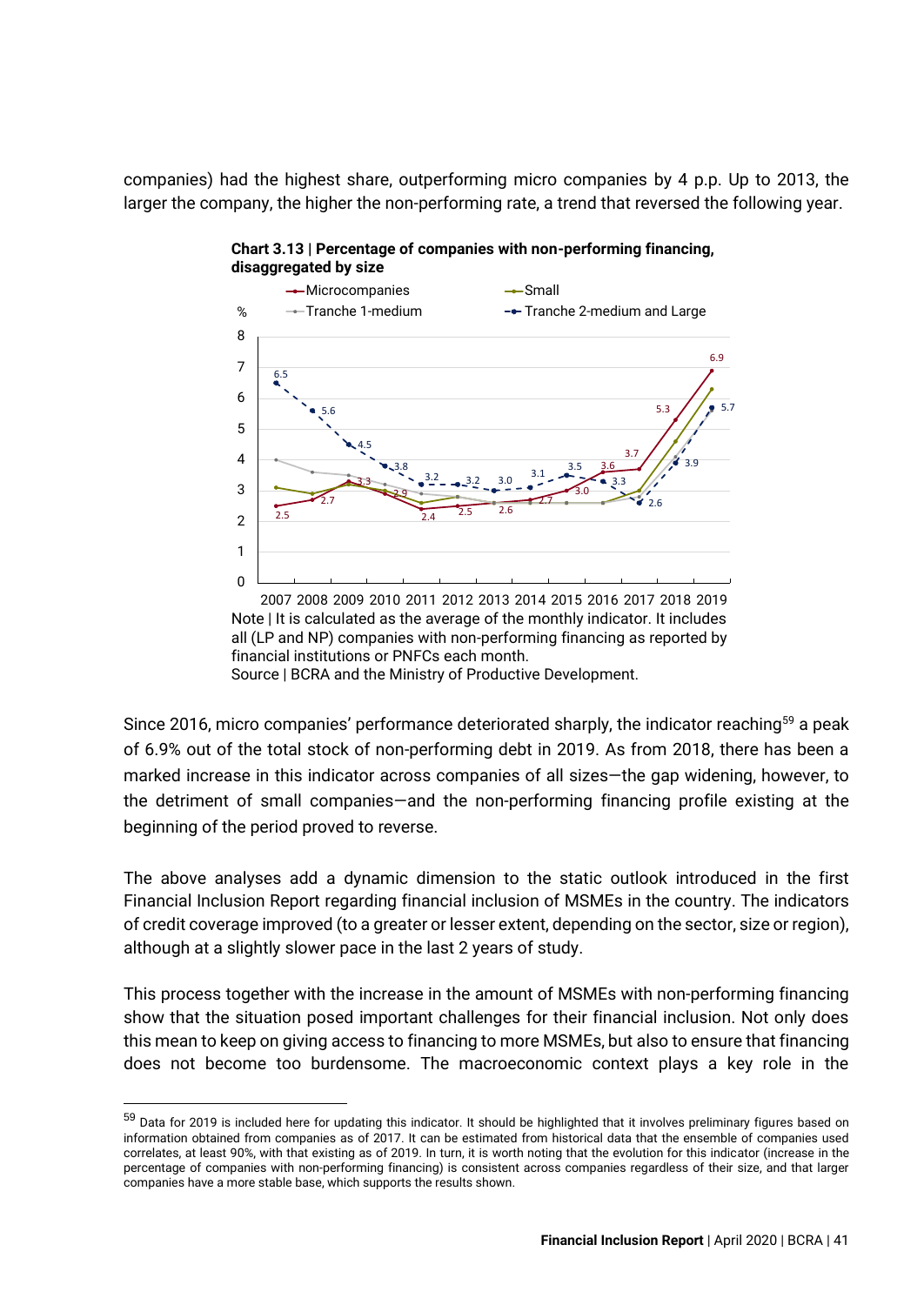companies) had the highest share, outperforming micro companies by 4 p.p. Up to 2013, the larger the company, the higher the non-performing rate, a trend that reversed the following year.

**Chart 3.13 | Percentage of companies with non-performing financing, disaggregated by size**

Note | It is calculated as the average of the monthly indicator. It includes all (LP and NP) companies with non-performing financing as reported by financial institutions or PNFCs each month.

Source | BCRA and the Ministry of Productive Development.

Since 2016, micro companies' performance deteriorated sharply, the indicator reaching[59] a peak of 6.9% out of the total stock of non-performing debt in 2019. As from 2018, there has been a marked increase in this indicator across companies of all sizes—the gap widening, however, to the detriment of small companies—and the non-performing financing profile existing at the beginning of the period proved to reverse.

The above analyses add a dynamic dimension to the static outlook introduced in the first Financial Inclusion Report regarding financial inclusion of MSMEs in the country. The indicators of credit coverage improved (to a greater or lesser extent, depending on the sector, size or region), although at a slightly slower pace in the last 2 years of study.

This process together with the increase in the amount of MSMEs with non-performing financing show that the situation posed important challenges for their financial inclusion. Not only does this mean to keep on giving access to financing to more MSMEs, but also to ensure that financing does not become too burdensome. The macroeconomic context plays a key role in the

[59] Data for 2019 is included here for updating this indicator. It should be highlighted that it involves preliminary figures based on information obtained from companies as of 2017. It can be estimated from historical data that the ensemble of companies used correlates, at least 90%, with that existing as of 2019. In turn, it is worth noting that the evolution for this indicator (increase in the percentage of companies with non-performing financing) is consistent across companies regardless of their size, and that larger companies have a more stable base, which supports the results shown.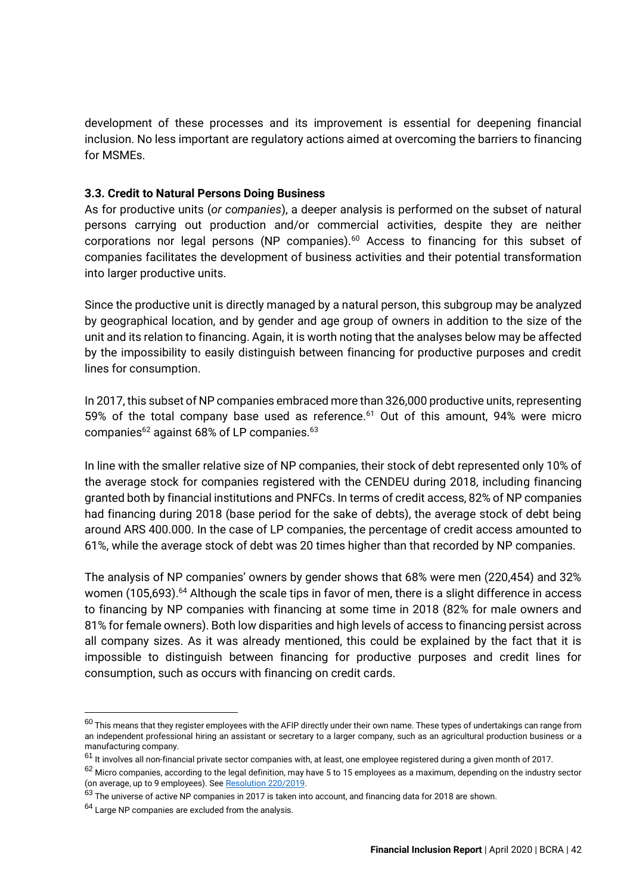development of these processes and its improvement is essential for deepening financial inclusion. No less important are regulatory actions aimed at overcoming the barriers to financing for MSMEs.

### 3.3. Credit to Natural Persons Doing Business

As for productive units (*or companies*), a deeper analysis is performed on the subset of natural persons carrying out production and/or commercial activities, despite they are neither corporations nor legal persons (NP companies).[60] Access to financing for this subset of companies facilitates the development of business activities and their potential transformation into larger productive units.

Since the productive unit is directly managed by a natural person, this subgroup may be analyzed by geographical location, and by gender and age group of owners in addition to the size of the unit and its relation to financing. Again, it is worth noting that the analyses below may be affected by the impossibility to easily distinguish between financing for productive purposes and credit lines for consumption.

In 2017, this subset of NP companies embraced more than 326,000 productive units, representing 59% of the total company base used as reference.[61] Out of this amount, 94% were micro companies[62] against 68% of LP companies.[63]

In line with the smaller relative size of NP companies, their stock of debt represented only 10% of the average stock for companies registered with the CENDEU during 2018, including financing granted both by financial institutions and PNFCs. In terms of credit access, 82% of NP companies had financing during 2018 (base period for the sake of debts), the average stock of debt being around ARS 400.000. In the case of LP companies, the percentage of credit access amounted to 61%, while the average stock of debt was 20 times higher than that recorded by NP companies.

The analysis of NP companies' owners by gender shows that 68% were men (220,454) and 32% women (105,693).[64] Although the scale tips in favor of men, there is a slight difference in access to financing by NP companies with financing at some time in 2018 (82% for male owners and 81% for female owners). Both low disparities and high levels of access to financing persist across all company sizes. As it was already mentioned, this could be explained by the fact that it is impossible to distinguish between financing for productive purposes and credit lines for consumption, such as occurs with financing on credit cards.

---

[60] This means that they register employees with the AFIP directly under their own name. These types of undertakings can range from an independent professional hiring an assistant or secretary to a larger company, such as an agricultural production business or a manufacturing company.

[61] It involves all non-financial private sector companies with, at least, one employee registered during a given month of 2017.

[62] Micro companies, according to the legal definition, may have 5 to 15 employees as a maximum, depending on the industry sector (on average, up to 9 employees). See Resolution 220/2019.

[63] The universe of active NP companies in 2017 is taken into account, and financing data for 2018 are shown.

[64] Large NP companies are excluded from the analysis.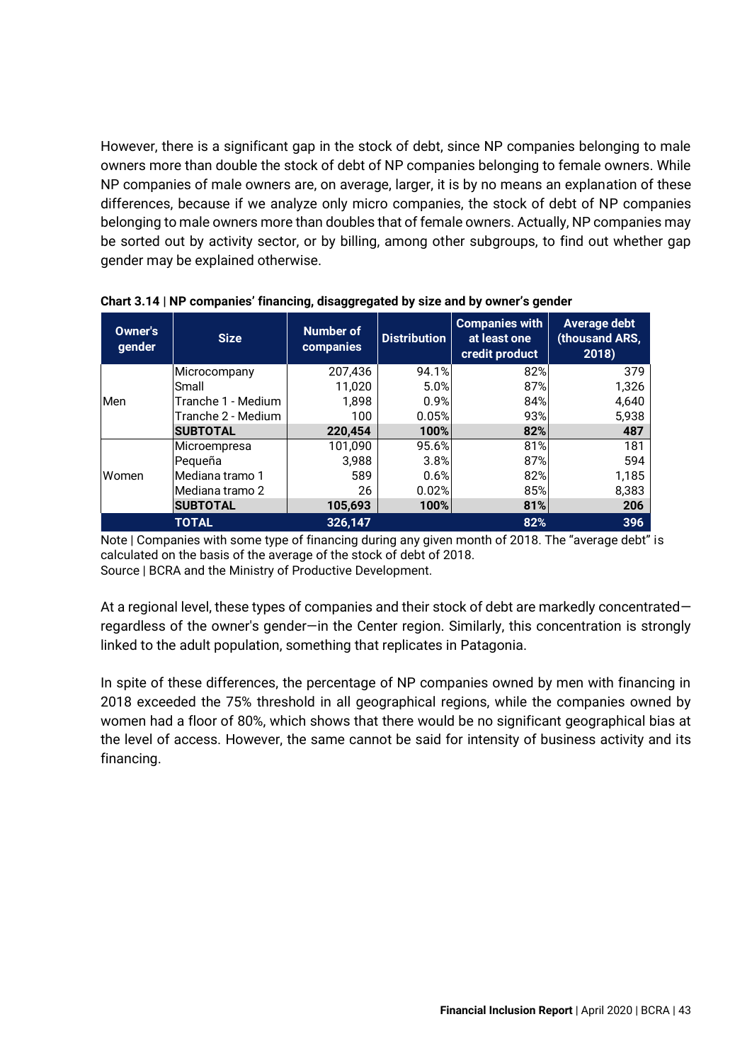However, there is a significant gap in the stock of debt, since NP companies belonging to male owners more than double the stock of debt of NP companies belonging to female owners. While NP companies of male owners are, on average, larger, it is by no means an explanation of these differences, because if we analyze only micro companies, the stock of debt of NP companies belonging to male owners more than doubles that of female owners. Actually, NP companies may be sorted out by activity sector, or by billing, among other subgroups, to find out whether gap gender may be explained otherwise.

**Chart 3.14 | NP companies' financing, disaggregated by size and by owner's gender**

| Owner's gender | Size | Number of companies | Distribution | Companies with at least one credit product | Average debt (thousand ARS, 2018) |
|---|---|---|---|---|---|
| Men | Microcompany | 207,436 | 94.1% | 82% | 379 |
| | Small | 11,020 | 5.0% | 87% | 1,326 |
| | Tranche 1 - Medium | 1,898 | 0.9% | 84% | 4,640 |
| | Tranche 2 - Medium | 100 | 0.05% | 93% | 5,938 |
| | **SUBTOTAL** | **220,454** | **100%** | **82%** | **487** |
| Women | Microempresa | 101,090 | 95.6% | 81% | 181 |
| | Pequeña | 3,988 | 3.8% | 87% | 594 |
| | Mediana tramo 1 | 589 | 0.6% | 82% | 1,185 |
| | Mediana tramo 2 | 26 | 0.02% | 85% | 8,383 |
| | **SUBTOTAL** | **105,693** | **100%** | **81%** | **206** |
| | **TOTAL** | **326,147** | | **82%** | **396** |

Note | Companies with some type of financing during any given month of 2018. The "average debt" is calculated on the basis of the average of the stock of debt of 2018.
Source | BCRA and the Ministry of Productive Development.

At a regional level, these types of companies and their stock of debt are markedly concentrated—regardless of the owner's gender—in the Center region. Similarly, this concentration is strongly linked to the adult population, something that replicates in Patagonia.

In spite of these differences, the percentage of NP companies owned by men with financing in 2018 exceeded the 75% threshold in all geographical regions, while the companies owned by women had a floor of 80%, which shows that there would be no significant geographical bias at the level of access. However, the same cannot be said for intensity of business activity and its financing.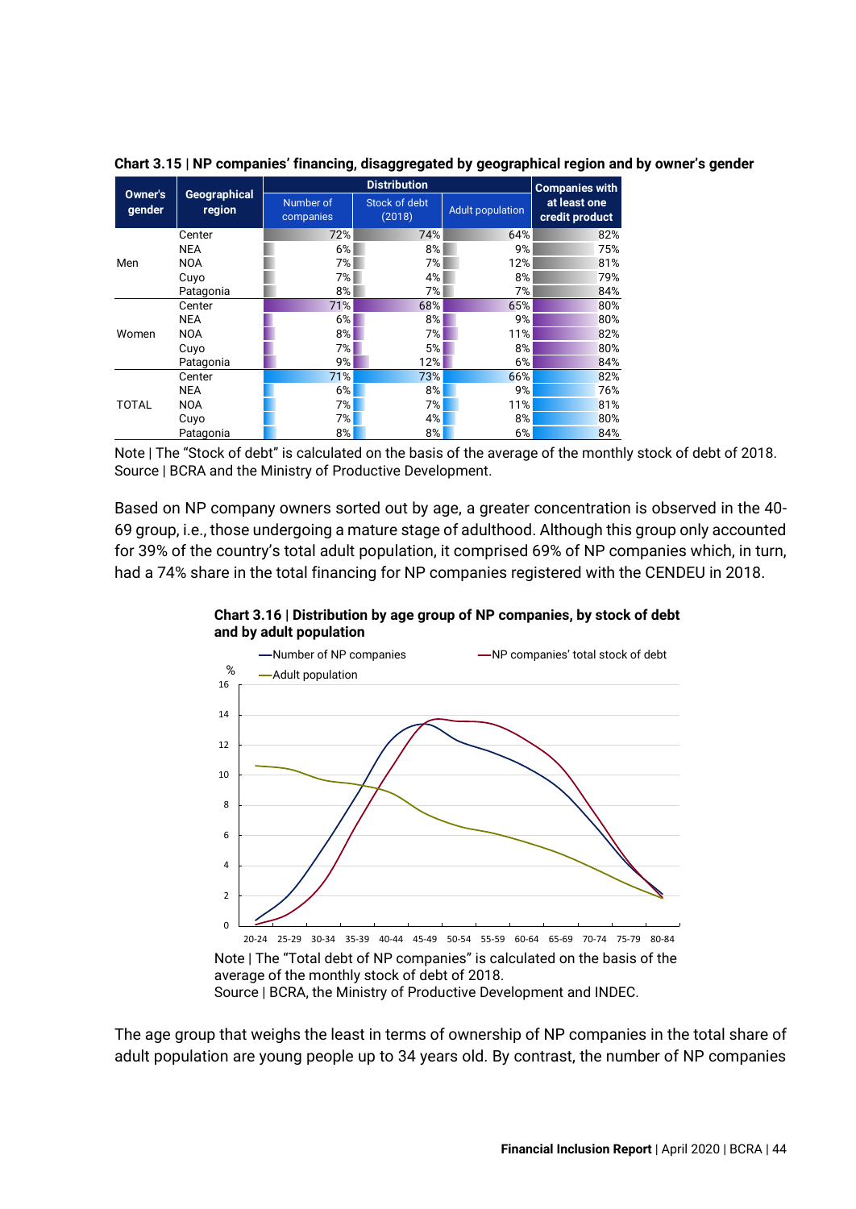**Chart 3.15 | NP companies' financing, disaggregated by geographical region and by owner's gender**

| Owner's gender | Geographical region | Distribution | | | Companies with at least one credit product |
|---|---|---|---|---|---|
| | | Number of companies | Stock of debt (2018) | Adult population | |
| Men | Center | 72% | 74% | 64% | 82% |
| | NEA | 6% | 8% | 9% | 75% |
| | NOA | 7% | 7% | 12% | 81% |
| | Cuyo | 7% | 4% | 8% | 79% |
| | Patagonia | 8% | 7% | 7% | 84% |
| Women | Center | 71% | 68% | 65% | 80% |
| | NEA | 6% | 8% | 9% | 80% |
| | NOA | 8% | 7% | 11% | 82% |
| | Cuyo | 7% | 5% | 8% | 80% |
| | Patagonia | 9% | 12% | 6% | 84% |
| TOTAL | Center | 71% | 73% | 66% | 82% |
| | NEA | 6% | 8% | 9% | 76% |
| | NOA | 7% | 7% | 11% | 81% |
| | Cuyo | 7% | 4% | 8% | 80% |
| | Patagonia | 8% | 8% | 6% | 84% |

Note | The "Stock of debt" is calculated on the basis of the average of the monthly stock of debt of 2018.
Source | BCRA and the Ministry of Productive Development.

Based on NP company owners sorted out by age, a greater concentration is observed in the 40-69 group, i.e., those undergoing a mature stage of adulthood. Although this group only accounted for 39% of the country's total adult population, it comprised 69% of NP companies which, in turn, had a 74% share in the total financing for NP companies registered with the CENDEU in 2018.

**Chart 3.16 | Distribution by age group of NP companies, by stock of debt and by adult population**

Note | The "Total debt of NP companies" is calculated on the basis of the average of the monthly stock of debt of 2018.
Source | BCRA, the Ministry of Productive Development and INDEC.

The age group that weighs the least in terms of ownership of NP companies in the total share of adult population are young people up to 34 years old. By contrast, the number of NP companies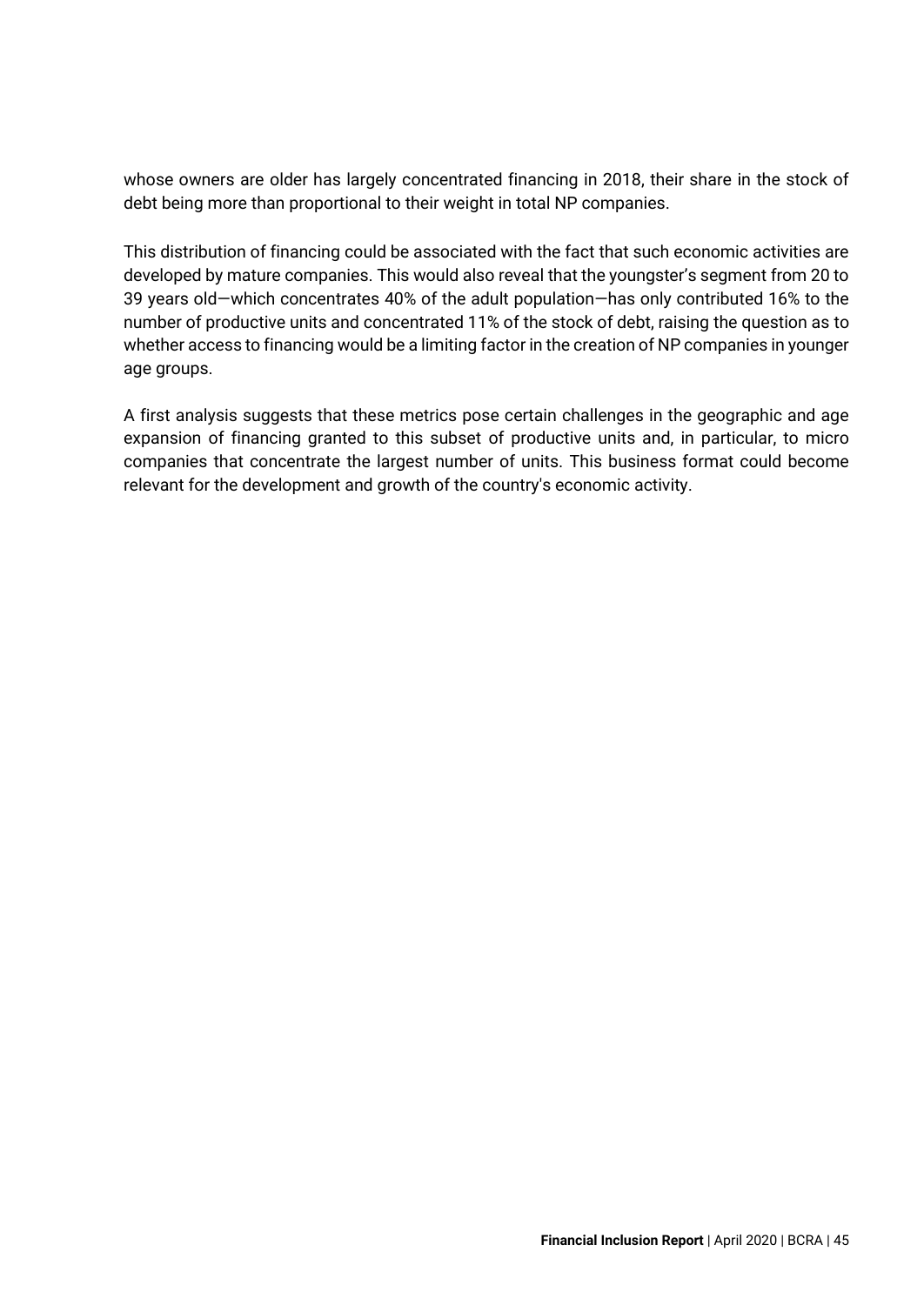whose owners are older has largely concentrated financing in 2018, their share in the stock of debt being more than proportional to their weight in total NP companies.

This distribution of financing could be associated with the fact that such economic activities are developed by mature companies. This would also reveal that the youngster's segment from 20 to 39 years old—which concentrates 40% of the adult population—has only contributed 16% to the number of productive units and concentrated 11% of the stock of debt, raising the question as to whether access to financing would be a limiting factor in the creation of NP companies in younger age groups.

A first analysis suggests that these metrics pose certain challenges in the geographic and age expansion of financing granted to this subset of productive units and, in particular, to micro companies that concentrate the largest number of units. This business format could become relevant for the development and growth of the country's economic activity.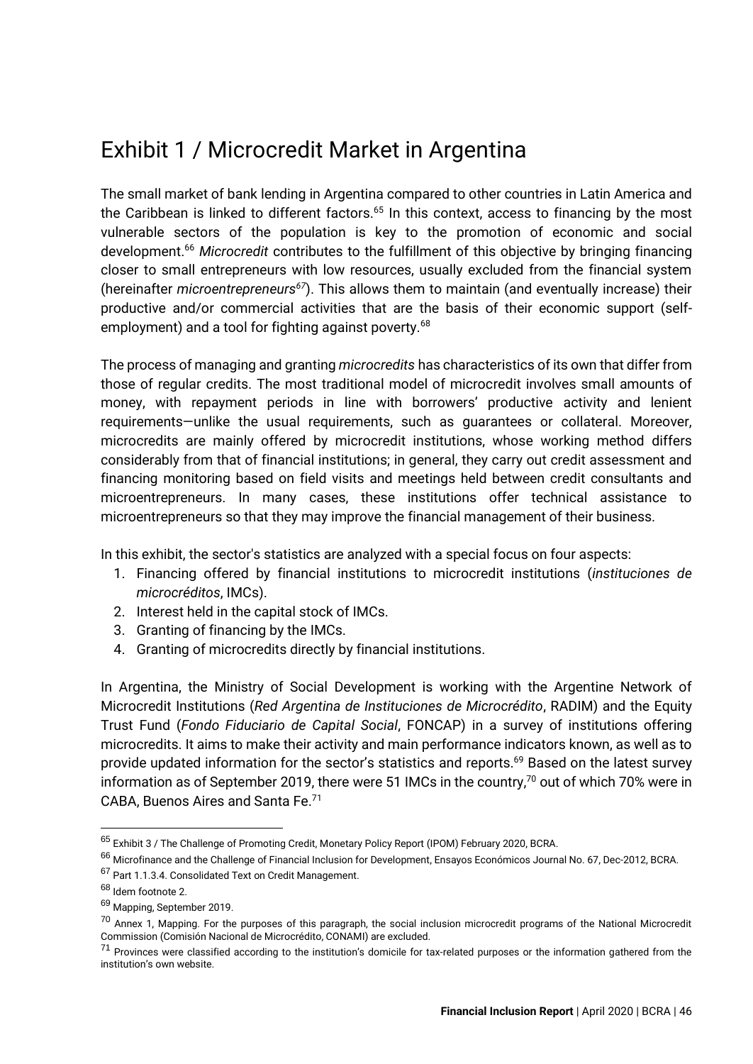# Exhibit 1 / Microcredit Market in Argentina

The small market of bank lending in Argentina compared to other countries in Latin America and the Caribbean is linked to different factors.[65] In this context, access to financing by the most vulnerable sectors of the population is key to the promotion of economic and social development.[66] *Microcredit* contributes to the fulfillment of this objective by bringing financing closer to small entrepreneurs with low resources, usually excluded from the financial system (hereinafter *microentrepreneurs*[67]). This allows them to maintain (and eventually increase) their productive and/or commercial activities that are the basis of their economic support (self-employment) and a tool for fighting against poverty.[68]

The process of managing and granting *microcredits* has characteristics of its own that differ from those of regular credits. The most traditional model of microcredit involves small amounts of money, with repayment periods in line with borrowers' productive activity and lenient requirements—unlike the usual requirements, such as guarantees or collateral. Moreover, microcredits are mainly offered by microcredit institutions, whose working method differs considerably from that of financial institutions; in general, they carry out credit assessment and financing monitoring based on field visits and meetings held between credit consultants and microentrepreneurs. In many cases, these institutions offer technical assistance to microentrepreneurs so that they may improve the financial management of their business.

In this exhibit, the sector's statistics are analyzed with a special focus on four aspects:

1. Financing offered by financial institutions to microcredit institutions (*instituciones de microcréditos*, IMCs).
2. Interest held in the capital stock of IMCs.
3. Granting of financing by the IMCs.
4. Granting of microcredits directly by financial institutions.

In Argentina, the Ministry of Social Development is working with the Argentine Network of Microcredit Institutions (*Red Argentina de Instituciones de Microcrédito*, RADIM) and the Equity Trust Fund (*Fondo Fiduciario de Capital Social*, FONCAP) in a survey of institutions offering microcredits. It aims to make their activity and main performance indicators known, as well as to provide updated information for the sector's statistics and reports.[69] Based on the latest survey information as of September 2019, there were 51 IMCs in the country,[70] out of which 70% were in CABA, Buenos Aires and Santa Fe.[71]

---

[65] Exhibit 3 / The Challenge of Promoting Credit, Monetary Policy Report (IPOM) February 2020, BCRA.

[66] Microfinance and the Challenge of Financial Inclusion for Development, Ensayos Económicos Journal No. 67, Dec-2012, BCRA.

[67] Part 1.1.3.4. Consolidated Text on Credit Management.

[68] Idem footnote 2.

[69] Mapping, September 2019.

[70] Annex 1, Mapping. For the purposes of this paragraph, the social inclusion microcredit programs of the National Microcredit Commission (Comisión Nacional de Microcrédito, CONAMI) are excluded.

[71] Provinces were classified according to the institution's domicile for tax-related purposes or the information gathered from the institution's own website.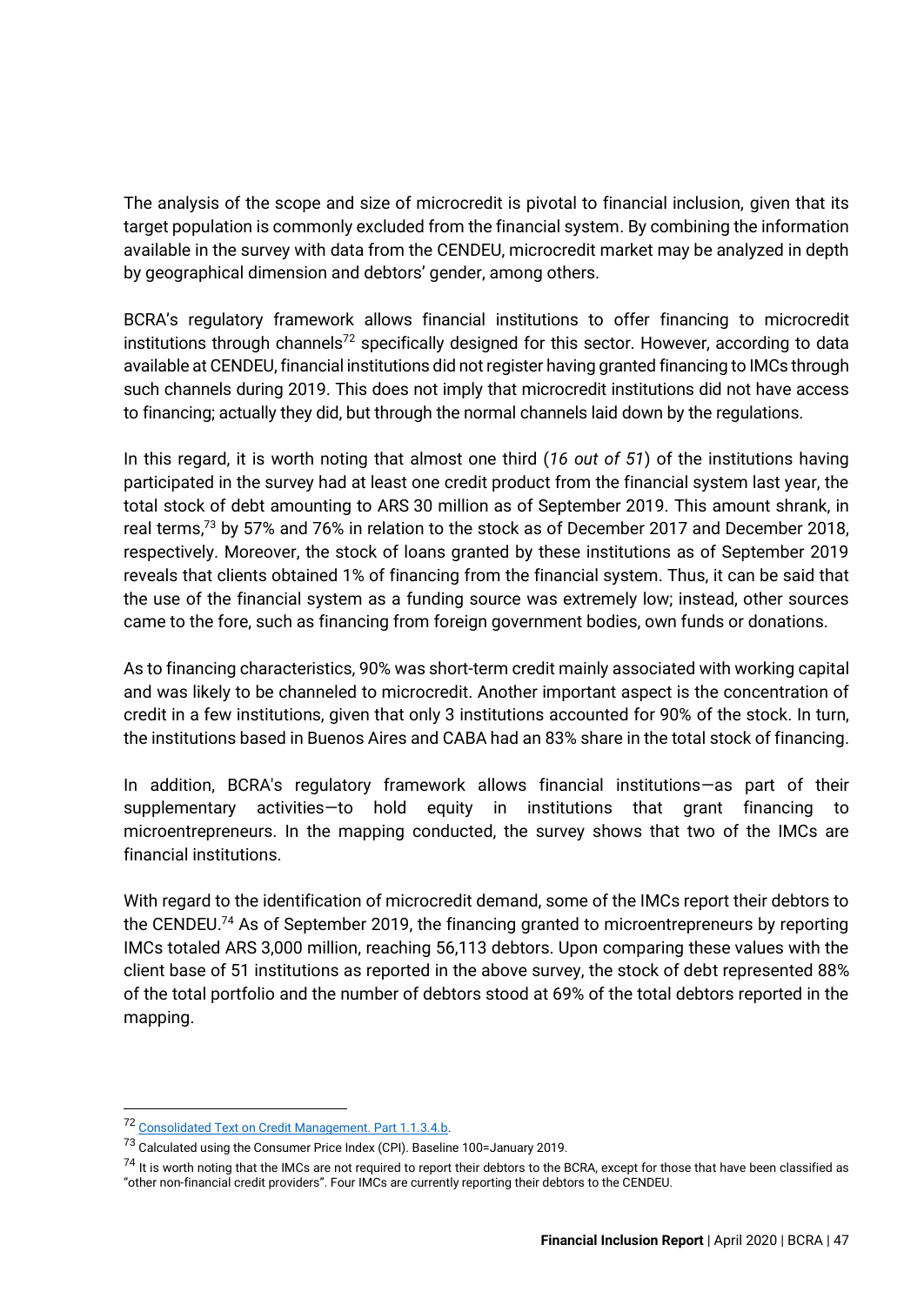The analysis of the scope and size of microcredit is pivotal to financial inclusion, given that its target population is commonly excluded from the financial system. By combining the information available in the survey with data from the CENDEU, microcredit market may be analyzed in depth by geographical dimension and debtors' gender, among others.

BCRA's regulatory framework allows financial institutions to offer financing to microcredit institutions through channels[72] specifically designed for this sector. However, according to data available at CENDEU, financial institutions did not register having granted financing to IMCs through such channels during 2019. This does not imply that microcredit institutions did not have access to financing; actually they did, but through the normal channels laid down by the regulations.

In this regard, it is worth noting that almost one third (*16 out of 51*) of the institutions having participated in the survey had at least one credit product from the financial system last year, the total stock of debt amounting to ARS 30 million as of September 2019. This amount shrank, in real terms,[73] by 57% and 76% in relation to the stock as of December 2017 and December 2018, respectively. Moreover, the stock of loans granted by these institutions as of September 2019 reveals that clients obtained 1% of financing from the financial system. Thus, it can be said that the use of the financial system as a funding source was extremely low; instead, other sources came to the fore, such as financing from foreign government bodies, own funds or donations.

As to financing characteristics, 90% was short-term credit mainly associated with working capital and was likely to be channeled to microcredit. Another important aspect is the concentration of credit in a few institutions, given that only 3 institutions accounted for 90% of the stock. In turn, the institutions based in Buenos Aires and CABA had an 83% share in the total stock of financing.

In addition, BCRA's regulatory framework allows financial institutions—as part of their supplementary activities—to hold equity in institutions that grant financing to microentrepreneurs. In the mapping conducted, the survey shows that two of the IMCs are financial institutions.

With regard to the identification of microcredit demand, some of the IMCs report their debtors to the CENDEU.[74] As of September 2019, the financing granted to microentrepreneurs by reporting IMCs totaled ARS 3,000 million, reaching 56,113 debtors. Upon comparing these values with the client base of 51 institutions as reported in the above survey, the stock of debt represented 88% of the total portfolio and the number of debtors stood at 69% of the total debtors reported in the mapping.

---

[72] Consolidated Text on Credit Management. Part 1.1.3.4.b.

[73] Calculated using the Consumer Price Index (CPI). Baseline 100=January 2019.

[74] It is worth noting that the IMCs are not required to report their debtors to the BCRA, except for those that have been classified as "other non-financial credit providers". Four IMCs are currently reporting their debtors to the CENDEU.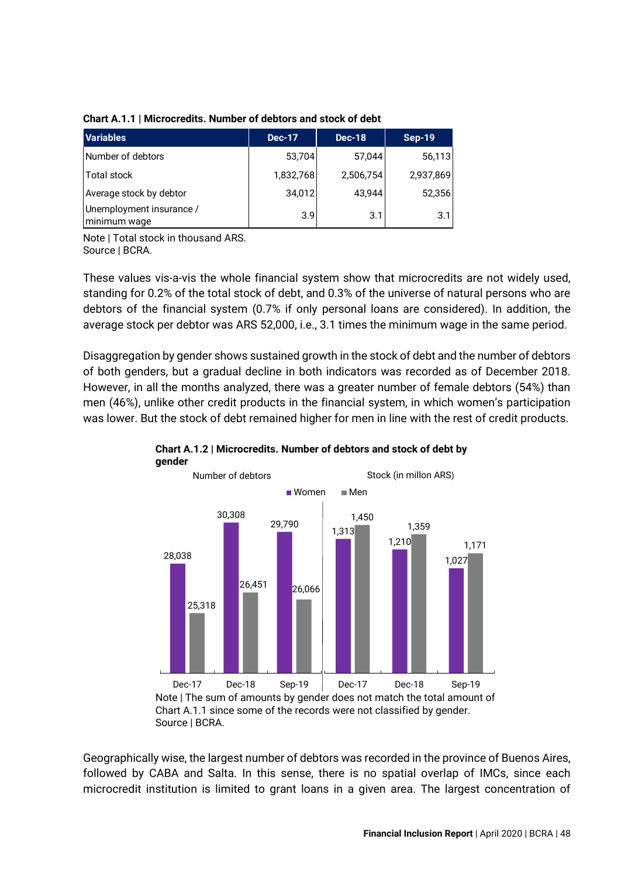**Chart A.1.1 | Microcredits. Number of debtors and stock of debt**

| Variables | Dec-17 | Dec-18 | Sep-19 |
|---|---|---|---|
| Number of debtors | 53,704 | 57,044 | 56,113 |
| Total stock | 1,832,768 | 2,506,754 | 2,937,869 |
| Average stock by debtor | 34,012 | 43,944 | 52,356 |
| Unemployment insurance / minimum wage | 3.9 | 3.1 | 3.1 |

Note | Total stock in thousand ARS.
Source | BCRA.

These values vis-a-vis the whole financial system show that microcredits are not widely used, standing for 0.2% of the total stock of debt, and 0.3% of the universe of natural persons who are debtors of the financial system (0.7% if only personal loans are considered). In addition, the average stock per debtor was ARS 52,000, i.e., 3.1 times the minimum wage in the same period.

Disaggregation by gender shows sustained growth in the stock of debt and the number of debtors of both genders, but a gradual decline in both indicators was recorded as of December 2018. However, in all the months analyzed, there was a greater number of female debtors (54%) than men (46%), unlike other credit products in the financial system, in which women's participation was lower. But the stock of debt remained higher for men in line with the rest of credit products.

**Chart A.1.2 | Microcredits. Number of debtors and stock of debt by gender**

| | Number of debtors – Women | Number of debtors – Men | Stock (in millon ARS) – Women | Stock (in millon ARS) – Men |
|---|---|---|---|---|
| Dec-17 | 28,038 | 25,318 | 1,313 | 1,450 |
| Dec-18 | 30,308 | 26,451 | 1,210 | 1,359 |
| Sep-19 | 29,790 | 26,066 | 1,027 | 1,171 |

Note | The sum of amounts by gender does not match the total amount of Chart A.1.1 since some of the records were not classified by gender.
Source | BCRA.

Geographically wise, the largest number of debtors was recorded in the province of Buenos Aires, followed by CABA and Salta. In this sense, there is no spatial overlap of IMCs, since each microcredit institution is limited to grant loans in a given area. The largest concentration of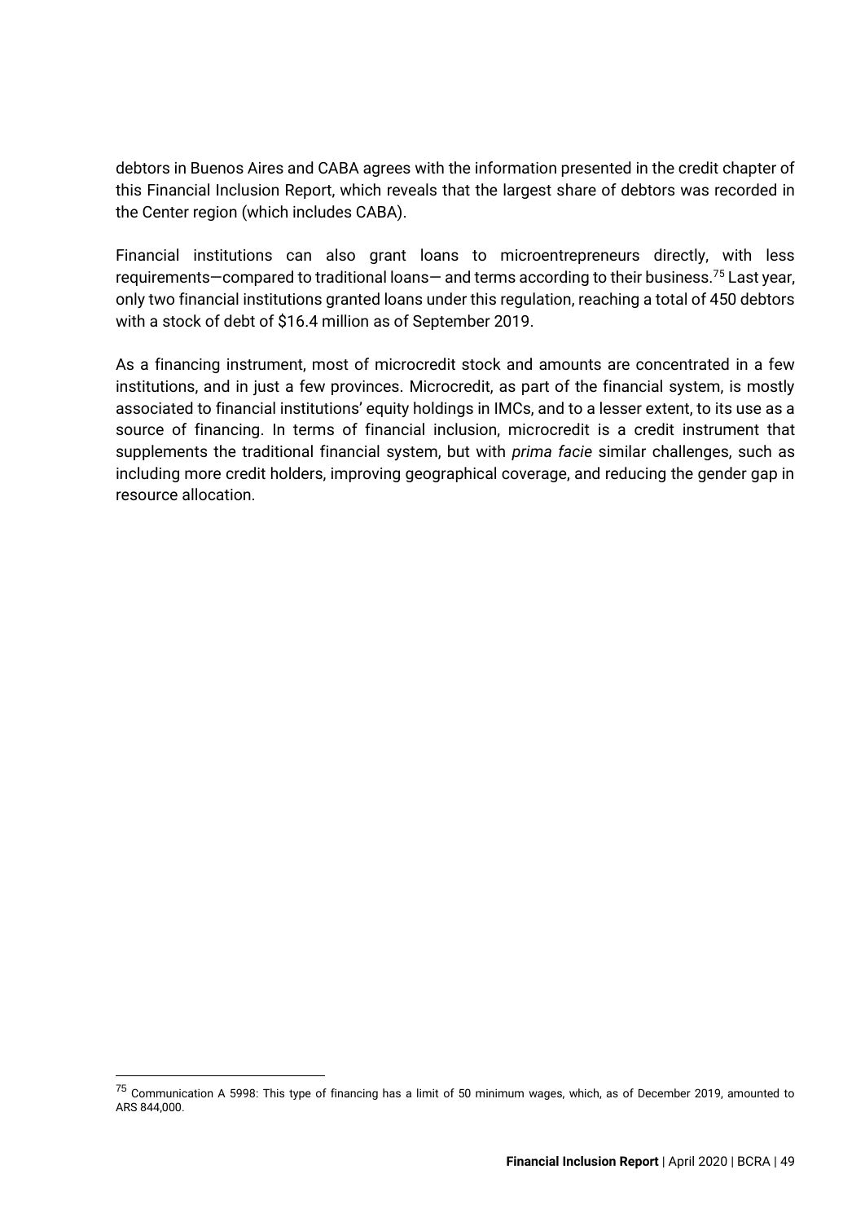debtors in Buenos Aires and CABA agrees with the information presented in the credit chapter of this Financial Inclusion Report, which reveals that the largest share of debtors was recorded in the Center region (which includes CABA).

Financial institutions can also grant loans to microentrepreneurs directly, with less requirements—compared to traditional loans— and terms according to their business.[75] Last year, only two financial institutions granted loans under this regulation, reaching a total of 450 debtors with a stock of debt of $16.4 million as of September 2019.

As a financing instrument, most of microcredit stock and amounts are concentrated in a few institutions, and in just a few provinces. Microcredit, as part of the financial system, is mostly associated to financial institutions' equity holdings in IMCs, and to a lesser extent, to its use as a source of financing. In terms of financial inclusion, microcredit is a credit instrument that supplements the traditional financial system, but with *prima facie* similar challenges, such as including more credit holders, improving geographical coverage, and reducing the gender gap in resource allocation.

[75] Communication A 5998: This type of financing has a limit of 50 minimum wages, which, as of December 2019, amounted to ARS 844,000.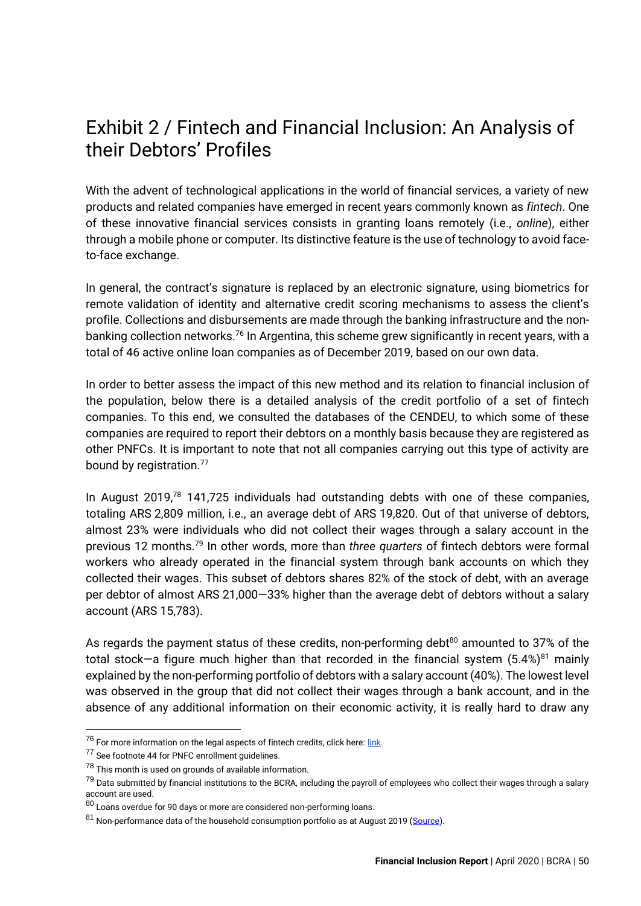# Exhibit 2 / Fintech and Financial Inclusion: An Analysis of their Debtors' Profiles

With the advent of technological applications in the world of financial services, a variety of new products and related companies have emerged in recent years commonly known as *fintech*. One of these innovative financial services consists in granting loans remotely (i.e., *online*), either through a mobile phone or computer. Its distinctive feature is the use of technology to avoid face-to-face exchange.

In general, the contract's signature is replaced by an electronic signature, using biometrics for remote validation of identity and alternative credit scoring mechanisms to assess the client's profile. Collections and disbursements are made through the banking infrastructure and the non-banking collection networks.[76] In Argentina, this scheme grew significantly in recent years, with a total of 46 active online loan companies as of December 2019, based on our own data.

In order to better assess the impact of this new method and its relation to financial inclusion of the population, below there is a detailed analysis of the credit portfolio of a set of fintech companies. To this end, we consulted the databases of the CENDEU, to which some of these companies are required to report their debtors on a monthly basis because they are registered as other PNFCs. It is important to note that not all companies carrying out this type of activity are bound by registration.[77]

In August 2019,[78] 141,725 individuals had outstanding debts with one of these companies, totaling ARS 2,809 million, i.e., an average debt of ARS 19,820. Out of that universe of debtors, almost 23% were individuals who did not collect their wages through a salary account in the previous 12 months.[79] In other words, more than *three quarters* of fintech debtors were formal workers who already operated in the financial system through bank accounts on which they collected their wages. This subset of debtors shares 82% of the stock of debt, with an average per debtor of almost ARS 21,000—33% higher than the average debt of debtors without a salary account (ARS 15,783).

As regards the payment status of these credits, non-performing debt[80] amounted to 37% of the total stock—a figure much higher than that recorded in the financial system (5.4%)[81] mainly explained by the non-performing portfolio of debtors with a salary account (40%). The lowest level was observed in the group that did not collect their wages through a bank account, and in the absence of any additional information on their economic activity, it is really hard to draw any

---

[76] For more information on the legal aspects of fintech credits, click here: [link](link).

[77] See footnote 44 for PNFC enrollment guidelines.

[78] This month is used on grounds of available information.

[79] Data submitted by financial institutions to the BCRA, including the payroll of employees who collect their wages through a salary account are used.

[80] Loans overdue for 90 days or more are considered non-performing loans.

[81] Non-performance data of the household consumption portfolio as at August 2019 ([Source](Source)).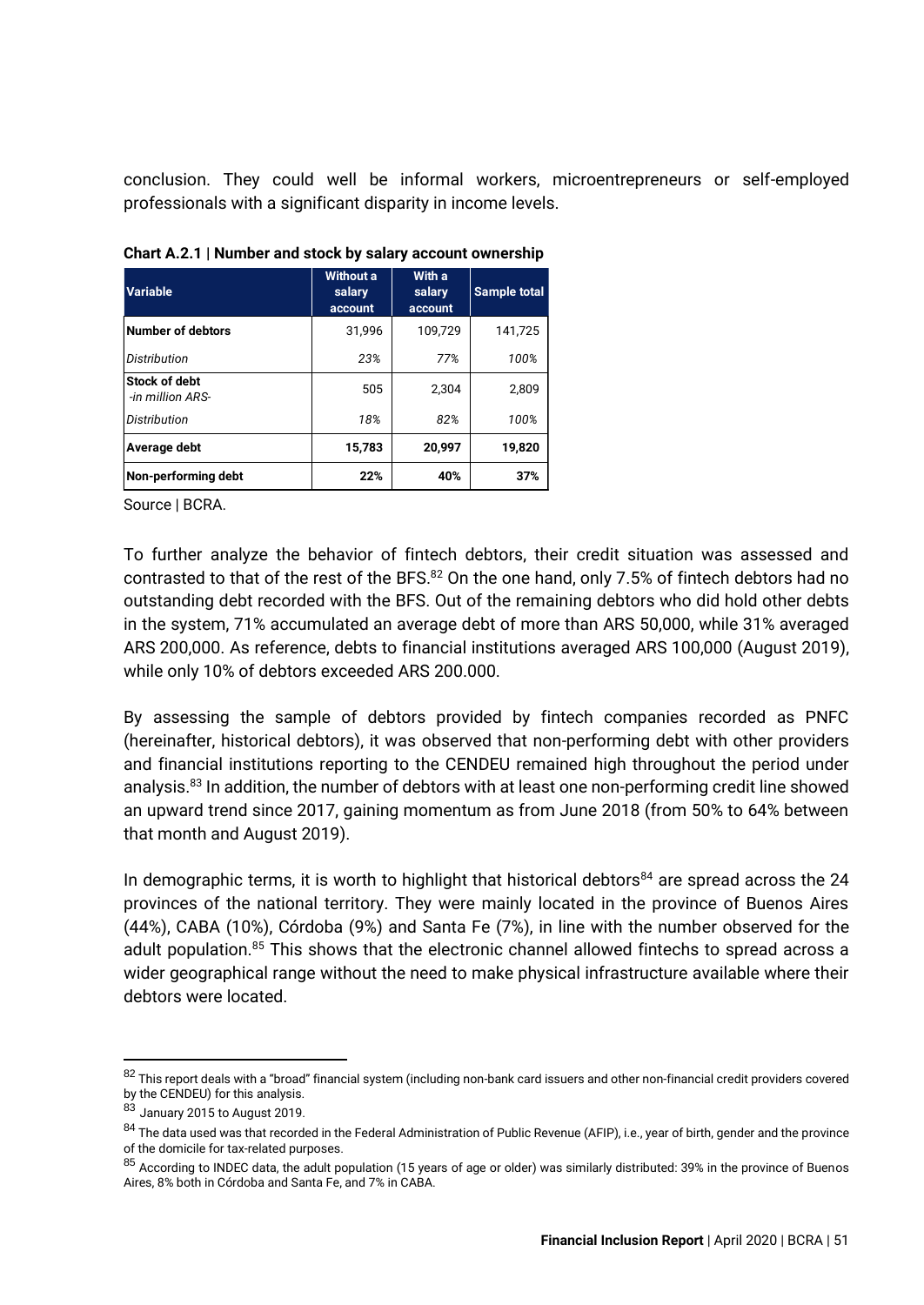conclusion. They could well be informal workers, microentrepreneurs or self-employed professionals with a significant disparity in income levels.

**Chart A.2.1 | Number and stock by salary account ownership**

| Variable | Without a salary account | With a salary account | Sample total |
|---|---|---|---|
| **Number of debtors** | 31,996 | 109,729 | 141,725 |
| *Distribution* | *23%* | *77%* | *100%* |
| **Stock of debt** *-in million ARS-* | 505 | 2,304 | 2,809 |
| *Distribution* | *18%* | *82%* | *100%* |
| **Average debt** | **15,783** | **20,997** | **19,820** |
| **Non-performing debt** | **22%** | **40%** | **37%** |

Source | BCRA.

To further analyze the behavior of fintech debtors, their credit situation was assessed and contrasted to that of the rest of the BFS.[82] On the one hand, only 7.5% of fintech debtors had no outstanding debt recorded with the BFS. Out of the remaining debtors who did hold other debts in the system, 71% accumulated an average debt of more than ARS 50,000, while 31% averaged ARS 200,000. As reference, debts to financial institutions averaged ARS 100,000 (August 2019), while only 10% of debtors exceeded ARS 200.000.

By assessing the sample of debtors provided by fintech companies recorded as PNFC (hereinafter, historical debtors), it was observed that non-performing debt with other providers and financial institutions reporting to the CENDEU remained high throughout the period under analysis.[83] In addition, the number of debtors with at least one non-performing credit line showed an upward trend since 2017, gaining momentum as from June 2018 (from 50% to 64% between that month and August 2019).

In demographic terms, it is worth to highlight that historical debtors[84] are spread across the 24 provinces of the national territory. They were mainly located in the province of Buenos Aires (44%), CABA (10%), Córdoba (9%) and Santa Fe (7%), in line with the number observed for the adult population.[85] This shows that the electronic channel allowed fintechs to spread across a wider geographical range without the need to make physical infrastructure available where their debtors were located.

---

[82] This report deals with a "broad" financial system (including non-bank card issuers and other non-financial credit providers covered by the CENDEU) for this analysis.

[83] January 2015 to August 2019.

[84] The data used was that recorded in the Federal Administration of Public Revenue (AFIP), i.e., year of birth, gender and the province of the domicile for tax-related purposes.

[85] According to INDEC data, the adult population (15 years of age or older) was similarly distributed: 39% in the province of Buenos Aires, 8% both in Córdoba and Santa Fe, and 7% in CABA.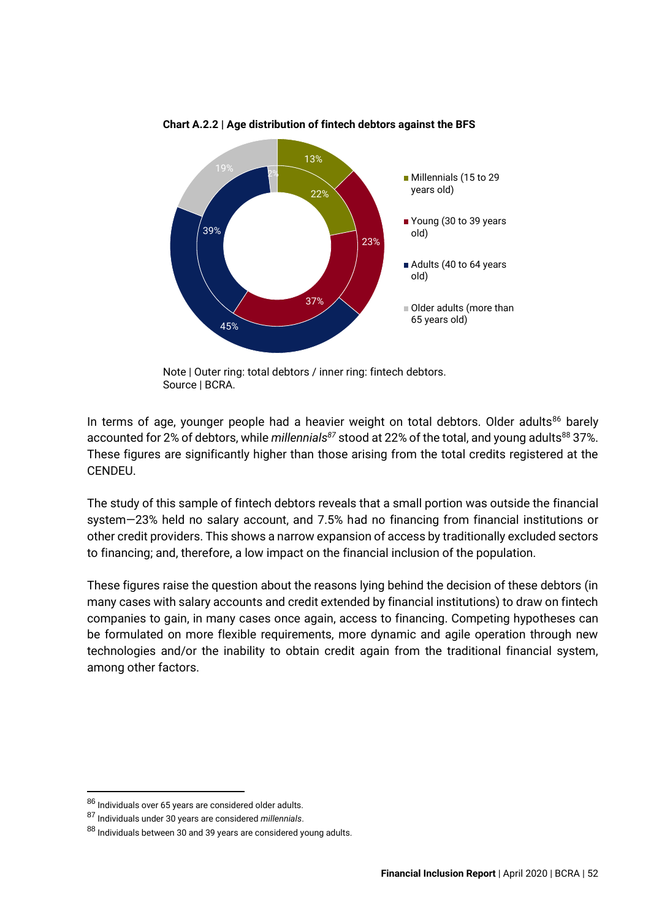**Chart A.2.2 | Age distribution of fintech debtors against the BFS**

- Millennials (15 to 29 years old)
- Young (30 to 39 years old)
- Adults (40 to 64 years old)
- Older adults (more than 65 years old)

| | Millennials (15 to 29 years old) | Young (30 to 39 years old) | Adults (40 to 64 years old) | Older adults (more than 65 years old) |
|---|---|---|---|---|
| Outer ring: total debtors | 13% | 23% | 45% | 19% |
| Inner ring: fintech debtors | 22% | 37% | 39% | 2% |

Note | Outer ring: total debtors / inner ring: fintech debtors.
Source | BCRA.

In terms of age, younger people had a heavier weight on total debtors. Older adults[86] barely accounted for 2% of debtors, while *millennials*[87] stood at 22% of the total, and young adults[88] 37%. These figures are significantly higher than those arising from the total credits registered at the CENDEU.

The study of this sample of fintech debtors reveals that a small portion was outside the financial system—23% held no salary account, and 7.5% had no financing from financial institutions or other credit providers. This shows a narrow expansion of access by traditionally excluded sectors to financing; and, therefore, a low impact on the financial inclusion of the population.

These figures raise the question about the reasons lying behind the decision of these debtors (in many cases with salary accounts and credit extended by financial institutions) to draw on fintech companies to gain, in many cases once again, access to financing. Competing hypotheses can be formulated on more flexible requirements, more dynamic and agile operation through new technologies and/or the inability to obtain credit again from the traditional financial system, among other factors.

---

[86] Individuals over 65 years are considered older adults.

[87] Individuals under 30 years are considered *millennials*.

[88] Individuals between 30 and 39 years are considered young adults.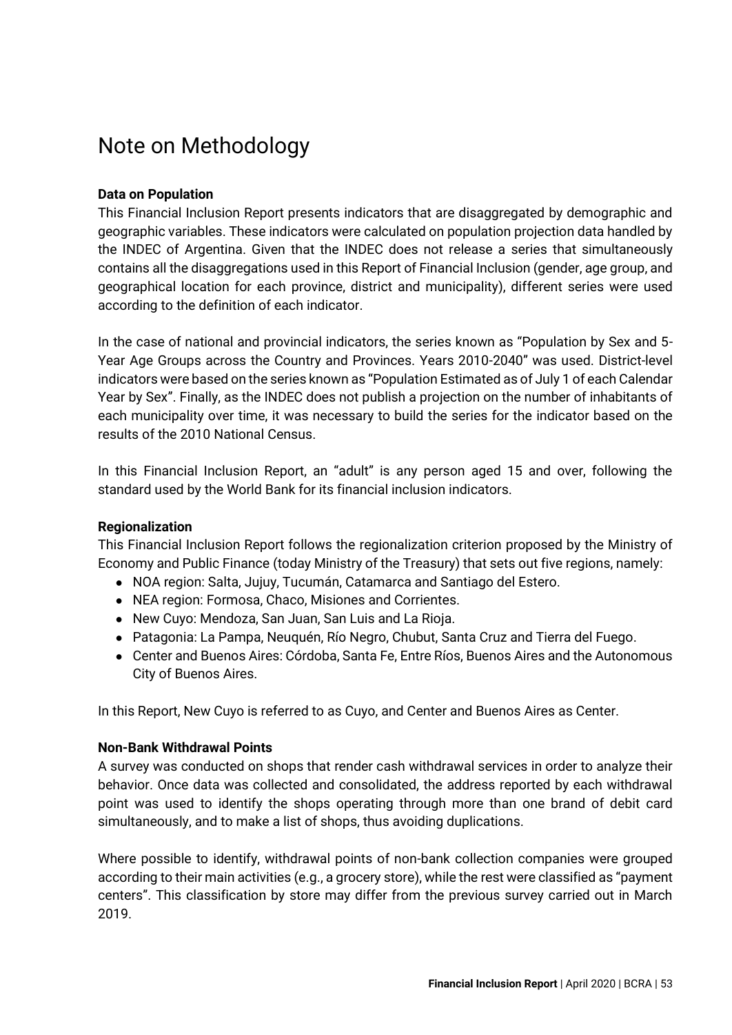# Note on Methodology

**Data on Population**

This Financial Inclusion Report presents indicators that are disaggregated by demographic and geographic variables. These indicators were calculated on population projection data handled by the INDEC of Argentina. Given that the INDEC does not release a series that simultaneously contains all the disaggregations used in this Report of Financial Inclusion (gender, age group, and geographical location for each province, district and municipality), different series were used according to the definition of each indicator.

In the case of national and provincial indicators, the series known as "Population by Sex and 5-Year Age Groups across the Country and Provinces. Years 2010-2040" was used. District-level indicators were based on the series known as "Population Estimated as of July 1 of each Calendar Year by Sex". Finally, as the INDEC does not publish a projection on the number of inhabitants of each municipality over time, it was necessary to build the series for the indicator based on the results of the 2010 National Census.

In this Financial Inclusion Report, an "adult" is any person aged 15 and over, following the standard used by the World Bank for its financial inclusion indicators.

**Regionalization**

This Financial Inclusion Report follows the regionalization criterion proposed by the Ministry of Economy and Public Finance (today Ministry of the Treasury) that sets out five regions, namely:

- NOA region: Salta, Jujuy, Tucumán, Catamarca and Santiago del Estero.
- NEA region: Formosa, Chaco, Misiones and Corrientes.
- New Cuyo: Mendoza, San Juan, San Luis and La Rioja.
- Patagonia: La Pampa, Neuquén, Río Negro, Chubut, Santa Cruz and Tierra del Fuego.
- Center and Buenos Aires: Córdoba, Santa Fe, Entre Ríos, Buenos Aires and the Autonomous City of Buenos Aires.

In this Report, New Cuyo is referred to as Cuyo, and Center and Buenos Aires as Center.

**Non-Bank Withdrawal Points**

A survey was conducted on shops that render cash withdrawal services in order to analyze their behavior. Once data was collected and consolidated, the address reported by each withdrawal point was used to identify the shops operating through more than one brand of debit card simultaneously, and to make a list of shops, thus avoiding duplications.

Where possible to identify, withdrawal points of non-bank collection companies were grouped according to their main activities (e.g., a grocery store), while the rest were classified as "payment centers". This classification by store may differ from the previous survey carried out in March 2019.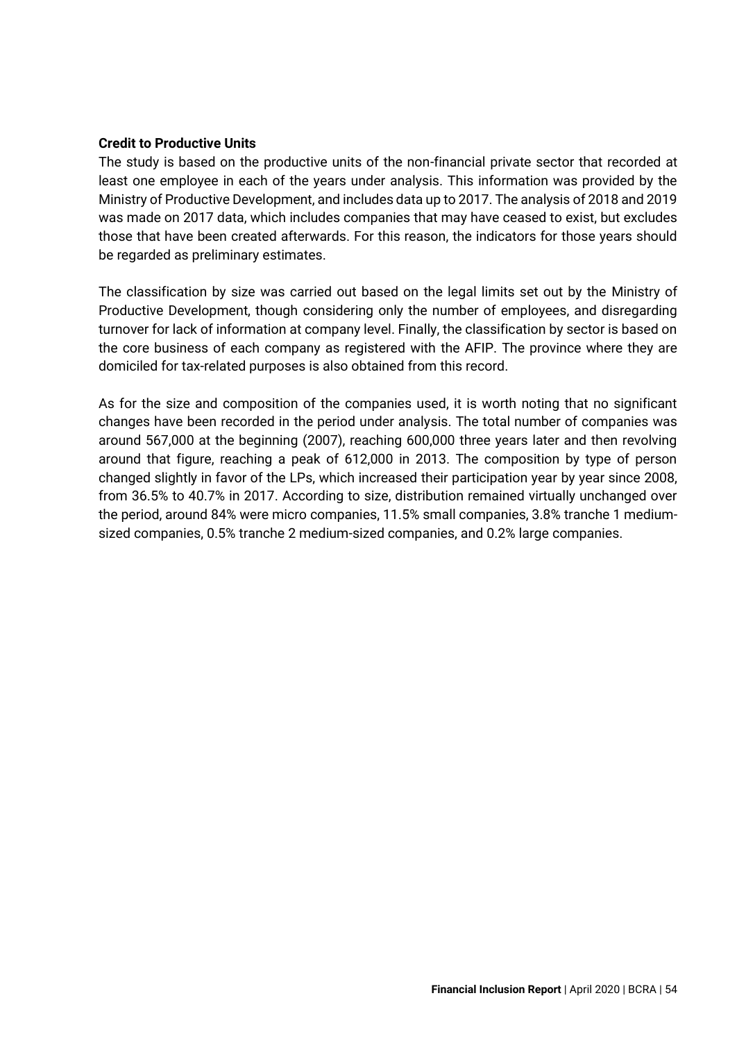**Credit to Productive Units**

The study is based on the productive units of the non-financial private sector that recorded at least one employee in each of the years under analysis. This information was provided by the Ministry of Productive Development, and includes data up to 2017. The analysis of 2018 and 2019 was made on 2017 data, which includes companies that may have ceased to exist, but excludes those that have been created afterwards. For this reason, the indicators for those years should be regarded as preliminary estimates.

The classification by size was carried out based on the legal limits set out by the Ministry of Productive Development, though considering only the number of employees, and disregarding turnover for lack of information at company level. Finally, the classification by sector is based on the core business of each company as registered with the AFIP. The province where they are domiciled for tax-related purposes is also obtained from this record.

As for the size and composition of the companies used, it is worth noting that no significant changes have been recorded in the period under analysis. The total number of companies was around 567,000 at the beginning (2007), reaching 600,000 three years later and then revolving around that figure, reaching a peak of 612,000 in 2013. The composition by type of person changed slightly in favor of the LPs, which increased their participation year by year since 2008, from 36.5% to 40.7% in 2017. According to size, distribution remained virtually unchanged over the period, around 84% were micro companies, 11.5% small companies, 3.8% tranche 1 medium-sized companies, 0.5% tranche 2 medium-sized companies, and 0.2% large companies.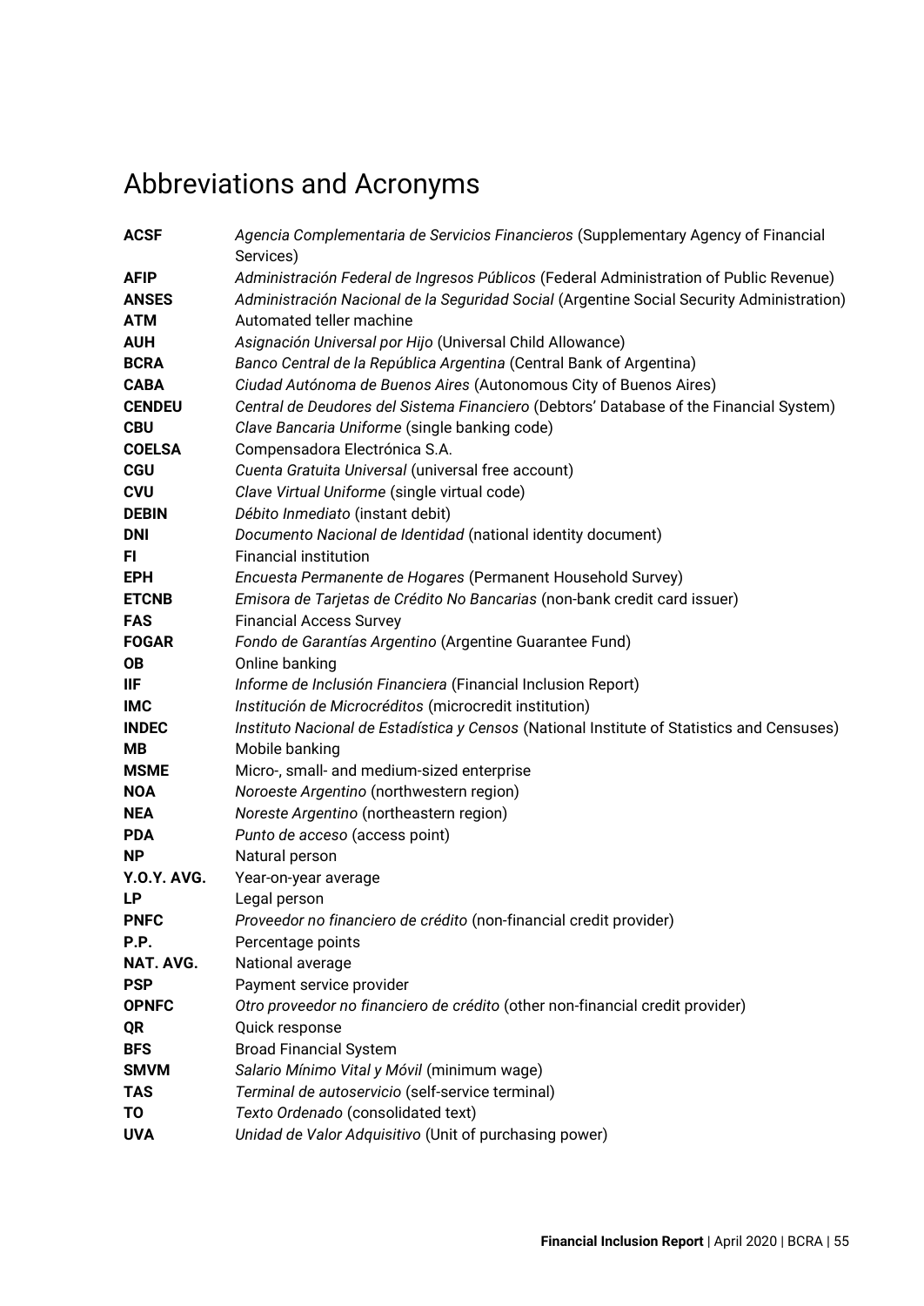# Abbreviations and Acronyms

| | |
|---|---|
| **ACSF** | *Agencia Complementaria de Servicios Financieros* (Supplementary Agency of Financial Services) |
| **AFIP** | *Administración Federal de Ingresos Públicos* (Federal Administration of Public Revenue) |
| **ANSES** | *Administración Nacional de la Seguridad Social* (Argentine Social Security Administration) |
| **ATM** | Automated teller machine |
| **AUH** | *Asignación Universal por Hijo* (Universal Child Allowance) |
| **BCRA** | *Banco Central de la República Argentina* (Central Bank of Argentina) |
| **CABA** | *Ciudad Autónoma de Buenos Aires* (Autonomous City of Buenos Aires) |
| **CENDEU** | *Central de Deudores del Sistema Financiero* (Debtors' Database of the Financial System) |
| **CBU** | *Clave Bancaria Uniforme* (single banking code) |
| **COELSA** | Compensadora Electrónica S.A. |
| **CGU** | *Cuenta Gratuita Universal* (universal free account) |
| **CVU** | *Clave Virtual Uniforme* (single virtual code) |
| **DEBIN** | *Débito Inmediato* (instant debit) |
| **DNI** | *Documento Nacional de Identidad* (national identity document) |
| **FI** | Financial institution |
| **EPH** | *Encuesta Permanente de Hogares* (Permanent Household Survey) |
| **ETCNB** | *Emisora de Tarjetas de Crédito No Bancarias* (non-bank credit card issuer) |
| **FAS** | Financial Access Survey |
| **FOGAR** | *Fondo de Garantías Argentino* (Argentine Guarantee Fund) |
| **OB** | Online banking |
| **IIF** | *Informe de Inclusión Financiera* (Financial Inclusion Report) |
| **IMC** | *Institución de Microcréditos* (microcredit institution) |
| **INDEC** | *Instituto Nacional de Estadística y Censos* (National Institute of Statistics and Censuses) |
| **MB** | Mobile banking |
| **MSME** | Micro-, small- and medium-sized enterprise |
| **NOA** | *Noroeste Argentino* (northwestern region) |
| **NEA** | *Noreste Argentino* (northeastern region) |
| **PDA** | *Punto de acceso* (access point) |
| **NP** | Natural person |
| **Y.O.Y. AVG.** | Year-on-year average |
| **LP** | Legal person |
| **PNFC** | *Proveedor no financiero de crédito* (non-financial credit provider) |
| **P.P.** | Percentage points |
| **NAT. AVG.** | National average |
| **PSP** | Payment service provider |
| **OPNFC** | *Otro proveedor no financiero de crédito* (other non-financial credit provider) |
| **QR** | Quick response |
| **BFS** | Broad Financial System |
| **SMVM** | *Salario Mínimo Vital y Móvil* (minimum wage) |
| **TAS** | *Terminal de autoservicio* (self-service terminal) |
| **TO** | *Texto Ordenado* (consolidated text) |
| **UVA** | *Unidad de Valor Adquisitivo* (Unit of purchasing power) |